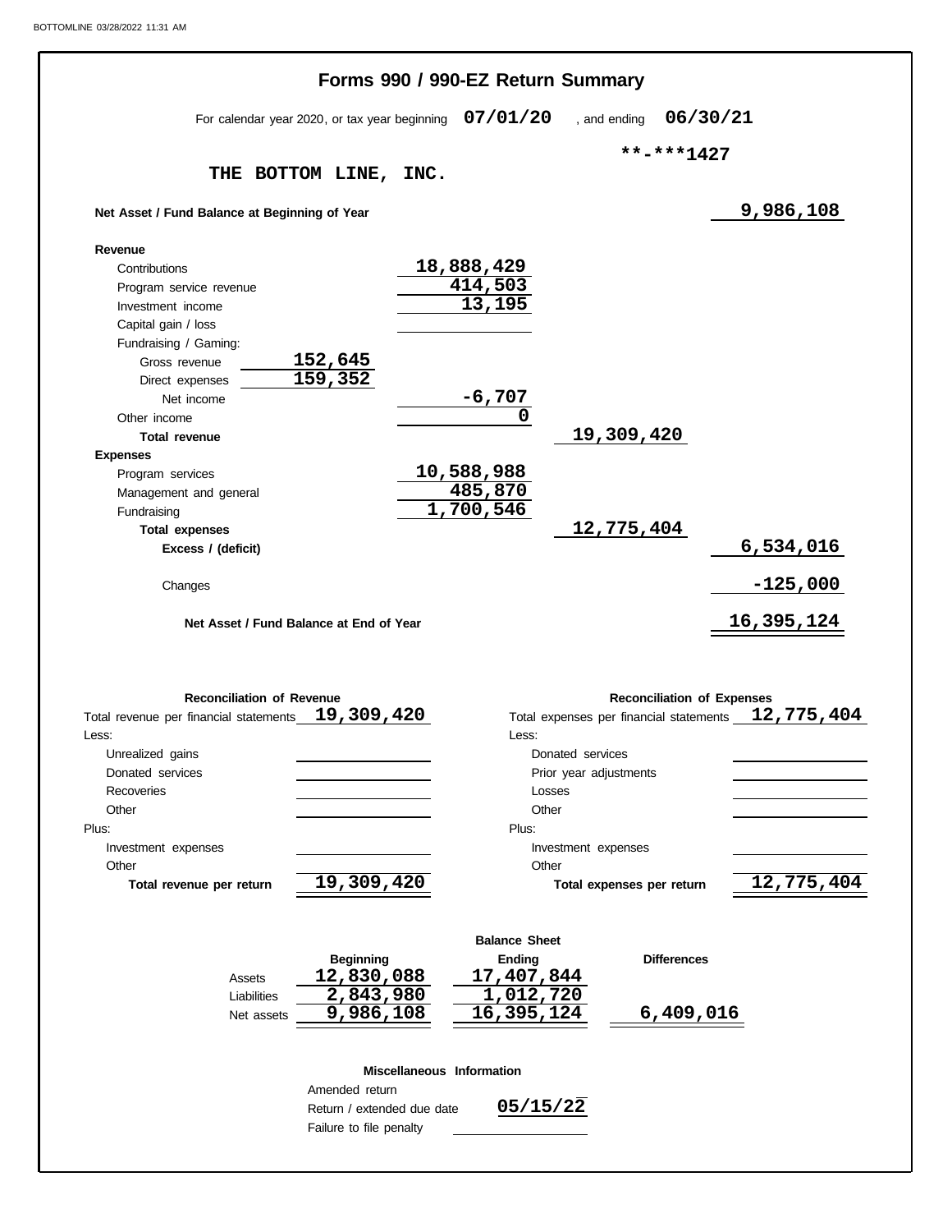# Forms 990 / 990-EZ Return Summary

For calendar year 2020, or tax year beginning **07/01/20** , and ending **06/30/21**

**-***1427

**THE BOTTOM LINE, INC.**

| | | | |
|---|---|---|---|
| **Net Asset / Fund Balance at Beginning of Year** | | | 9,986,108 |
| **Revenue** | | | |
| Contributions | 18,888,429 | | |
| Program service revenue | 414,503 | | |
| Investment income | 13,195 | | |
| Capital gain / loss | | | |
| Fundraising / Gaming: | | | |
| Gross revenue 152,645 | | | |
| Direct expenses 159,352 | | | |
| Net income | -6,707 | | |
| Other income | 0 | | |
| **Total revenue** | | 19,309,420 | |
| **Expenses** | | | |
| Program services | 10,588,988 | | |
| Management and general | 485,870 | | |
| Fundraising | 1,700,546 | | |
| **Total expenses** | | 12,775,404 | |
| **Excess / (deficit)** | | | 6,534,016 |
| Changes | | | -125,000 |
| **Net Asset / Fund Balance at End of Year** | | | 16,395,124 |

## Reconciliation of Revenue

| | |
|---|---|
| Total revenue per financial statements | 19,309,420 |
| Less: | |
| Unrealized gains | |
| Donated services | |
| Recoveries | |
| Other | |
| Plus: | |
| Investment expenses | |
| Other | |
| **Total revenue per return** | 19,309,420 |

## Reconciliation of Expenses

| | |
|---|---|
| Total expenses per financial statements | 12,775,404 |
| Less: | |
| Donated services | |
| Prior year adjustments | |
| Losses | |
| Other | |
| Plus: | |
| Investment expenses | |
| Other | |
| **Total expenses per return** | 12,775,404 |

## Balance Sheet

| | Beginning | Ending | Differences |
|---|---|---|---|
| Assets | 12,830,088 | 17,407,844 | |
| Liabilities | 2,843,980 | 1,012,720 | |
| Net assets | 9,986,108 | 16,395,124 | 6,409,016 |

## Miscellaneous Information

| | |
|---|---|
| Amended return | |
| Return / extended due date | 05/15/22 |
| Failure to file penalty | |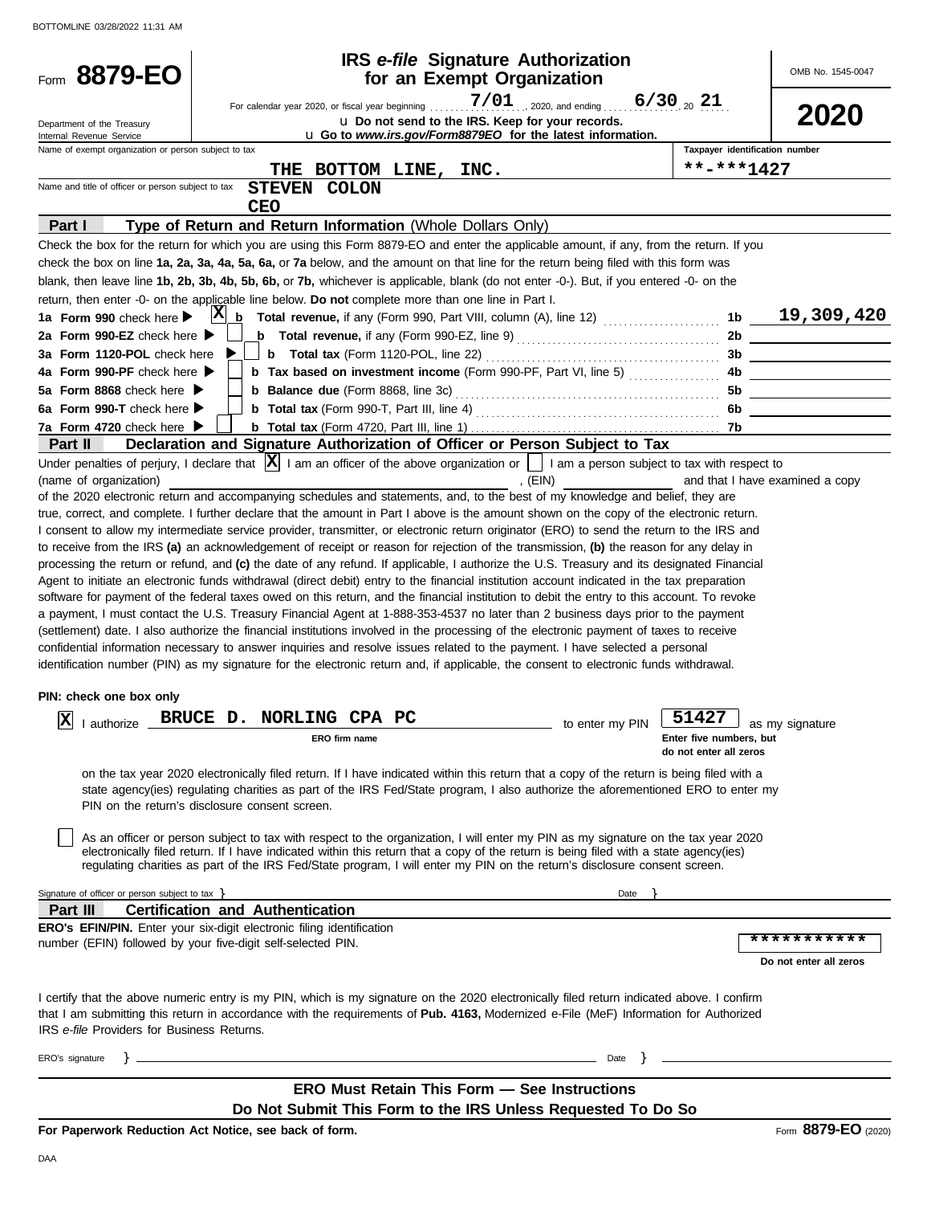Form **8879-EO**

Department of the Treasury
Internal Revenue Service

# IRS *e-file* Signature Authorization for an Exempt Organization

For calendar year 2020, or fiscal year beginning 7/01, 2020, and ending 6/30, 20 21

u Do not send to the IRS. Keep for your records.

u Go to *www.irs.gov/Form8879EO* for the latest information.

OMB No. 1545-0047

**2020**

| Name of exempt organization or person subject to tax | Taxpayer identification number |
|---|---|
| THE BOTTOM LINE, INC. | **-***1427 |

Name and title of officer or person subject to tax: STEVEN COLON, CEO

## Part I — Type of Return and Return Information (Whole Dollars Only)

Check the box for the return for which you are using this Form 8879-EO and enter the applicable amount, if any, from the return. If you check the box on line **1a, 2a, 3a, 4a, 5a, 6a,** or **7a** below, and the amount on that line for the return being filed with this form was blank, then leave line **1b, 2b, 3b, 4b, 5b, 6b,** or **7b,** whichever is applicable, blank (do not enter -0-). But, if you entered -0- on the return, then enter -0- on the applicable line below. **Do not** complete more than one line in Part I.

| | | | |
|---|---|---|---|
| **1a Form 990** check here ▶ [X] | **b Total revenue,** if any (Form 990, Part VIII, column (A), line 12) | 1b | 19,309,420 |
| **2a Form 990-EZ** check here ▶ [ ] | **b Total revenue,** if any (Form 990-EZ, line 9) | 2b | |
| **3a Form 1120-POL** check here ▶ [ ] | **b Total tax** (Form 1120-POL, line 22) | 3b | |
| **4a Form 990-PF** check here ▶ [ ] | **b Tax based on investment income** (Form 990-PF, Part VI, line 5) | 4b | |
| **5a Form 8868** check here ▶ [ ] | **b Balance due** (Form 8868, line 3c) | 5b | |
| **6a Form 990-T** check here ▶ [ ] | **b Total tax** (Form 990-T, Part III, line 4) | 6b | |
| **7a Form 4720** check here ▶ [ ] | **b Total tax** (Form 4720, Part III, line 1) | 7b | |

## Part II — Declaration and Signature Authorization of Officer or Person Subject to Tax

Under penalties of perjury, I declare that [X] I am an officer of the above organization or [ ] I am a person subject to tax with respect to (name of organization) ________________, (EIN) ________ and that I have examined a copy of the 2020 electronic return and accompanying schedules and statements, and, to the best of my knowledge and belief, they are true, correct, and complete. I further declare that the amount in Part I above is the amount shown on the copy of the electronic return. I consent to allow my intermediate service provider, transmitter, or electronic return originator (ERO) to send the return to the IRS and to receive from the IRS **(a)** an acknowledgement of receipt or reason for rejection of the transmission, **(b)** the reason for any delay in processing the return or refund, and **(c)** the date of any refund. If applicable, I authorize the U.S. Treasury and its designated Financial Agent to initiate an electronic funds withdrawal (direct debit) entry to the financial institution account indicated in the tax preparation software for payment of the federal taxes owed on this return, and the financial institution to debit the entry to this account. To revoke a payment, I must contact the U.S. Treasury Financial Agent at 1-888-353-4537 no later than 2 business days prior to the payment (settlement) date. I also authorize the financial institutions involved in the processing of the electronic payment of taxes to receive confidential information necessary to answer inquiries and resolve issues related to the payment. I have selected a personal identification number (PIN) as my signature for the electronic return and, if applicable, the consent to electronic funds withdrawal.

**PIN: check one box only**

[X] I authorize **BRUCE D. NORLING CPA PC** (ERO firm name) to enter my PIN **51427** (Enter five numbers, but do not enter all zeros) as my signature on the tax year 2020 electronically filed return. If I have indicated within this return that a copy of the return is being filed with a state agency(ies) regulating charities as part of the IRS Fed/State program, I also authorize the aforementioned ERO to enter my PIN on the return's disclosure consent screen.

[ ] As an officer or person subject to tax with respect to the organization, I will enter my PIN as my signature on the tax year 2020 electronically filed return. If I have indicated within this return that a copy of the return is being filed with a state agency(ies) regulating charities as part of the IRS Fed/State program, I will enter my PIN on the return's disclosure consent screen.

Signature of officer or person subject to tax } ____________________ Date } ________

## Part III — Certification and Authentication

**ERO's EFIN/PIN.** Enter your six-digit electronic filing identification number (EFIN) followed by your five-digit self-selected PIN. ***********

Do not enter all zeros

I certify that the above numeric entry is my PIN, which is my signature on the 2020 electronically filed return indicated above. I confirm that I am submitting this return in accordance with the requirements of **Pub. 4163,** Modernized e-File (MeF) Information for Authorized IRS *e-file* Providers for Business Returns.

ERO's signature } ____________________ Date } ________

**ERO Must Retain This Form — See Instructions**

**Do Not Submit This Form to the IRS Unless Requested To Do So**

**For Paperwork Reduction Act Notice, see back of form.** Form **8879-EO** (2020)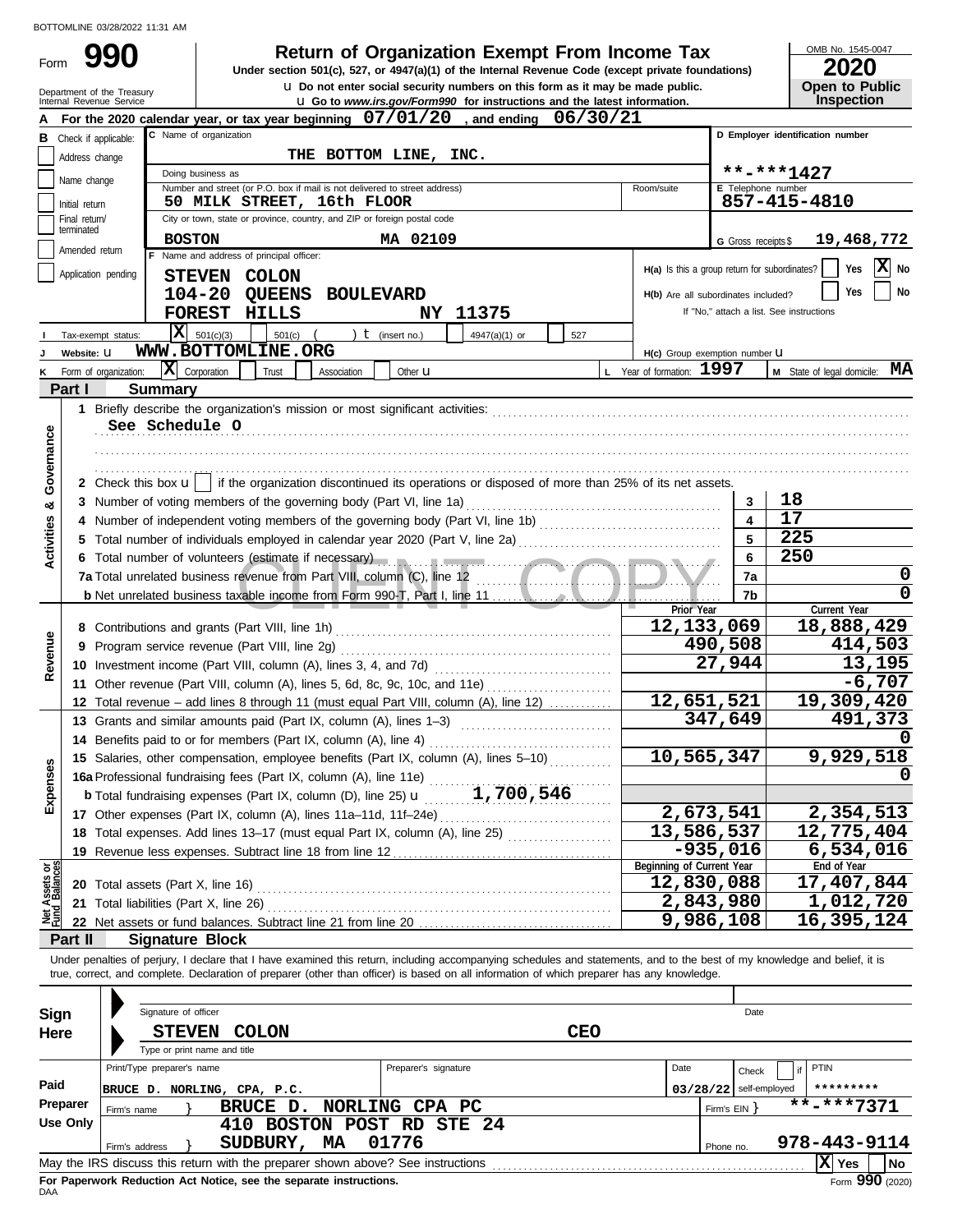BOTTOMLINE 03/28/2022 11:31 AM

# Form 990 — Return of Organization Exempt From Income Tax

Under section 501(c), 527, or 4947(a)(1) of the Internal Revenue Code (except private foundations)

u Do not enter social security numbers on this form as it may be made public.

u Go to *www.irs.gov/Form990* for instructions and the latest information.

Department of the Treasury
Internal Revenue Service

OMB No. 1545-0047

**2020**

**Open to Public Inspection**

**A** For the 2020 calendar year, or tax year beginning **07/01/20**, and ending **06/30/21**

**B** Check if applicable:
- Address change
- Name change
- Initial return
- Final return/terminated
- Amended return
- Application pending

**C** Name of organization: **THE BOTTOM LINE, INC.**

Doing business as

Number and street (or P.O. box if mail is not delivered to street address): **50 MILK STREET, 16th FLOOR** — Room/suite

City or town, state or province, country, and ZIP or foreign postal code: **BOSTON MA 02109**

**D** Employer identification number: **\*\*-\*\*\*1427**

**E** Telephone number: **857-415-4810**

**G** Gross receipts $ **19,468,772**

**F** Name and address of principal officer:
**STEVEN COLON**
**104-20 QUEENS BOULEVARD**
**FOREST HILLS NY 11375**

**H(a)** Is this a group return for subordinates? Yes [ ] No [X]

**H(b)** Are all subordinates included? Yes [ ] No [ ]
If "No," attach a list. See instructions

**I** Tax-exempt status: [X] 501(c)(3) [ ] 501(c) ( ) t (insert no.) [ ] 4947(a)(1) or [ ] 527

**J** Website: u **WWW.BOTTOMLINE.ORG**

**H(c)** Group exemption number u

**K** Form of organization: [X] Corporation [ ] Trust [ ] Association [ ] Other u

**L** Year of formation: **1997**

**M** State of legal domicile: **MA**

## Part I Summary

**Activities & Governance**

1 Briefly describe the organization's mission or most significant activities:
**See Schedule O**

2 Check this box u [ ] if the organization discontinued its operations or disposed of more than 25% of its net assets.

| | | Line | |
|---|---|---|---|
| 3 | Number of voting members of the governing body (Part VI, line 1a) | 3 | 18 |
| 4 | Number of independent voting members of the governing body (Part VI, line 1b) | 4 | 17 |
| 5 | Total number of individuals employed in calendar year 2020 (Part V, line 2a) | 5 | 225 |
| 6 | Total number of volunteers (estimate if necessary) | 6 | 250 |
| 7a | Total unrelated business revenue from Part VIII, column (C), line 12 | 7a | 0 |
| b | Net unrelated business taxable income from Form 990-T, Part I, line 11 | 7b | 0 |

| | | Prior Year | Current Year |
|---|---|---|---|
| **Revenue** | | | |
| 8 | Contributions and grants (Part VIII, line 1h) | 12,133,069 | 18,888,429 |
| 9 | Program service revenue (Part VIII, line 2g) | 490,508 | 414,503 |
| 10 | Investment income (Part VIII, column (A), lines 3, 4, and 7d) | 27,944 | 13,195 |
| 11 | Other revenue (Part VIII, column (A), lines 5, 6d, 8c, 9c, 10c, and 11e) | | -6,707 |
| 12 | Total revenue – add lines 8 through 11 (must equal Part VIII, column (A), line 12) | 12,651,521 | 19,309,420 |
| **Expenses** | | | |
| 13 | Grants and similar amounts paid (Part IX, column (A), lines 1–3) | 347,649 | 491,373 |
| 14 | Benefits paid to or for members (Part IX, column (A), line 4) | | 0 |
| 15 | Salaries, other compensation, employee benefits (Part IX, column (A), lines 5–10) | 10,565,347 | 9,929,518 |
| 16a | Professional fundraising fees (Part IX, column (A), line 11e) | | 0 |
| b | Total fundraising expenses (Part IX, column (D), line 25) u 1,700,546 | | |
| 17 | Other expenses (Part IX, column (A), lines 11a–11d, 11f–24e) | 2,673,541 | 2,354,513 |
| 18 | Total expenses. Add lines 13–17 (must equal Part IX, column (A), line 25) | 13,586,537 | 12,775,404 |
| 19 | Revenue less expenses. Subtract line 18 from line 12 | -935,016 | 6,534,016 |
| **Net Assets or Fund Balances** | | **Beginning of Current Year** | **End of Year** |
| 20 | Total assets (Part X, line 16) | 12,830,088 | 17,407,844 |
| 21 | Total liabilities (Part X, line 26) | 2,843,980 | 1,012,720 |
| 22 | Net assets or fund balances. Subtract line 21 from line 20 | 9,986,108 | 16,395,124 |

## Part II Signature Block

Under penalties of perjury, I declare that I have examined this return, including accompanying schedules and statements, and to the best of my knowledge and belief, it is true, correct, and complete. Declaration of preparer (other than officer) is based on all information of which preparer has any knowledge.

**Sign Here**

Signature of officer — Date

**STEVEN COLON** — **CEO**

Type or print name and title

**Paid Preparer Use Only**

| Print/Type preparer's name | Preparer's signature | Date | Check [ ] if self-employed | PTIN |
|---|---|---|---|---|
| BRUCE D. NORLING, CPA, P.C. | | 03/28/22 | | \*\*\*\*\*\*\*\*\* |

Firm's name } **BRUCE D. NORLING CPA PC** — Firm's EIN } **\*\*-\*\*\*7371**

Firm's address } **410 BOSTON POST RD STE 24, SUDBURY, MA 01776** — Phone no. **978-443-9114**

May the IRS discuss this return with the preparer shown above? See instructions [X] Yes [ ] No

**For Paperwork Reduction Act Notice, see the separate instructions.**

DAA — Form **990** (2020)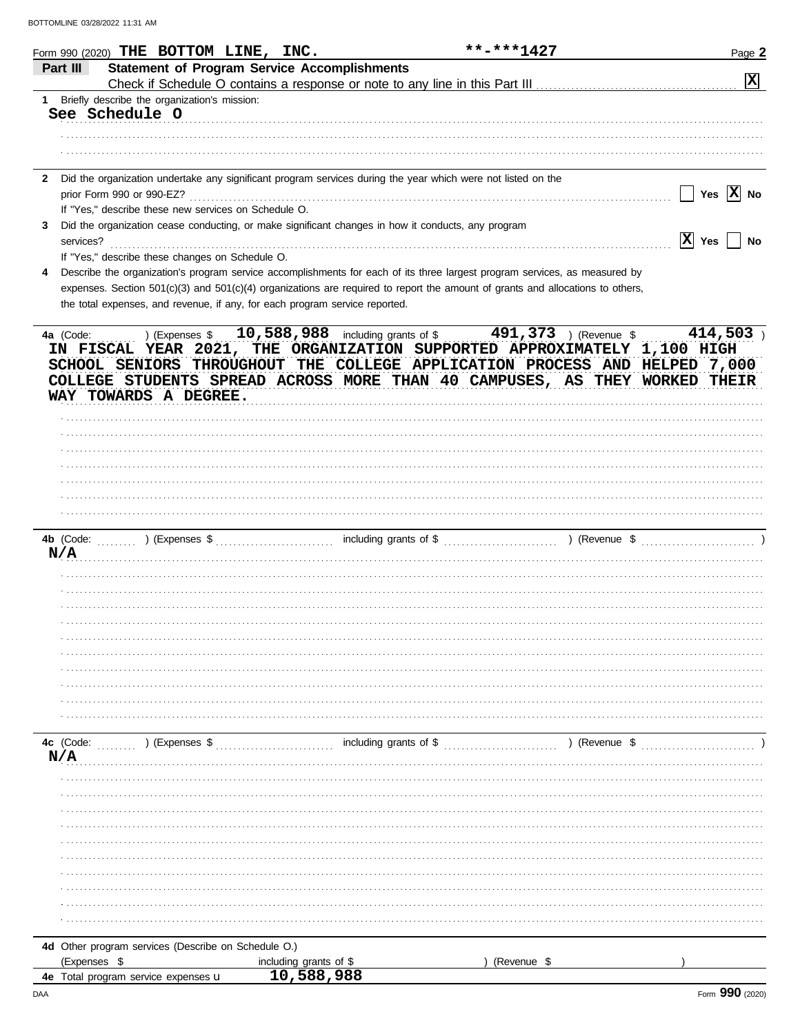Form 990 (2020) **THE BOTTOM LINE, INC.** **-***1427

## Part III — Statement of Program Service Accomplishments

Check if Schedule O contains a response or note to any line in this Part III ..... [X]

1 Briefly describe the organization's mission:

**See Schedule O**

2 Did the organization undertake any significant program services during the year which were not listed on the prior Form 990 or 990-EZ? ..... [ ] Yes [X] No

If "Yes," describe these new services on Schedule O.

3 Did the organization cease conducting, or make significant changes in how it conducts, any program services? ..... [X] Yes [ ] No

If "Yes," describe these changes on Schedule O.

4 Describe the organization's program service accomplishments for each of its three largest program services, as measured by expenses. Section 501(c)(3) and 501(c)(4) organizations are required to report the amount of grants and allocations to others, the total expenses, and revenue, if any, for each program service reported.

**4a** (Code: ) (Expenses $ **10,588,988** including grants of $ **491,373** ) (Revenue $ **414,503** )

IN FISCAL YEAR 2021, THE ORGANIZATION SUPPORTED APPROXIMATELY 1,100 HIGH SCHOOL SENIORS THROUGHOUT THE COLLEGE APPLICATION PROCESS AND HELPED 7,000 COLLEGE STUDENTS SPREAD ACROSS MORE THAN 40 CAMPUSES, AS THEY WORKED THEIR WAY TOWARDS A DEGREE.

**4b** (Code: ) (Expenses $ including grants of $ ) (Revenue $ )

N/A

**4c** (Code: ) (Expenses $ including grants of $ ) (Revenue $ )

N/A

**4d** Other program services (Describe on Schedule O.)

(Expenses $ including grants of $ ) (Revenue $ )

**4e** Total program service expenses **10,588,988**

Form **990** (2020)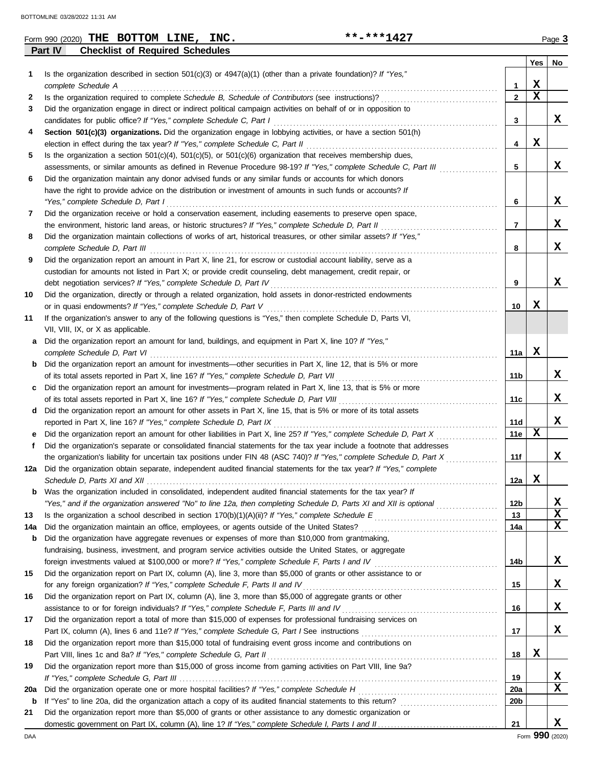Form 990 (2020) **THE BOTTOM LINE, INC.** **-***1427 Page **3**

## Part IV Checklist of Required Schedules

| | | | Yes | No |
|---|---|---|---|---|
| 1 | Is the organization described in section 501(c)(3) or 4947(a)(1) (other than a private foundation)? *If "Yes," complete Schedule A* | 1 | X | |
| 2 | Is the organization required to complete *Schedule B, Schedule of Contributors* (see instructions)? | 2 | X | |
| 3 | Did the organization engage in direct or indirect political campaign activities on behalf of or in opposition to candidates for public office? *If "Yes," complete Schedule C, Part I* | 3 | | X |
| 4 | **Section 501(c)(3) organizations.** Did the organization engage in lobbying activities, or have a section 501(h) election in effect during the tax year? *If "Yes," complete Schedule C, Part II* | 4 | X | |
| 5 | Is the organization a section 501(c)(4), 501(c)(5), or 501(c)(6) organization that receives membership dues, assessments, or similar amounts as defined in Revenue Procedure 98-19? *If "Yes," complete Schedule C, Part III* | 5 | | X |
| 6 | Did the organization maintain any donor advised funds or any similar funds or accounts for which donors have the right to provide advice on the distribution or investment of amounts in such funds or accounts? *If "Yes," complete Schedule D, Part I* | 6 | | X |
| 7 | Did the organization receive or hold a conservation easement, including easements to preserve open space, the environment, historic land areas, or historic structures? *If "Yes," complete Schedule D, Part II* | 7 | | X |
| 8 | Did the organization maintain collections of works of art, historical treasures, or other similar assets? *If "Yes," complete Schedule D, Part III* | 8 | | X |
| 9 | Did the organization report an amount in Part X, line 21, for escrow or custodial account liability, serve as a custodian for amounts not listed in Part X; or provide credit counseling, debt management, credit repair, or debt negotiation services? *If "Yes," complete Schedule D, Part IV* | 9 | | X |
| 10 | Did the organization, directly or through a related organization, hold assets in donor-restricted endowments or in quasi endowments? *If "Yes," complete Schedule D, Part V* | 10 | X | |
| 11 | If the organization's answer to any of the following questions is "Yes," then complete Schedule D, Parts VI, VII, VIII, IX, or X as applicable. | | | |
| a | Did the organization report an amount for land, buildings, and equipment in Part X, line 10? *If "Yes," complete Schedule D, Part VI* | 11a | X | |
| b | Did the organization report an amount for investments—other securities in Part X, line 12, that is 5% or more of its total assets reported in Part X, line 16? *If "Yes," complete Schedule D, Part VII* | 11b | | X |
| c | Did the organization report an amount for investments—program related in Part X, line 13, that is 5% or more of its total assets reported in Part X, line 16? *If "Yes," complete Schedule D, Part VIII* | 11c | | X |
| d | Did the organization report an amount for other assets in Part X, line 15, that is 5% or more of its total assets reported in Part X, line 16? *If "Yes," complete Schedule D, Part IX* | 11d | | X |
| e | Did the organization report an amount for other liabilities in Part X, line 25? *If "Yes," complete Schedule D, Part X* | 11e | X | |
| f | Did the organization's separate or consolidated financial statements for the tax year include a footnote that addresses the organization's liability for uncertain tax positions under FIN 48 (ASC 740)? *If "Yes," complete Schedule D, Part X* | 11f | | X |
| 12a | Did the organization obtain separate, independent audited financial statements for the tax year? *If "Yes," complete Schedule D, Parts XI and XII* | 12a | X | |
| b | Was the organization included in consolidated, independent audited financial statements for the tax year? *If "Yes," and if the organization answered "No" to line 12a, then completing Schedule D, Parts XI and XII is optional* | 12b | | X |
| 13 | Is the organization a school described in section 170(b)(1)(A)(ii)? *If "Yes," complete Schedule E* | 13 | | X |
| 14a | Did the organization maintain an office, employees, or agents outside of the United States? | 14a | | X |
| b | Did the organization have aggregate revenues or expenses of more than $10,000 from grantmaking, fundraising, business, investment, and program service activities outside the United States, or aggregate foreign investments valued at $100,000 or more? *If "Yes," complete Schedule F, Parts I and IV* | 14b | | X |
| 15 | Did the organization report on Part IX, column (A), line 3, more than $5,000 of grants or other assistance to or for any foreign organization? *If "Yes," complete Schedule F, Parts II and IV* | 15 | | X |
| 16 | Did the organization report on Part IX, column (A), line 3, more than $5,000 of aggregate grants or other assistance to or for foreign individuals? *If "Yes," complete Schedule F, Parts III and IV* | 16 | | X |
| 17 | Did the organization report a total of more than $15,000 of expenses for professional fundraising services on Part IX, column (A), lines 6 and 11e? *If "Yes," complete Schedule G, Part I* See instructions | 17 | | X |
| 18 | Did the organization report more than $15,000 total of fundraising event gross income and contributions on Part VIII, lines 1c and 8a? *If "Yes," complete Schedule G, Part II* | 18 | X | |
| 19 | Did the organization report more than $15,000 of gross income from gaming activities on Part VIII, line 9a? *If "Yes," complete Schedule G, Part III* | 19 | | X |
| 20a | Did the organization operate one or more hospital facilities? *If "Yes," complete Schedule H* | 20a | | X |
| b | If "Yes" to line 20a, did the organization attach a copy of its audited financial statements to this return? | 20b | | |
| 21 | Did the organization report more than $5,000 of grants or other assistance to any domestic organization or domestic government on Part IX, column (A), line 1? *If "Yes," complete Schedule I, Parts I and II* | 21 | | X |

Form **990** (2020)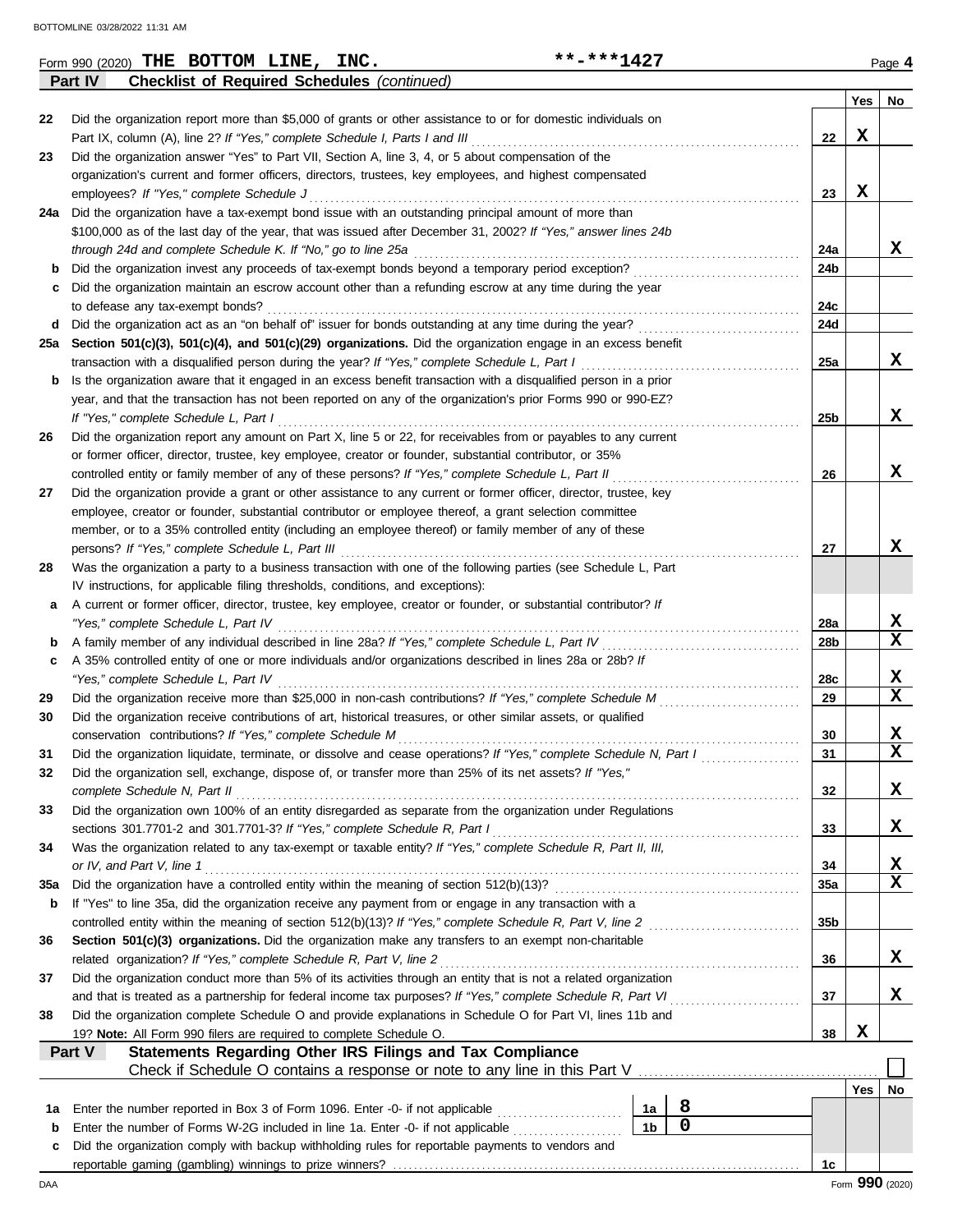Form 990 (2020) **THE BOTTOM LINE, INC.** **-***1427 Page **4**

**Part IV** **Checklist of Required Schedules** *(continued)*

| | | | Yes | No |
|---|---|---|---|---|
| 22 | Did the organization report more than $5,000 of grants or other assistance to or for domestic individuals on Part IX, column (A), line 2? *If "Yes," complete Schedule I, Parts I and III* | 22 | X | |
| 23 | Did the organization answer "Yes" to Part VII, Section A, line 3, 4, or 5 about compensation of the organization's current and former officers, directors, trustees, key employees, and highest compensated employees? *If "Yes," complete Schedule J* | 23 | X | |
| 24a | Did the organization have a tax-exempt bond issue with an outstanding principal amount of more than $100,000 as of the last day of the year, that was issued after December 31, 2002? *If "Yes," answer lines 24b through 24d and complete Schedule K. If "No," go to line 25a* | 24a | | X |
| b | Did the organization invest any proceeds of tax-exempt bonds beyond a temporary period exception? | 24b | | |
| c | Did the organization maintain an escrow account other than a refunding escrow at any time during the year to defease any tax-exempt bonds? | 24c | | |
| d | Did the organization act as an "on behalf of" issuer for bonds outstanding at any time during the year? | 24d | | |
| 25a | **Section 501(c)(3), 501(c)(4), and 501(c)(29) organizations.** Did the organization engage in an excess benefit transaction with a disqualified person during the year? *If "Yes," complete Schedule L, Part I* | 25a | | X |
| b | Is the organization aware that it engaged in an excess benefit transaction with a disqualified person in a prior year, and that the transaction has not been reported on any of the organization's prior Forms 990 or 990-EZ? *If "Yes," complete Schedule L, Part I* | 25b | | X |
| 26 | Did the organization report any amount on Part X, line 5 or 22, for receivables from or payables to any current or former officer, director, trustee, key employee, creator or founder, substantial contributor, or 35% controlled entity or family member of any of these persons? *If "Yes," complete Schedule L, Part II* | 26 | | X |
| 27 | Did the organization provide a grant or other assistance to any current or former officer, director, trustee, key employee, creator or founder, substantial contributor or employee thereof, a grant selection committee member, or to a 35% controlled entity (including an employee thereof) or family member of any of these persons? *If "Yes," complete Schedule L, Part III* | 27 | | X |
| 28 | Was the organization a party to a business transaction with one of the following parties (see Schedule L, Part IV instructions, for applicable filing thresholds, conditions, and exceptions): | | | |
| a | A current or former officer, director, trustee, key employee, creator or founder, or substantial contributor? *If "Yes," complete Schedule L, Part IV* | 28a | | X |
| b | A family member of any individual described in line 28a? *If "Yes," complete Schedule L, Part IV* | 28b | | X |
| c | A 35% controlled entity of one or more individuals and/or organizations described in lines 28a or 28b? *If "Yes," complete Schedule L, Part IV* | 28c | | X |
| 29 | Did the organization receive more than $25,000 in non-cash contributions? *If "Yes," complete Schedule M* | 29 | | X |
| 30 | Did the organization receive contributions of art, historical treasures, or other similar assets, or qualified conservation contributions? *If "Yes," complete Schedule M* | 30 | | X |
| 31 | Did the organization liquidate, terminate, or dissolve and cease operations? *If "Yes," complete Schedule N, Part I* | 31 | | X |
| 32 | Did the organization sell, exchange, dispose of, or transfer more than 25% of its net assets? *If "Yes," complete Schedule N, Part II* | 32 | | X |
| 33 | Did the organization own 100% of an entity disregarded as separate from the organization under Regulations sections 301.7701-2 and 301.7701-3? *If "Yes," complete Schedule R, Part I* | 33 | | X |
| 34 | Was the organization related to any tax-exempt or taxable entity? *If "Yes," complete Schedule R, Part II, III, or IV, and Part V, line 1* | 34 | | X |
| 35a | Did the organization have a controlled entity within the meaning of section 512(b)(13)? | 35a | | X |
| b | If "Yes" to line 35a, did the organization receive any payment from or engage in any transaction with a controlled entity within the meaning of section 512(b)(13)? *If "Yes," complete Schedule R, Part V, line 2* | 35b | | |
| 36 | **Section 501(c)(3) organizations.** Did the organization make any transfers to an exempt non-charitable related organization? *If "Yes," complete Schedule R, Part V, line 2* | 36 | | X |
| 37 | Did the organization conduct more than 5% of its activities through an entity that is not a related organization and that is treated as a partnership for federal income tax purposes? *If "Yes," complete Schedule R, Part VI* | 37 | | X |
| 38 | Did the organization complete Schedule O and provide explanations in Schedule O for Part VI, lines 11b and 19? **Note:** All Form 990 filers are required to complete Schedule O. | 38 | X | |

**Part V** **Statements Regarding Other IRS Filings and Tax Compliance**

Check if Schedule O contains a response or note to any line in this Part V ☐

| | | | | | Yes | No |
|---|---|---|---|---|---|---|
| 1a | Enter the number reported in Box 3 of Form 1096. Enter -0- if not applicable | 1a | 8 | | | |
| b | Enter the number of Forms W-2G included in line 1a. Enter -0- if not applicable | 1b | 0 | | | |
| c | Did the organization comply with backup withholding rules for reportable payments to vendors and reportable gaming (gambling) winnings to prize winners? | | | 1c | | |

DAA Form **990** (2020)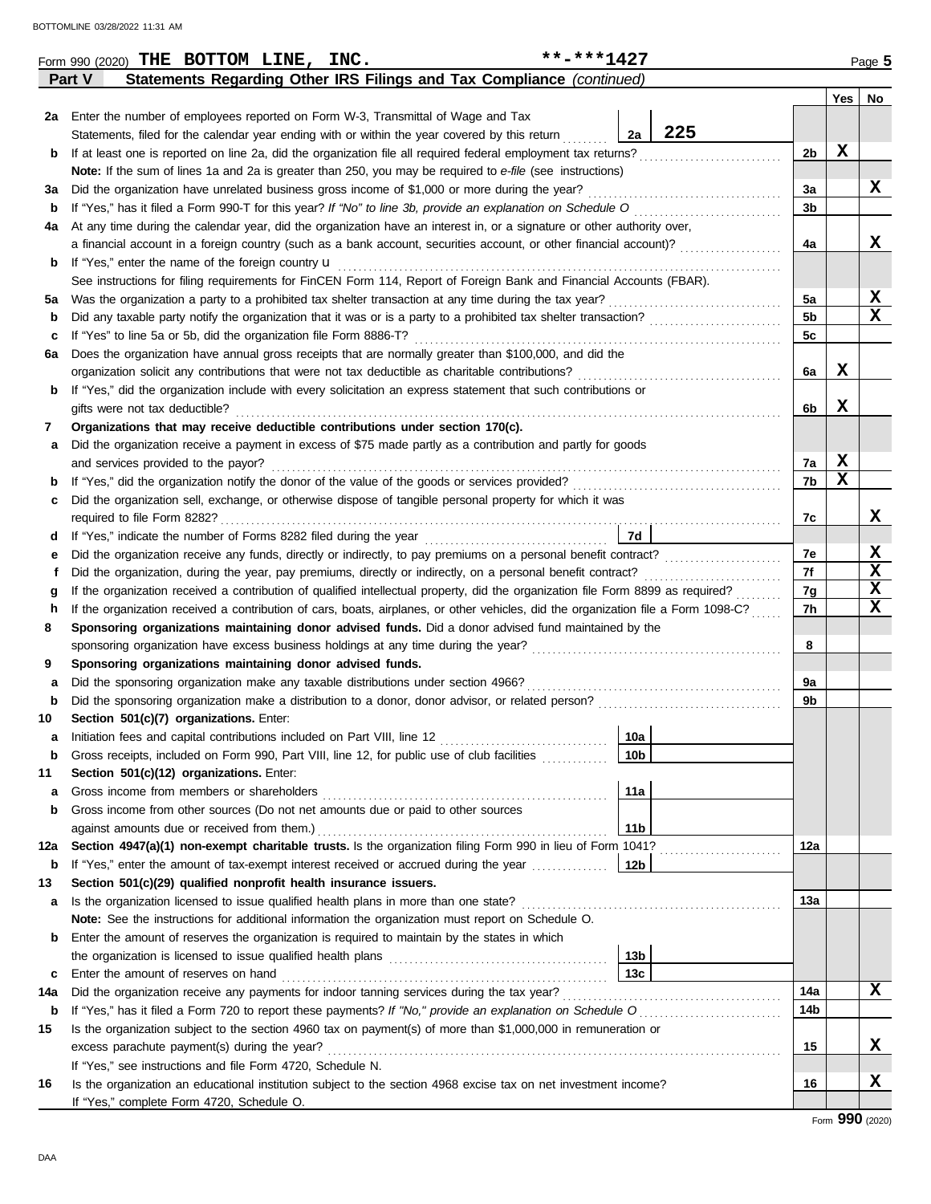Form 990 (2020) **THE BOTTOM LINE, INC.** **-***1427 Page **5**

## Part V Statements Regarding Other IRS Filings and Tax Compliance *(continued)*

| | | | | Line | Yes | No |
|---|---|---|---|---|---|---|
| **2a** | Enter the number of employees reported on Form W-3, Transmittal of Wage and Tax Statements, filed for the calendar year ending with or within the year covered by this return | 2a | 225 | | | |
| **b** | If at least one is reported on line 2a, did the organization file all required federal employment tax returns? | | | 2b | X | |
| | **Note:** If the sum of lines 1a and 2a is greater than 250, you may be required to *e-file* (see instructions) | | | | | |
| **3a** | Did the organization have unrelated business gross income of $1,000 or more during the year? | | | 3a | | X |
| **b** | If "Yes," has it filed a Form 990-T for this year? *If "No" to line 3b, provide an explanation on Schedule O* | | | 3b | | |
| **4a** | At any time during the calendar year, did the organization have an interest in, or a signature or other authority over, a financial account in a foreign country (such as a bank account, securities account, or other financial account)? | | | 4a | | X |
| **b** | If "Yes," enter the name of the foreign country u | | | | | |
| | See instructions for filing requirements for FinCEN Form 114, Report of Foreign Bank and Financial Accounts (FBAR). | | | | | |
| **5a** | Was the organization a party to a prohibited tax shelter transaction at any time during the tax year? | | | 5a | | X |
| **b** | Did any taxable party notify the organization that it was or is a party to a prohibited tax shelter transaction? | | | 5b | | X |
| **c** | If "Yes" to line 5a or 5b, did the organization file Form 8886-T? | | | 5c | | |
| **6a** | Does the organization have annual gross receipts that are normally greater than $100,000, and did the organization solicit any contributions that were not tax deductible as charitable contributions? | | | 6a | X | |
| **b** | If "Yes," did the organization include with every solicitation an express statement that such contributions or gifts were not tax deductible? | | | 6b | X | |
| **7** | **Organizations that may receive deductible contributions under section 170(c).** | | | | | |
| **a** | Did the organization receive a payment in excess of $75 made partly as a contribution and partly for goods and services provided to the payor? | | | 7a | X | |
| **b** | If "Yes," did the organization notify the donor of the value of the goods or services provided? | | | 7b | X | |
| **c** | Did the organization sell, exchange, or otherwise dispose of tangible personal property for which it was required to file Form 8282? | | | 7c | | X |
| **d** | If "Yes," indicate the number of Forms 8282 filed during the year | 7d | | | | |
| **e** | Did the organization receive any funds, directly or indirectly, to pay premiums on a personal benefit contract? | | | 7e | | X |
| **f** | Did the organization, during the year, pay premiums, directly or indirectly, on a personal benefit contract? | | | 7f | | X |
| **g** | If the organization received a contribution of qualified intellectual property, did the organization file Form 8899 as required? | | | 7g | | X |
| **h** | If the organization received a contribution of cars, boats, airplanes, or other vehicles, did the organization file a Form 1098-C? | | | 7h | | X |
| **8** | **Sponsoring organizations maintaining donor advised funds.** Did a donor advised fund maintained by the sponsoring organization have excess business holdings at any time during the year? | | | 8 | | |
| **9** | **Sponsoring organizations maintaining donor advised funds.** | | | | | |
| **a** | Did the sponsoring organization make any taxable distributions under section 4966? | | | 9a | | |
| **b** | Did the sponsoring organization make a distribution to a donor, donor advisor, or related person? | | | 9b | | |
| **10** | **Section 501(c)(7) organizations.** Enter: | | | | | |
| **a** | Initiation fees and capital contributions included on Part VIII, line 12 | 10a | | | | |
| **b** | Gross receipts, included on Form 990, Part VIII, line 12, for public use of club facilities | 10b | | | | |
| **11** | **Section 501(c)(12) organizations.** Enter: | | | | | |
| **a** | Gross income from members or shareholders | 11a | | | | |
| **b** | Gross income from other sources (Do not net amounts due or paid to other sources against amounts due or received from them.) | 11b | | | | |
| **12a** | **Section 4947(a)(1) non-exempt charitable trusts.** Is the organization filing Form 990 in lieu of Form 1041? | | | 12a | | |
| **b** | If "Yes," enter the amount of tax-exempt interest received or accrued during the year | 12b | | | | |
| **13** | **Section 501(c)(29) qualified nonprofit health insurance issuers.** | | | | | |
| **a** | Is the organization licensed to issue qualified health plans in more than one state? | | | 13a | | |
| | **Note:** See the instructions for additional information the organization must report on Schedule O. | | | | | |
| **b** | Enter the amount of reserves the organization is required to maintain by the states in which the organization is licensed to issue qualified health plans | 13b | | | | |
| **c** | Enter the amount of reserves on hand | 13c | | | | |
| **14a** | Did the organization receive any payments for indoor tanning services during the tax year? | | | 14a | | X |
| **b** | If "Yes," has it filed a Form 720 to report these payments? *If "No," provide an explanation on Schedule O* | | | 14b | | |
| **15** | Is the organization subject to the section 4960 tax on payment(s) of more than $1,000,000 in remuneration or excess parachute payment(s) during the year? | | | 15 | | X |
| | If "Yes," see instructions and file Form 4720, Schedule N. | | | | | |
| **16** | Is the organization an educational institution subject to the section 4968 excise tax on net investment income? | | | 16 | | X |
| | If "Yes," complete Form 4720, Schedule O. | | | | | |

Form **990** (2020)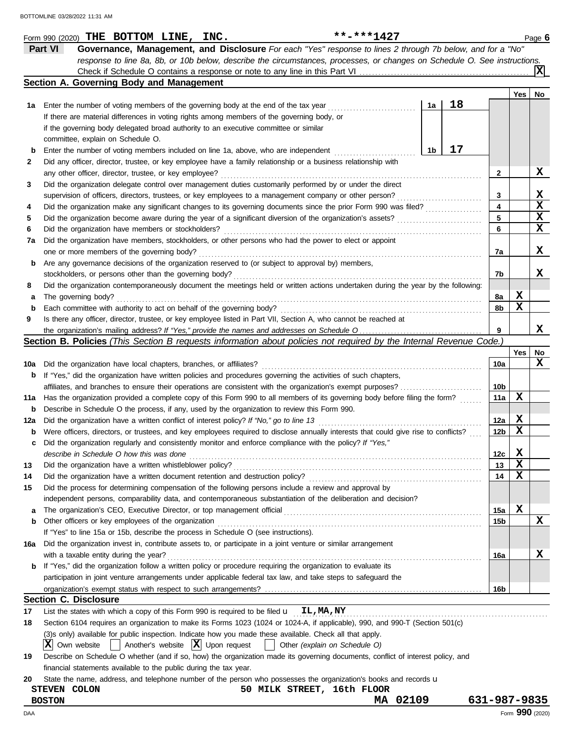Form 990 (2020) **THE BOTTOM LINE, INC.** **-***1427 Page **6**

## Part VI Governance, Management, and Disclosure

*For each "Yes" response to lines 2 through 7b below, and for a "No" response to line 8a, 8b, or 10b below, describe the circumstances, processes, or changes on Schedule O. See instructions.*

Check if Schedule O contains a response or note to any line in this Part VI . . . . . . . . . . . . . . . . . . . . **X**

### Section A. Governing Body and Management

| | | | | Yes | No |
|---|---|---|---|---|---|
| **1a** | Enter the number of voting members of the governing body at the end of the tax year . . . **1a** **18** If there are material differences in voting rights among members of the governing body, or if the governing body delegated broad authority to an executive committee or similar committee, explain on Schedule O. | | | | |
| **b** | Enter the number of voting members included on line 1a, above, who are independent . . . **1b** **17** | | | | |
| **2** | Did any officer, director, trustee, or key employee have a family relationship or a business relationship with any other officer, director, trustee, or key employee? | **2** | | | **X** |
| **3** | Did the organization delegate control over management duties customarily performed by or under the direct supervision of officers, directors, trustees, or key employees to a management company or other person? | **3** | | | **X** |
| **4** | Did the organization make any significant changes to its governing documents since the prior Form 990 was filed? | **4** | | | **X** |
| **5** | Did the organization become aware during the year of a significant diversion of the organization's assets? | **5** | | | **X** |
| **6** | Did the organization have members or stockholders? | **6** | | | **X** |
| **7a** | Did the organization have members, stockholders, or other persons who had the power to elect or appoint one or more members of the governing body? | **7a** | | | **X** |
| **b** | Are any governance decisions of the organization reserved to (or subject to approval by) members, stockholders, or persons other than the governing body? | **7b** | | | **X** |
| **8** | Did the organization contemporaneously document the meetings held or written actions undertaken during the year by the following: | | | | |
| **a** | The governing body? | **8a** | | **X** | |
| **b** | Each committee with authority to act on behalf of the governing body? | **8b** | | **X** | |
| **9** | Is there any officer, director, trustee, or key employee listed in Part VII, Section A, who cannot be reached at the organization's mailing address? *If "Yes," provide the names and addresses on Schedule O* | **9** | | | **X** |

### Section B. Policies *(This Section B requests information about policies not required by the Internal Revenue Code.)*

| | | | Yes | No |
|---|---|---|---|---|
| **10a** | Did the organization have local chapters, branches, or affiliates? | **10a** | | **X** |
| **b** | If "Yes," did the organization have written policies and procedures governing the activities of such chapters, affiliates, and branches to ensure their operations are consistent with the organization's exempt purposes? | **10b** | | |
| **11a** | Has the organization provided a complete copy of this Form 990 to all members of its governing body before filing the form? | **11a** | **X** | |
| **b** | Describe in Schedule O the process, if any, used by the organization to review this Form 990. | | | |
| **12a** | Did the organization have a written conflict of interest policy? *If "No," go to line 13* | **12a** | **X** | |
| **b** | Were officers, directors, or trustees, and key employees required to disclose annually interests that could give rise to conflicts? | **12b** | **X** | |
| **c** | Did the organization regularly and consistently monitor and enforce compliance with the policy? *If "Yes," describe in Schedule O how this was done* | **12c** | **X** | |
| **13** | Did the organization have a written whistleblower policy? | **13** | **X** | |
| **14** | Did the organization have a written document retention and destruction policy? | **14** | **X** | |
| **15** | Did the process for determining compensation of the following persons include a review and approval by independent persons, comparability data, and contemporaneous substantiation of the deliberation and decision? | | | |
| **a** | The organization's CEO, Executive Director, or top management official | **15a** | **X** | |
| **b** | Other officers or key employees of the organization | **15b** | | **X** |
| | If "Yes" to line 15a or 15b, describe the process in Schedule O (see instructions). | | | |
| **16a** | Did the organization invest in, contribute assets to, or participate in a joint venture or similar arrangement with a taxable entity during the year? | **16a** | | **X** |
| **b** | If "Yes," did the organization follow a written policy or procedure requiring the organization to evaluate its participation in joint venture arrangements under applicable federal tax law, and take steps to safeguard the organization's exempt status with respect to such arrangements? | **16b** | | |

### Section C. Disclosure

**17** List the states with which a copy of this Form 990 is required to be filed u **IL,MA,NY**

**18** Section 6104 requires an organization to make its Forms 1023 (1024 or 1024-A, if applicable), 990, and 990-T (Section 501(c)(3)s only) available for public inspection. Indicate how you made these available. Check all that apply.

**[X]** Own website  [ ] Another's website  **[X]** Upon request  [ ] Other *(explain on Schedule O)*

**19** Describe on Schedule O whether (and if so, how) the organization made its governing documents, conflict of interest policy, and financial statements available to the public during the tax year.

**20** State the name, address, and telephone number of the person who possesses the organization's books and records u

**STEVEN COLON** **50 MILK STREET, 16th FLOOR**
**BOSTON** **MA 02109** **631-987-9835**

Form **990** (2020)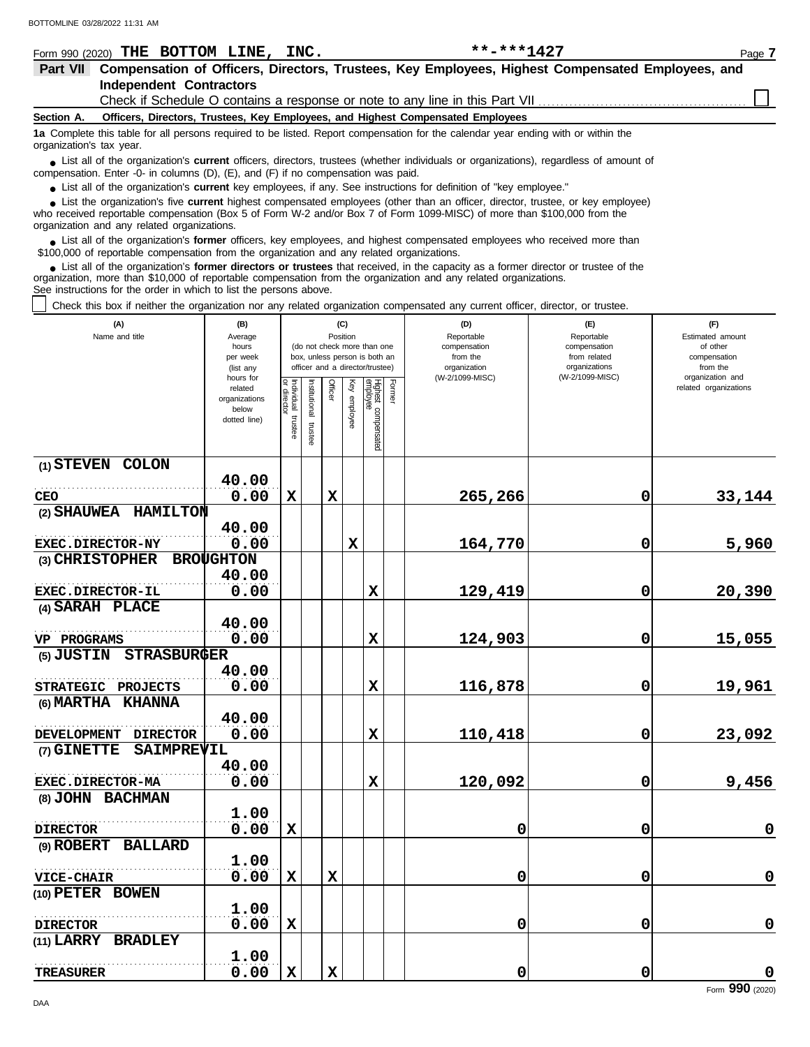Form 990 (2020) **THE BOTTOM LINE, INC.** **-***1427 Page **7**

## Part VII Compensation of Officers, Directors, Trustees, Key Employees, Highest Compensated Employees, and Independent Contractors

Check if Schedule O contains a response or note to any line in this Part VII ☐

**Section A. Officers, Directors, Trustees, Key Employees, and Highest Compensated Employees**

**1a** Complete this table for all persons required to be listed. Report compensation for the calendar year ending with or within the organization's tax year.

- List all of the organization's **current** officers, directors, trustees (whether individuals or organizations), regardless of amount of compensation. Enter -0- in columns (D), (E), and (F) if no compensation was paid.
- List all of the organization's **current** key employees, if any. See instructions for definition of "key employee."
- List the organization's five **current** highest compensated employees (other than an officer, director, trustee, or key employee) who received reportable compensation (Box 5 of Form W-2 and/or Box 7 of Form 1099-MISC) of more than $100,000 from the organization and any related organizations.
- List all of the organization's **former** officers, key employees, and highest compensated employees who received more than $100,000 of reportable compensation from the organization and any related organizations.
- List all of the organization's **former directors or trustees** that received, in the capacity as a former director or trustee of the organization, more than $10,000 of reportable compensation from the organization and any related organizations.

See instructions for the order in which to list the persons above.

☐ Check this box if neither the organization nor any related organization compensated any current officer, director, or trustee.

| (A) Name and title | (B) Average hours per week (list any hours for related organizations below dotted line) | (C) Position: Individual trustee or director | Institutional trustee | Officer | Key employee | Highest compensated employee | Former | (D) Reportable compensation from the organization (W-2/1099-MISC) | (E) Reportable compensation from related organizations (W-2/1099-MISC) | (F) Estimated amount of other compensation from the organization and related organizations |
|---|---|---|---|---|---|---|---|---|---|---|
| (1) STEVEN COLON<br>CEO | 40.00<br>0.00 | X | | X | | | | 265,266 | 0 | 33,144 |
| (2) SHAUWEA HAMILTON<br>EXEC.DIRECTOR-NY | 40.00<br>0.00 | | | | X | | | 164,770 | 0 | 5,960 |
| (3) CHRISTOPHER BROUGHTON<br>EXEC.DIRECTOR-IL | 40.00<br>0.00 | | | | | X | | 129,419 | 0 | 20,390 |
| (4) SARAH PLACE<br>VP PROGRAMS | 40.00<br>0.00 | | | | | X | | 124,903 | 0 | 15,055 |
| (5) JUSTIN STRASBURGER<br>STRATEGIC PROJECTS | 40.00<br>0.00 | | | | | X | | 116,878 | 0 | 19,961 |
| (6) MARTHA KHANNA<br>DEVELOPMENT DIRECTOR | 40.00<br>0.00 | | | | | X | | 110,418 | 0 | 23,092 |
| (7) GINETTE SAIMPREVIL<br>EXEC.DIRECTOR-MA | 40.00<br>0.00 | | | | | X | | 120,092 | 0 | 9,456 |
| (8) JOHN BACHMAN<br>DIRECTOR | 1.00<br>0.00 | X | | | | | | 0 | 0 | 0 |
| (9) ROBERT BALLARD<br>VICE-CHAIR | 1.00<br>0.00 | X | | X | | | | 0 | 0 | 0 |
| (10) PETER BOWEN<br>DIRECTOR | 1.00<br>0.00 | X | | | | | | 0 | 0 | 0 |
| (11) LARRY BRADLEY<br>TREASURER | 1.00<br>0.00 | X | | X | | | | 0 | 0 | 0 |

Form **990** (2020)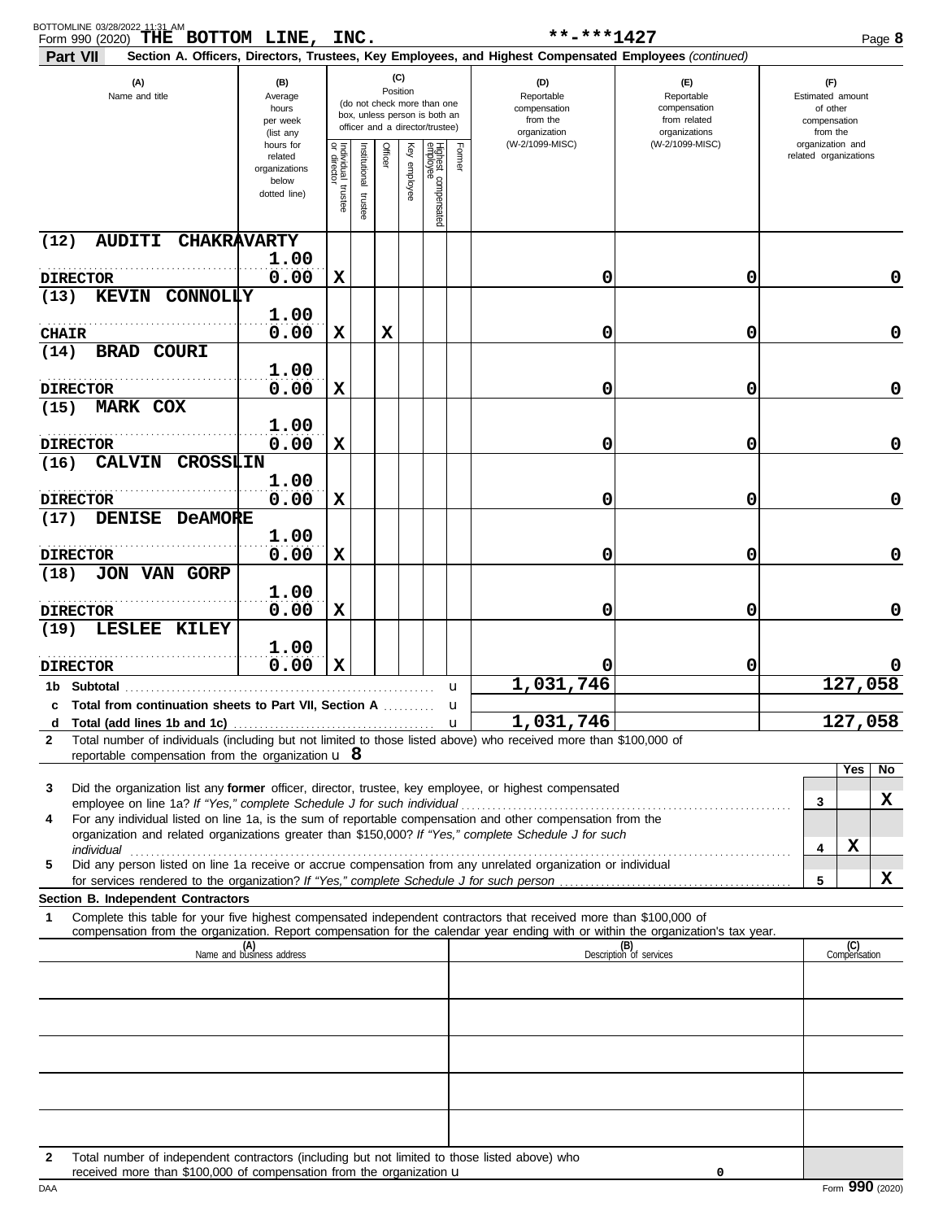Form 990 (2020) **THE BOTTOM LINE, INC.** **-***1427

## Part VII Section A. Officers, Directors, Trustees, Key Employees, and Highest Compensated Employees *(continued)*

| (A) Name and title | (B) Average hours per week (list any hours for related organizations below dotted line) | (C) Position: Individual trustee or director | Institutional trustee | Officer | Key employee | Highest compensated employee | Former | (D) Reportable compensation from the organization (W-2/1099-MISC) | (E) Reportable compensation from related organizations (W-2/1099-MISC) | (F) Estimated amount of other compensation from the organization and related organizations |
|---|---|---|---|---|---|---|---|---|---|---|
| (12) AUDITI CHAKRAVARTY<br>DIRECTOR | 1.00<br>0.00 | X | | | | | | 0 | 0 | 0 |
| (13) KEVIN CONNOLLY<br>CHAIR | 1.00<br>0.00 | X | | X | | | | 0 | 0 | 0 |
| (14) BRAD COURI<br>DIRECTOR | 1.00<br>0.00 | X | | | | | | 0 | 0 | 0 |
| (15) MARK COX<br>DIRECTOR | 1.00<br>0.00 | X | | | | | | 0 | 0 | 0 |
| (16) CALVIN CROSSLIN<br>DIRECTOR | 1.00<br>0.00 | X | | | | | | 0 | 0 | 0 |
| (17) DENISE DeAMORE<br>DIRECTOR | 1.00<br>0.00 | X | | | | | | 0 | 0 | 0 |
| (18) JON VAN GORP<br>DIRECTOR | 1.00<br>0.00 | X | | | | | | 0 | 0 | 0 |
| (19) LESLEE KILEY<br>DIRECTOR | 1.00<br>0.00 | X | | | | | | 0 | 0 | 0 |
| **1b Subtotal** | | | | | | | | 1,031,746 | | 127,058 |
| **c Total from continuation sheets to Part VII, Section A** | | | | | | | | | | |
| **d Total (add lines 1b and 1c)** | | | | | | | | 1,031,746 | | 127,058 |

**2** Total number of individuals (including but not limited to those listed above) who received more than $100,000 of reportable compensation from the organization u **8**

| | | Yes | No |
|---|---|---|---|
| **3** Did the organization list any **former** officer, director, trustee, key employee, or highest compensated employee on line 1a? *If "Yes," complete Schedule J for such individual* | 3 | | X |
| **4** For any individual listed on line 1a, is the sum of reportable compensation and other compensation from the organization and related organizations greater than $150,000? *If "Yes," complete Schedule J for such individual* | 4 | X | |
| **5** Did any person listed on line 1a receive or accrue compensation from any unrelated organization or individual for services rendered to the organization? *If "Yes," complete Schedule J for such person* | 5 | | X |

### Section B. Independent Contractors

**1** Complete this table for your five highest compensated independent contractors that received more than $100,000 of compensation from the organization. Report compensation for the calendar year ending with or within the organization's tax year.

| (A) Name and business address | (B) Description of services | (C) Compensation |
|---|---|---|
| | | |
| | | |
| | | |
| | | |
| | | |

**2** Total number of independent contractors (including but not limited to those listed above) who received more than $100,000 of compensation from the organization u **0**

Form **990** (2020)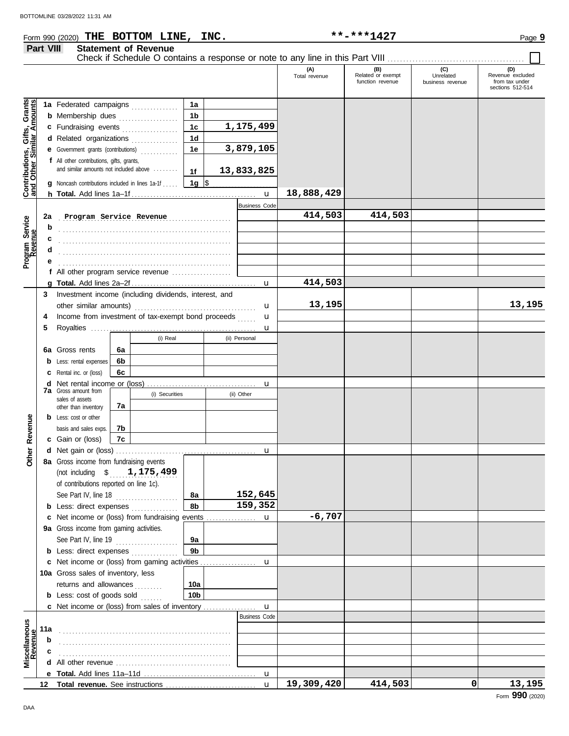Form 990 (2020) **THE BOTTOM LINE, INC.** **-***1427 Page **9**

**Part VIII** **Statement of Revenue**

Check if Schedule O contains a response or note to any line in this Part VIII ☐

| | | | | (A) Total revenue | (B) Related or exempt function revenue | (C) Unrelated business revenue | (D) Revenue excluded from tax under sections 512-514 |
|---|---|---|---|---|---|---|---|
| **Contributions, Gifts, Grants and Other Similar Amounts** | 1a Federated campaigns | 1a | | | | | |
| | b Membership dues | 1b | | | | | |
| | c Fundraising events | 1c | 1,175,499 | | | | |
| | d Related organizations | 1d | | | | | |
| | e Government grants (contributions) | 1e | 3,879,105 | | | | |
| | f All other contributions, gifts, grants, and similar amounts not included above | 1f | 13,833,825 | | | | |
| | g Noncash contributions included in lines 1a-1f | 1g | $ | | | | |
| | h **Total.** Add lines 1a–1f | | | 18,888,429 | | | |
| **Program Service Revenue** | | | Business Code | | | | |
| | 2a Program Service Revenue | | | 414,503 | 414,503 | | |
| | b | | | | | | |
| | c | | | | | | |
| | d | | | | | | |
| | e | | | | | | |
| | f All other program service revenue | | | | | | |
| | g **Total.** Add lines 2a–2f | | | 414,503 | | | |
| | 3 Investment income (including dividends, interest, and other similar amounts) | | | 13,195 | | | 13,195 |
| | 4 Income from investment of tax-exempt bond proceeds | | | | | | |
| | 5 Royalties | | | | | | |
| | | | (i) Real / (ii) Personal | | | | |
| | 6a Gross rents | 6a | | | | | |
| | b Less: rental expenses | 6b | | | | | |
| | c Rental inc. or (loss) | 6c | | | | | |
| | d Net rental income or (loss) | | | | | | |
| | 7a Gross amount from sales of assets other than inventory | 7a | (i) Securities / (ii) Other | | | | |
| | b Less: cost or other basis and sales exps. | 7b | | | | | |
| | c Gain or (loss) | 7c | | | | | |
| **Other Revenue** | d Net gain or (loss) | | | | | | |
| | 8a Gross income from fundraising events (not including $ 1,175,499 of contributions reported on line 1c). See Part IV, line 18 | 8a | 152,645 | | | | |
| | b Less: direct expenses | 8b | 159,352 | | | | |
| | c Net income or (loss) from fundraising events | | | -6,707 | | | |
| | 9a Gross income from gaming activities. See Part IV, line 19 | 9a | | | | | |
| | b Less: direct expenses | 9b | | | | | |
| | c Net income or (loss) from gaming activities | | | | | | |
| | 10a Gross sales of inventory, less returns and allowances | 10a | | | | | |
| | b Less: cost of goods sold | 10b | | | | | |
| | c Net income or (loss) from sales of inventory | | | | | | |
| **Miscellaneous Revenue** | | | Business Code | | | | |
| | 11a | | | | | | |
| | b | | | | | | |
| | c | | | | | | |
| | d All other revenue | | | | | | |
| | e **Total.** Add lines 11a–11d | | | | | | |
| | 12 **Total revenue.** See instructions | | | 19,309,420 | 414,503 | 0 | 13,195 |

Form **990** (2020)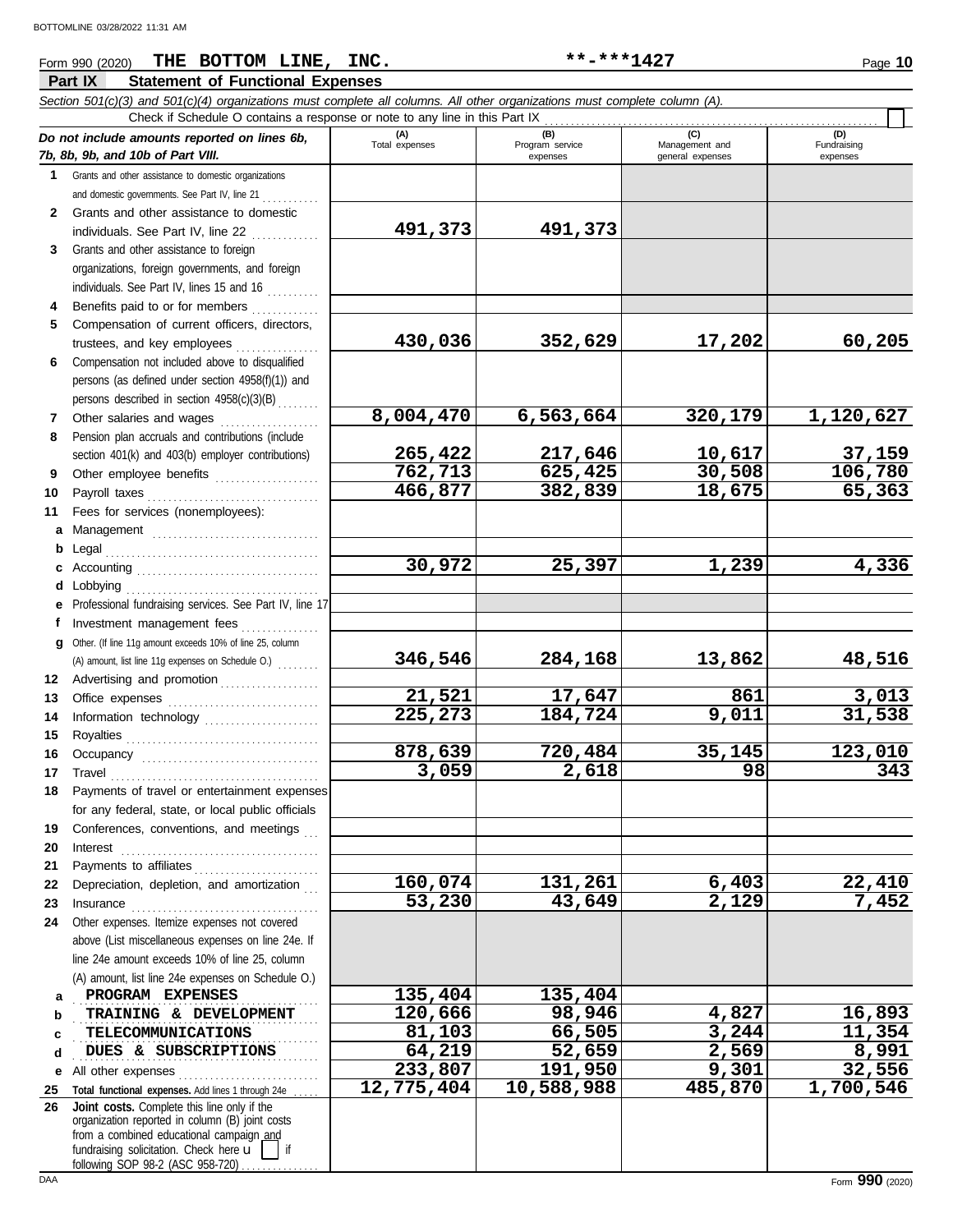Form 990 (2020) **THE BOTTOM LINE, INC.** **\*\*-\*\*\*1427** Page **10**

## Part IX Statement of Functional Expenses

*Section 501(c)(3) and 501(c)(4) organizations must complete all columns. All other organizations must complete column (A).*

Check if Schedule O contains a response or note to any line in this Part IX ☐

| *Do not include amounts reported on lines 6b, 7b, 8b, 9b, and 10b of Part VIII.* | (A) Total expenses | (B) Program service expenses | (C) Management and general expenses | (D) Fundraising expenses |
|---|---|---|---|---|
| **1** Grants and other assistance to domestic organizations and domestic governments. See Part IV, line 21 | | | | |
| **2** Grants and other assistance to domestic individuals. See Part IV, line 22 | 491,373 | 491,373 | | |
| **3** Grants and other assistance to foreign organizations, foreign governments, and foreign individuals. See Part IV, lines 15 and 16 | | | | |
| **4** Benefits paid to or for members | | | | |
| **5** Compensation of current officers, directors, trustees, and key employees | 430,036 | 352,629 | 17,202 | 60,205 |
| **6** Compensation not included above to disqualified persons (as defined under section 4958(f)(1)) and persons described in section 4958(c)(3)(B) | | | | |
| **7** Other salaries and wages | 8,004,470 | 6,563,664 | 320,179 | 1,120,627 |
| **8** Pension plan accruals and contributions (include section 401(k) and 403(b) employer contributions) | 265,422 | 217,646 | 10,617 | 37,159 |
| **9** Other employee benefits | 762,713 | 625,425 | 30,508 | 106,780 |
| **10** Payroll taxes | 466,877 | 382,839 | 18,675 | 65,363 |
| **11** Fees for services (nonemployees): | | | | |
| **a** Management | | | | |
| **b** Legal | | | | |
| **c** Accounting | 30,972 | 25,397 | 1,239 | 4,336 |
| **d** Lobbying | | | | |
| **e** Professional fundraising services. See Part IV, line 17 | | | | |
| **f** Investment management fees | | | | |
| **g** Other. (If line 11g amount exceeds 10% of line 25, column (A) amount, list line 11g expenses on Schedule O.) | 346,546 | 284,168 | 13,862 | 48,516 |
| **12** Advertising and promotion | | | | |
| **13** Office expenses | 21,521 | 17,647 | 861 | 3,013 |
| **14** Information technology | 225,273 | 184,724 | 9,011 | 31,538 |
| **15** Royalties | | | | |
| **16** Occupancy | 878,639 | 720,484 | 35,145 | 123,010 |
| **17** Travel | 3,059 | 2,618 | 98 | 343 |
| **18** Payments of travel or entertainment expenses for any federal, state, or local public officials | | | | |
| **19** Conferences, conventions, and meetings | | | | |
| **20** Interest | | | | |
| **21** Payments to affiliates | | | | |
| **22** Depreciation, depletion, and amortization | 160,074 | 131,261 | 6,403 | 22,410 |
| **23** Insurance | 53,230 | 43,649 | 2,129 | 7,452 |
| **24** Other expenses. Itemize expenses not covered above (List miscellaneous expenses on line 24e. If line 24e amount exceeds 10% of line 25, column (A) amount, list line 24e expenses on Schedule O.) | | | | |
| **a** PROGRAM EXPENSES | 135,404 | 135,404 | | |
| **b** TRAINING & DEVELOPMENT | 120,666 | 98,946 | 4,827 | 16,893 |
| **c** TELECOMMUNICATIONS | 81,103 | 66,505 | 3,244 | 11,354 |
| **d** DUES & SUBSCRIPTIONS | 64,219 | 52,659 | 2,569 | 8,991 |
| **e** All other expenses | 233,807 | 191,950 | 9,301 | 32,556 |
| **25 Total functional expenses.** Add lines 1 through 24e | 12,775,404 | 10,588,988 | 485,870 | 1,700,546 |
| **26 Joint costs.** Complete this line only if the organization reported in column (B) joint costs from a combined educational campaign and fundraising solicitation. Check here ☐ if following SOP 98-2 (ASC 958-720) | | | | |

Form **990** (2020)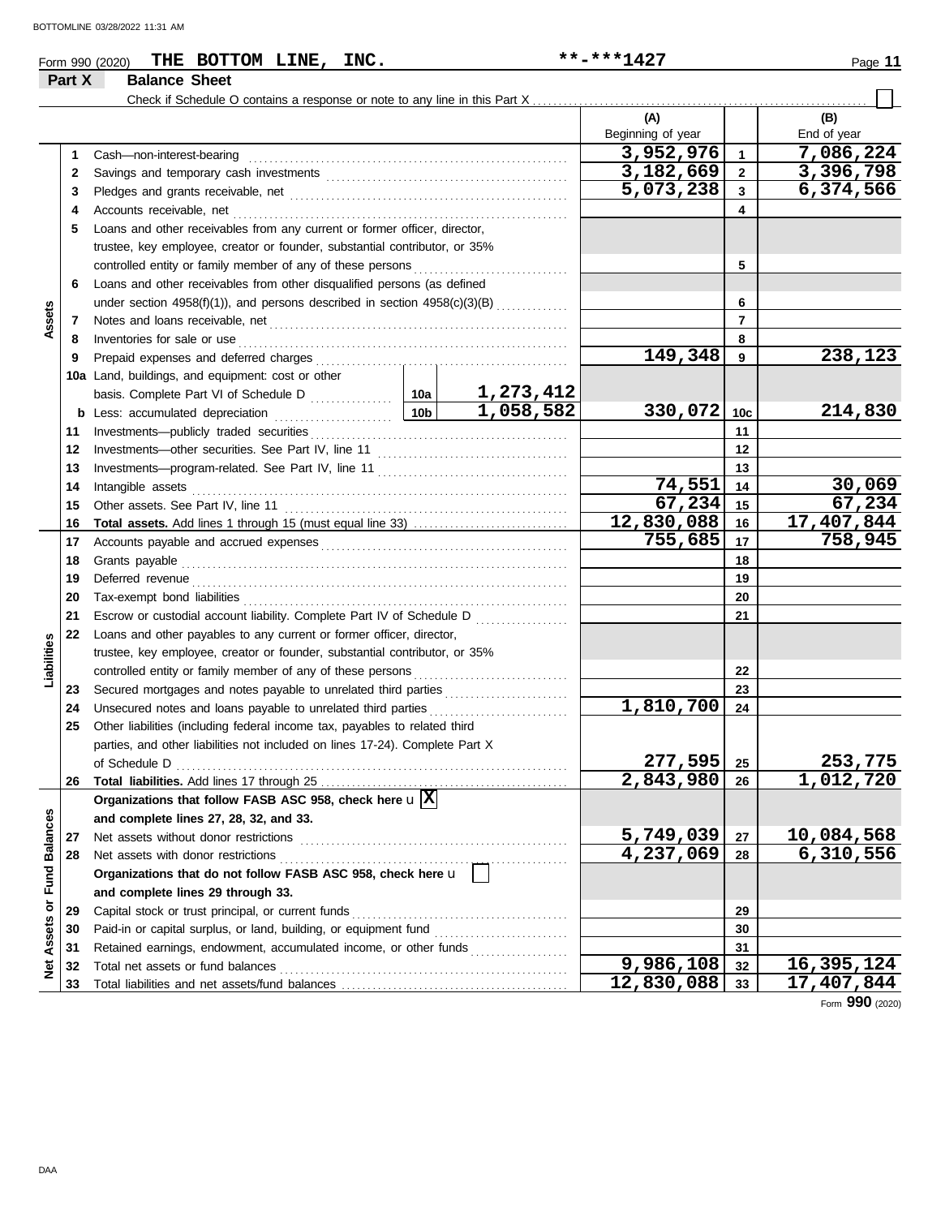Form 990 (2020) **THE BOTTOM LINE, INC.** **-***1427

## Part X Balance Sheet

Check if Schedule O contains a response or note to any line in this Part X ☐

| Section | Line | Description | | | (A) Beginning of year | | (B) End of year |
|---|---|---|---|---|---|---|---|
| Assets | 1 | Cash—non-interest-bearing | | | 3,952,976 | 1 | 7,086,224 |
| | 2 | Savings and temporary cash investments | | | 3,182,669 | 2 | 3,396,798 |
| | 3 | Pledges and grants receivable, net | | | 5,073,238 | 3 | 6,374,566 |
| | 4 | Accounts receivable, net | | | | 4 | |
| | 5 | Loans and other receivables from any current or former officer, director, trustee, key employee, creator or founder, substantial contributor, or 35% controlled entity or family member of any of these persons | | | | 5 | |
| | 6 | Loans and other receivables from other disqualified persons (as defined under section 4958(f)(1)), and persons described in section 4958(c)(3)(B) | | | | 6 | |
| | 7 | Notes and loans receivable, net | | | | 7 | |
| | 8 | Inventories for sale or use | | | | 8 | |
| | 9 | Prepaid expenses and deferred charges | | | 149,348 | 9 | 238,123 |
| | 10a | Land, buildings, and equipment: cost or other basis. Complete Part VI of Schedule D | 10a | 1,273,412 | | | |
| | b | Less: accumulated depreciation | 10b | 1,058,582 | 330,072 | 10c | 214,830 |
| | 11 | Investments—publicly traded securities | | | | 11 | |
| | 12 | Investments—other securities. See Part IV, line 11 | | | | 12 | |
| | 13 | Investments—program-related. See Part IV, line 11 | | | | 13 | |
| | 14 | Intangible assets | | | 74,551 | 14 | 30,069 |
| | 15 | Other assets. See Part IV, line 11 | | | 67,234 | 15 | 67,234 |
| | 16 | **Total assets.** Add lines 1 through 15 (must equal line 33) | | | 12,830,088 | 16 | 17,407,844 |
| Liabilities | 17 | Accounts payable and accrued expenses | | | 755,685 | 17 | 758,945 |
| | 18 | Grants payable | | | | 18 | |
| | 19 | Deferred revenue | | | | 19 | |
| | 20 | Tax-exempt bond liabilities | | | | 20 | |
| | 21 | Escrow or custodial account liability. Complete Part IV of Schedule D | | | | 21 | |
| | 22 | Loans and other payables to any current or former officer, director, trustee, key employee, creator or founder, substantial contributor, or 35% controlled entity or family member of any of these persons | | | | 22 | |
| | 23 | Secured mortgages and notes payable to unrelated third parties | | | | 23 | |
| | 24 | Unsecured notes and loans payable to unrelated third parties | | | 1,810,700 | 24 | |
| | 25 | Other liabilities (including federal income tax, payables to related third parties, and other liabilities not included on lines 17-24). Complete Part X of Schedule D | | | 277,595 | 25 | 253,775 |
| | 26 | **Total liabilities.** Add lines 17 through 25 | | | 2,843,980 | 26 | 1,012,720 |
| Net Assets or Fund Balances | | **Organizations that follow FASB ASC 958, check here** u ☒ **and complete lines 27, 28, 32, and 33.** | | | | | |
| | 27 | Net assets without donor restrictions | | | 5,749,039 | 27 | 10,084,568 |
| | 28 | Net assets with donor restrictions | | | 4,237,069 | 28 | 6,310,556 |
| | | **Organizations that do not follow FASB ASC 958, check here** u ☐ **and complete lines 29 through 33.** | | | | | |
| | 29 | Capital stock or trust principal, or current funds | | | | 29 | |
| | 30 | Paid-in or capital surplus, or land, building, or equipment fund | | | | 30 | |
| | 31 | Retained earnings, endowment, accumulated income, or other funds | | | | 31 | |
| | 32 | Total net assets or fund balances | | | 9,986,108 | 32 | 16,395,124 |
| | 33 | Total liabilities and net assets/fund balances | | | 12,830,088 | 33 | 17,407,844 |

Form **990** (2020)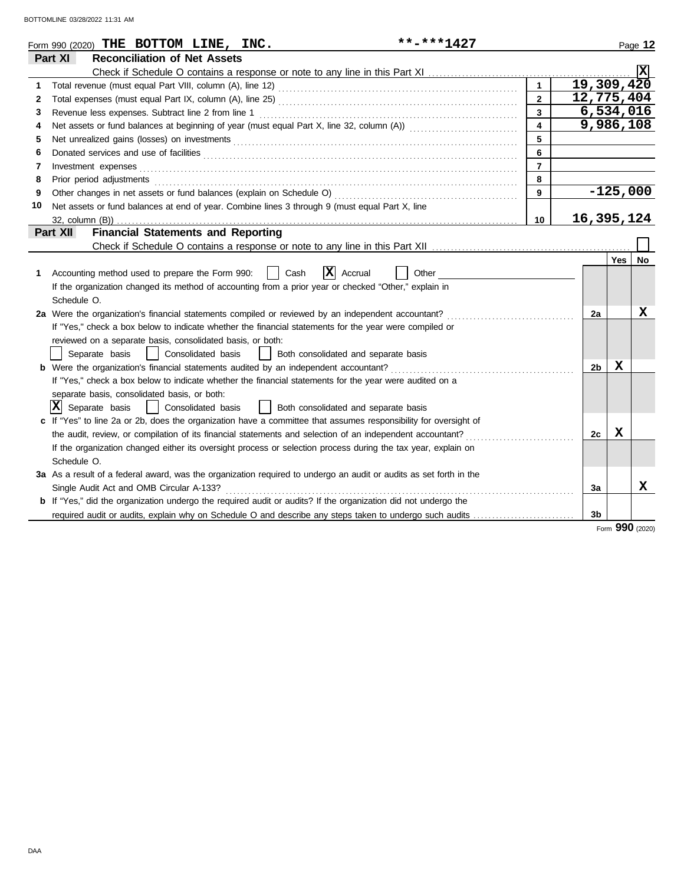Form 990 (2020) **THE BOTTOM LINE, INC.** **-***1427

## Part XI Reconciliation of Net Assets

Check if Schedule O contains a response or note to any line in this Part XI .......... [X]

| | | | |
|---|---|---|---|
| 1 | Total revenue (must equal Part VIII, column (A), line 12) | 1 | 19,309,420 |
| 2 | Total expenses (must equal Part IX, column (A), line 25) | 2 | 12,775,404 |
| 3 | Revenue less expenses. Subtract line 2 from line 1 | 3 | 6,534,016 |
| 4 | Net assets or fund balances at beginning of year (must equal Part X, line 32, column (A)) | 4 | 9,986,108 |
| 5 | Net unrealized gains (losses) on investments | 5 | |
| 6 | Donated services and use of facilities | 6 | |
| 7 | Investment expenses | 7 | |
| 8 | Prior period adjustments | 8 | |
| 9 | Other changes in net assets or fund balances (explain on Schedule O) | 9 | -125,000 |
| 10 | Net assets or fund balances at end of year. Combine lines 3 through 9 (must equal Part X, line 32, column (B)) | 10 | 16,395,124 |

## Part XII Financial Statements and Reporting

Check if Schedule O contains a response or note to any line in this Part XII .......... [ ]

| | | | Yes | No |
|---|---|---|---|---|
| 1 | Accounting method used to prepare the Form 990: [ ] Cash [X] Accrual [ ] Other ______<br>If the organization changed its method of accounting from a prior year or checked "Other," explain in Schedule O. | | | |
| 2a | Were the organization's financial statements compiled or reviewed by an independent accountant? | 2a | | X |
| | If "Yes," check a box below to indicate whether the financial statements for the year were compiled or reviewed on a separate basis, consolidated basis, or both:<br>[ ] Separate basis [ ] Consolidated basis [ ] Both consolidated and separate basis | | | |
| b | Were the organization's financial statements audited by an independent accountant? | 2b | X | |
| | If "Yes," check a box below to indicate whether the financial statements for the year were audited on a separate basis, consolidated basis, or both:<br>[X] Separate basis [ ] Consolidated basis [ ] Both consolidated and separate basis | | | |
| c | If "Yes" to line 2a or 2b, does the organization have a committee that assumes responsibility for oversight of the audit, review, or compilation of its financial statements and selection of an independent accountant? | 2c | X | |
| | If the organization changed either its oversight process or selection process during the tax year, explain on Schedule O. | | | |
| 3a | As a result of a federal award, was the organization required to undergo an audit or audits as set forth in the Single Audit Act and OMB Circular A-133? | 3a | | X |
| b | If "Yes," did the organization undergo the required audit or audits? If the organization did not undergo the required audit or audits, explain why on Schedule O and describe any steps taken to undergo such audits | 3b | | |

Form **990** (2020)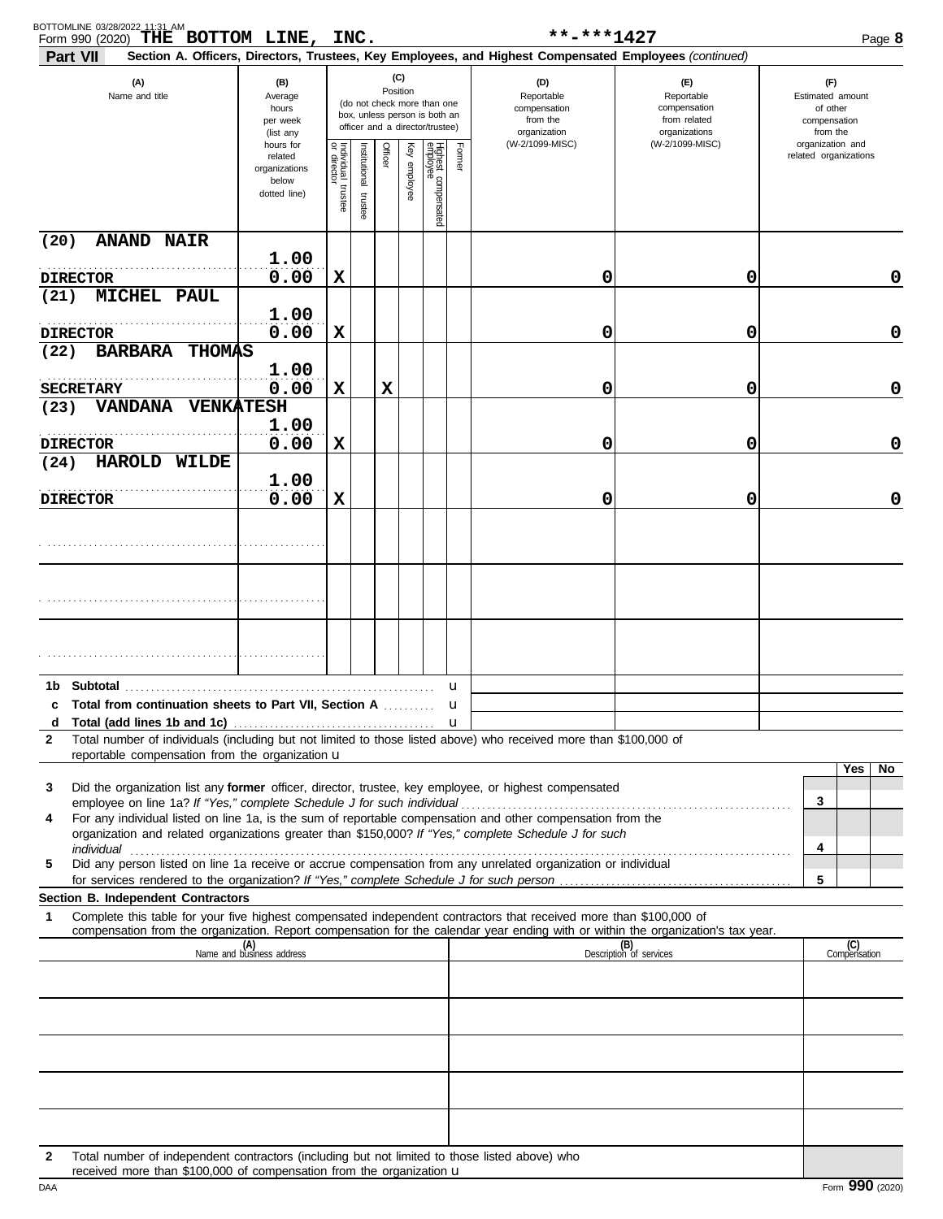Form 990 (2020) **THE BOTTOM LINE, INC.** **-***1427

## Part VII Section A. Officers, Directors, Trustees, Key Employees, and Highest Compensated Employees *(continued)*

| (A) Name and title | (B) Average hours per week (list any hours for related organizations below dotted line) | (C) Position: Individual trustee or director | Institutional trustee | Officer | Key employee | Highest compensated employee | Former | (D) Reportable compensation from the organization (W-2/1099-MISC) | (E) Reportable compensation from related organizations (W-2/1099-MISC) | (F) Estimated amount of other compensation from the organization and related organizations |
|---|---|---|---|---|---|---|---|---|---|---|
| (20) ANAND NAIR<br>DIRECTOR | 1.00<br>0.00 | X | | | | | | 0 | 0 | 0 |
| (21) MICHEL PAUL<br>DIRECTOR | 1.00<br>0.00 | X | | | | | | 0 | 0 | 0 |
| (22) BARBARA THOMAS<br>SECRETARY | 1.00<br>0.00 | X | | X | | | | 0 | 0 | 0 |
| (23) VANDANA VENKATESH<br>DIRECTOR | 1.00<br>0.00 | X | | | | | | 0 | 0 | 0 |
| (24) HAROLD WILDE<br>DIRECTOR | 1.00<br>0.00 | X | | | | | | 0 | 0 | 0 |
| | | | | | | | | | | |
| | | | | | | | | | | |
| | | | | | | | | | | |

**1b Subtotal** u

**c Total from continuation sheets to Part VII, Section A** u

**d Total (add lines 1b and 1c)** u

**2** Total number of individuals (including but not limited to those listed above) who received more than $100,000 of reportable compensation from the organization u

| | | Yes | No |
|---|---|---|---|
| **3** Did the organization list any **former** officer, director, trustee, key employee, or highest compensated employee on line 1a? *If "Yes," complete Schedule J for such individual* | 3 | | |
| **4** For any individual listed on line 1a, is the sum of reportable compensation and other compensation from the organization and related organizations greater than $150,000? *If "Yes," complete Schedule J for such individual* | 4 | | |
| **5** Did any person listed on line 1a receive or accrue compensation from any unrelated organization or individual for services rendered to the organization? *If "Yes," complete Schedule J for such person* | 5 | | |

**Section B. Independent Contractors**

**1** Complete this table for your five highest compensated independent contractors that received more than $100,000 of compensation from the organization. Report compensation for the calendar year ending with or within the organization's tax year.

| (A) Name and business address | (B) Description of services | (C) Compensation |
|---|---|---|
| | | |
| | | |
| | | |
| | | |
| | | |

**2** Total number of independent contractors (including but not limited to those listed above) who received more than $100,000 of compensation from the organization u

Form **990** (2020)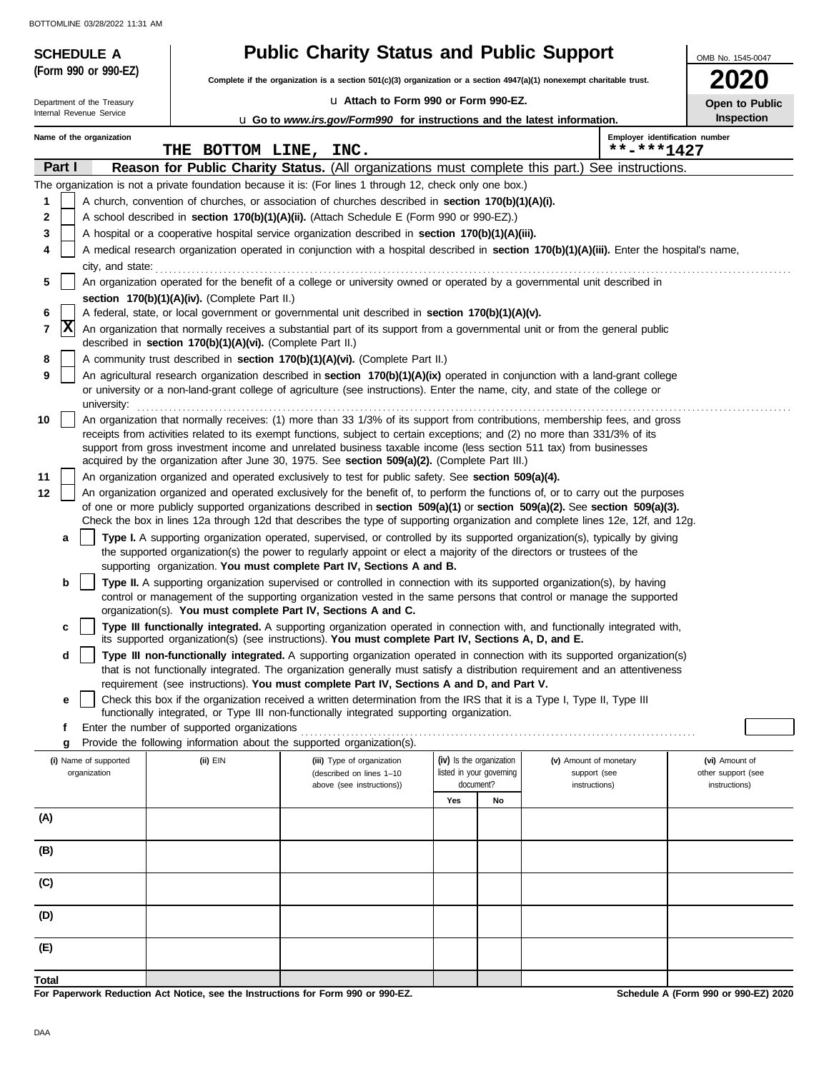**SCHEDULE A**
**(Form 990 or 990-EZ)**

Department of the Treasury
Internal Revenue Service

# Public Charity Status and Public Support

**Complete if the organization is a section 501(c)(3) organization or a section 4947(a)(1) nonexempt charitable trust.**

u Attach to Form 990 or Form 990-EZ.

u Go to *www.irs.gov/Form990* for instructions and the latest information.

OMB No. 1545-0047

**2020**

**Open to Public Inspection**

Name of the organization: THE BOTTOM LINE, INC.

Employer identification number: **-***1427

## Part I — Reason for Public Charity Status. (All organizations must complete this part.) See instructions.

The organization is not a private foundation because it is: (For lines 1 through 12, check only one box.)

1. [ ] A church, convention of churches, or association of churches described in **section 170(b)(1)(A)(i).**
2. [ ] A school described in **section 170(b)(1)(A)(ii).** (Attach Schedule E (Form 990 or 990-EZ).)
3. [ ] A hospital or a cooperative hospital service organization described in **section 170(b)(1)(A)(iii).**
4. [ ] A medical research organization operated in conjunction with a hospital described in **section 170(b)(1)(A)(iii).** Enter the hospital's name, city, and state:
5. [ ] An organization operated for the benefit of a college or university owned or operated by a governmental unit described in **section 170(b)(1)(A)(iv).** (Complete Part II.)
6. [ ] A federal, state, or local government or governmental unit described in **section 170(b)(1)(A)(v).**
7. [X] An organization that normally receives a substantial part of its support from a governmental unit or from the general public described in **section 170(b)(1)(A)(vi).** (Complete Part II.)
8. [ ] A community trust described in **section 170(b)(1)(A)(vi).** (Complete Part II.)
9. [ ] An agricultural research organization described in **section 170(b)(1)(A)(ix)** operated in conjunction with a land-grant college or university or a non-land-grant college of agriculture (see instructions). Enter the name, city, and state of the college or university:
10. [ ] An organization that normally receives: (1) more than 33 1/3% of its support from contributions, membership fees, and gross receipts from activities related to its exempt functions, subject to certain exceptions; and (2) no more than 331/3% of its support from gross investment income and unrelated business taxable income (less section 511 tax) from businesses acquired by the organization after June 30, 1975. See **section 509(a)(2).** (Complete Part III.)
11. [ ] An organization organized and operated exclusively to test for public safety. See **section 509(a)(4).**
12. [ ] An organization organized and operated exclusively for the benefit of, to perform the functions of, or to carry out the purposes of one or more publicly supported organizations described in **section 509(a)(1)** or **section 509(a)(2).** See **section 509(a)(3).** Check the box in lines 12a through 12d that describes the type of supporting organization and complete lines 12e, 12f, and 12g.
   - **a** [ ] **Type I.** A supporting organization operated, supervised, or controlled by its supported organization(s), typically by giving the supported organization(s) the power to regularly appoint or elect a majority of the directors or trustees of the supporting organization. **You must complete Part IV, Sections A and B.**
   - **b** [ ] **Type II.** A supporting organization supervised or controlled in connection with its supported organization(s), by having control or management of the supporting organization vested in the same persons that control or manage the supported organization(s). **You must complete Part IV, Sections A and C.**
   - **c** [ ] **Type III functionally integrated.** A supporting organization operated in connection with, and functionally integrated with, its supported organization(s) (see instructions). **You must complete Part IV, Sections A, D, and E.**
   - **d** [ ] **Type III non-functionally integrated.** A supporting organization operated in connection with its supported organization(s) that is not functionally integrated. The organization generally must satisfy a distribution requirement and an attentiveness requirement (see instructions). **You must complete Part IV, Sections A and D, and Part V.**
   - **e** [ ] Check this box if the organization received a written determination from the IRS that it is a Type I, Type II, Type III functionally integrated, or Type III non-functionally integrated supporting organization.
   - **f** Enter the number of supported organizations
   - **g** Provide the following information about the supported organization(s).

| (i) Name of supported organization | (ii) EIN | (iii) Type of organization (described on lines 1–10 above (see instructions)) | (iv) Is the organization listed in your governing document? Yes | No | (v) Amount of monetary support (see instructions) | (vi) Amount of other support (see instructions) |
|---|---|---|---|---|---|---|
| (A) | | | | | | |
| (B) | | | | | | |
| (C) | | | | | | |
| (D) | | | | | | |
| (E) | | | | | | |
| **Total** | | | | | | |

**For Paperwork Reduction Act Notice, see the Instructions for Form 990 or 990-EZ.**

**Schedule A (Form 990 or 990-EZ) 2020**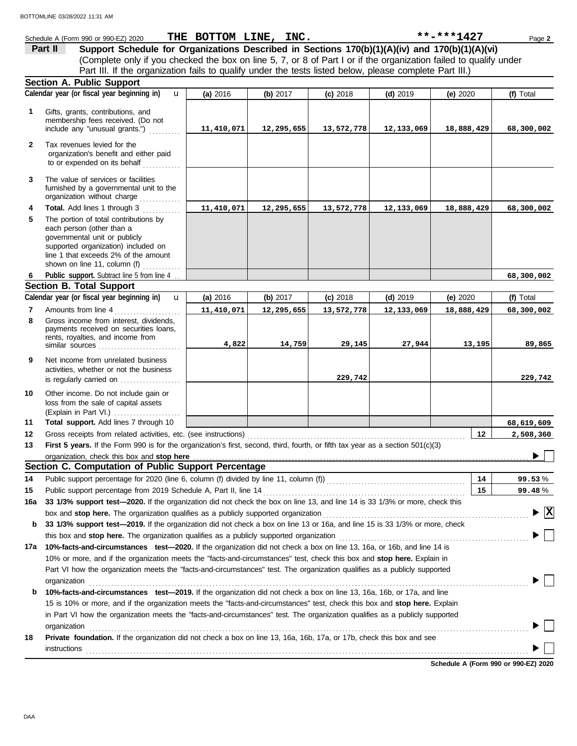Schedule A (Form 990 or 990-EZ) 2020 **THE BOTTOM LINE, INC.** **-***1427

## Part II Support Schedule for Organizations Described in Sections 170(b)(1)(A)(iv) and 170(b)(1)(A)(vi)

(Complete only if you checked the box on line 5, 7, or 8 of Part I or if the organization failed to qualify under Part III. If the organization fails to qualify under the tests listed below, please complete Part III.)

### Section A. Public Support

| | Calendar year (or fiscal year beginning in) | (a) 2016 | (b) 2017 | (c) 2018 | (d) 2019 | (e) 2020 | (f) Total |
|---|---|---|---|---|---|---|---|
| 1 | Gifts, grants, contributions, and membership fees received. (Do not include any "unusual grants.") | 11,410,071 | 12,295,655 | 13,572,778 | 12,133,069 | 18,888,429 | 68,300,002 |
| 2 | Tax revenues levied for the organization's benefit and either paid to or expended on its behalf | | | | | | |
| 3 | The value of services or facilities furnished by a governmental unit to the organization without charge | | | | | | |
| 4 | **Total.** Add lines 1 through 3 | 11,410,071 | 12,295,655 | 13,572,778 | 12,133,069 | 18,888,429 | 68,300,002 |
| 5 | The portion of total contributions by each person (other than a governmental unit or publicly supported organization) included on line 1 that exceeds 2% of the amount shown on line 11, column (f) | | | | | | |
| 6 | **Public support.** Subtract line 5 from line 4 | | | | | | 68,300,002 |

### Section B. Total Support

| | Calendar year (or fiscal year beginning in) | (a) 2016 | (b) 2017 | (c) 2018 | (d) 2019 | (e) 2020 | (f) Total |
|---|---|---|---|---|---|---|---|
| 7 | Amounts from line 4 | 11,410,071 | 12,295,655 | 13,572,778 | 12,133,069 | 18,888,429 | 68,300,002 |
| 8 | Gross income from interest, dividends, payments received on securities loans, rents, royalties, and income from similar sources | 4,822 | 14,759 | 29,145 | 27,944 | 13,195 | 89,865 |
| 9 | Net income from unrelated business activities, whether or not the business is regularly carried on | | | 229,742 | | | 229,742 |
| 10 | Other income. Do not include gain or loss from the sale of capital assets (Explain in Part VI.) | | | | | | |
| 11 | **Total support.** Add lines 7 through 10 | | | | | | 68,619,609 |

12 Gross receipts from related activities, etc. (see instructions) **12** 2,508,360

13 **First 5 years.** If the Form 990 is for the organization's first, second, third, fourth, or fifth tax year as a section 501(c)(3) organization, check this box and **stop here** ☐

### Section C. Computation of Public Support Percentage

14 Public support percentage for 2020 (line 6, column (f) divided by line 11, column (f)) **14** 99.53 %

15 Public support percentage from 2019 Schedule A, Part II, line 14 **15** 99.48 %

16a **33 1/3% support test—2020.** If the organization did not check the box on line 13, and line 14 is 33 1/3% or more, check this box and **stop here.** The organization qualifies as a publicly supported organization ☒

b **33 1/3% support test—2019.** If the organization did not check a box on line 13 or 16a, and line 15 is 33 1/3% or more, check this box and **stop here.** The organization qualifies as a publicly supported organization ☐

17a **10%-facts-and-circumstances test—2020.** If the organization did not check a box on line 13, 16a, or 16b, and line 14 is 10% or more, and if the organization meets the "facts-and-circumstances" test, check this box and **stop here.** Explain in Part VI how the organization meets the "facts-and-circumstances" test. The organization qualifies as a publicly supported organization ☐

b **10%-facts-and-circumstances test—2019.** If the organization did not check a box on line 13, 16a, 16b, or 17a, and line 15 is 10% or more, and if the organization meets the "facts-and-circumstances" test, check this box and **stop here.** Explain in Part VI how the organization meets the "facts-and-circumstances" test. The organization qualifies as a publicly supported organization ☐

18 **Private foundation.** If the organization did not check a box on line 13, 16a, 16b, 17a, or 17b, check this box and see instructions ☐

**Schedule A (Form 990 or 990-EZ) 2020**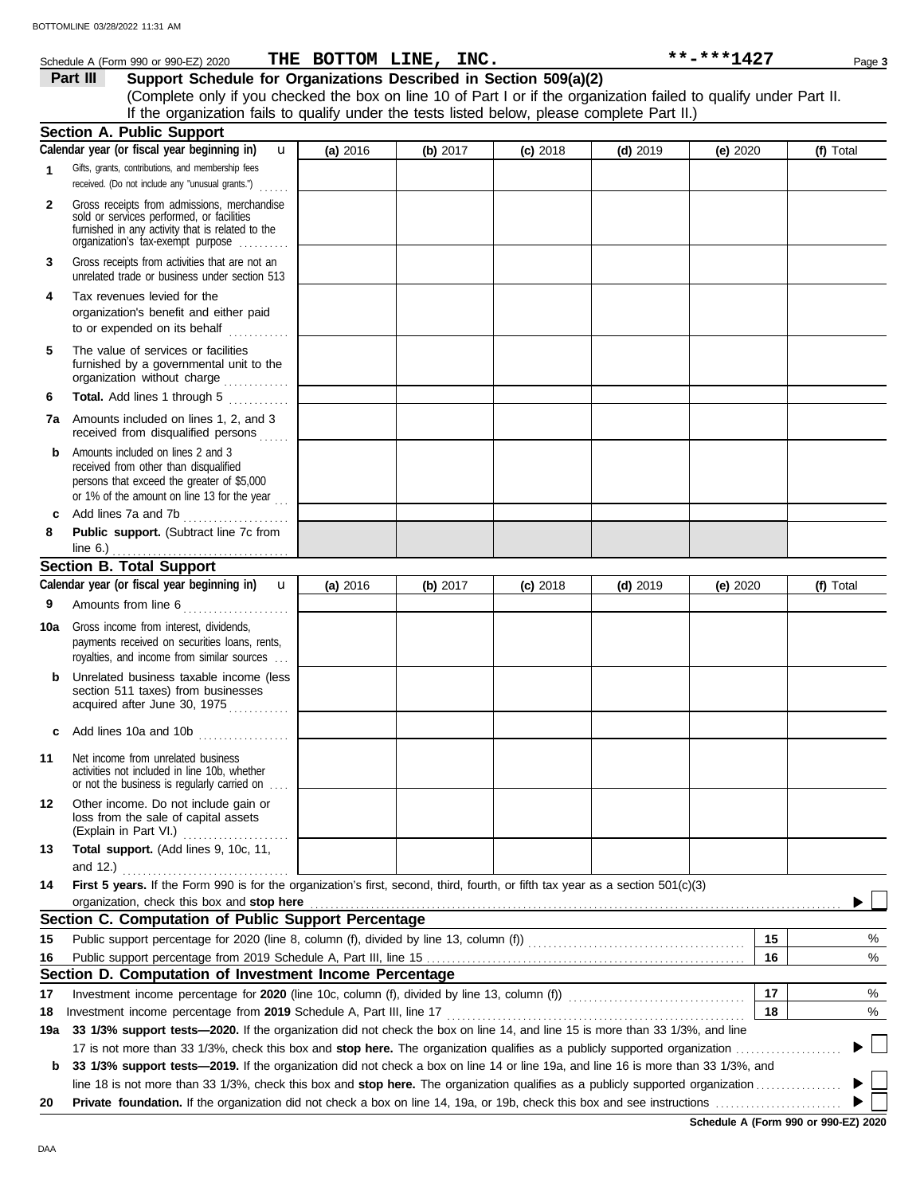Schedule A (Form 990 or 990-EZ) 2020 **THE BOTTOM LINE, INC.** **-***1427 Page **3**

**Part III** **Support Schedule for Organizations Described in Section 509(a)(2)**

(Complete only if you checked the box on line 10 of Part I or if the organization failed to qualify under Part II. If the organization fails to qualify under the tests listed below, please complete Part II.)

## Section A. Public Support

| Calendar year (or fiscal year beginning in) | (a) 2016 | (b) 2017 | (c) 2018 | (d) 2019 | (e) 2020 | (f) Total |
|---|---|---|---|---|---|---|
| **1** Gifts, grants, contributions, and membership fees received. (Do not include any "unusual grants.") | | | | | | |
| **2** Gross receipts from admissions, merchandise sold or services performed, or facilities furnished in any activity that is related to the organization's tax-exempt purpose | | | | | | |
| **3** Gross receipts from activities that are not an unrelated trade or business under section 513 | | | | | | |
| **4** Tax revenues levied for the organization's benefit and either paid to or expended on its behalf | | | | | | |
| **5** The value of services or facilities furnished by a governmental unit to the organization without charge | | | | | | |
| **6** **Total.** Add lines 1 through 5 | | | | | | |
| **7a** Amounts included on lines 1, 2, and 3 received from disqualified persons | | | | | | |
| **b** Amounts included on lines 2 and 3 received from other than disqualified persons that exceed the greater of $5,000 or 1% of the amount on line 13 for the year | | | | | | |
| **c** Add lines 7a and 7b | | | | | | |
| **8** **Public support.** (Subtract line 7c from line 6.) | | | | | | |

## Section B. Total Support

| Calendar year (or fiscal year beginning in) | (a) 2016 | (b) 2017 | (c) 2018 | (d) 2019 | (e) 2020 | (f) Total |
|---|---|---|---|---|---|---|
| **9** Amounts from line 6 | | | | | | |
| **10a** Gross income from interest, dividends, payments received on securities loans, rents, royalties, and income from similar sources | | | | | | |
| **b** Unrelated business taxable income (less section 511 taxes) from businesses acquired after June 30, 1975 | | | | | | |
| **c** Add lines 10a and 10b | | | | | | |
| **11** Net income from unrelated business activities not included in line 10b, whether or not the business is regularly carried on | | | | | | |
| **12** Other income. Do not include gain or loss from the sale of capital assets (Explain in Part VI.) | | | | | | |
| **13** **Total support.** (Add lines 9, 10c, 11, and 12.) | | | | | | |

**14** **First 5 years.** If the Form 990 is for the organization's first, second, third, fourth, or fifth tax year as a section 501(c)(3) organization, check this box and **stop here** ☐

## Section C. Computation of Public Support Percentage

| | | | |
|---|---|---|---|
| **15** | Public support percentage for 2020 (line 8, column (f), divided by line 13, column (f)) | 15 | % |
| **16** | Public support percentage from 2019 Schedule A, Part III, line 15 | 16 | % |

## Section D. Computation of Investment Income Percentage

| | | | |
|---|---|---|---|
| **17** | Investment income percentage for **2020** (line 10c, column (f), divided by line 13, column (f)) | 17 | % |
| **18** | Investment income percentage from **2019** Schedule A, Part III, line 17 | 18 | % |

**19a** **33 1/3% support tests—2020.** If the organization did not check the box on line 14, and line 15 is more than 33 1/3%, and line 17 is not more than 33 1/3%, check this box and **stop here.** The organization qualifies as a publicly supported organization ☐

**b** **33 1/3% support tests—2019.** If the organization did not check a box on line 14 or line 19a, and line 16 is more than 33 1/3%, and line 18 is not more than 33 1/3%, check this box and **stop here.** The organization qualifies as a publicly supported organization ☐

**20** **Private foundation.** If the organization did not check a box on line 14, 19a, or 19b, check this box and see instructions ☐

**Schedule A (Form 990 or 990-EZ) 2020**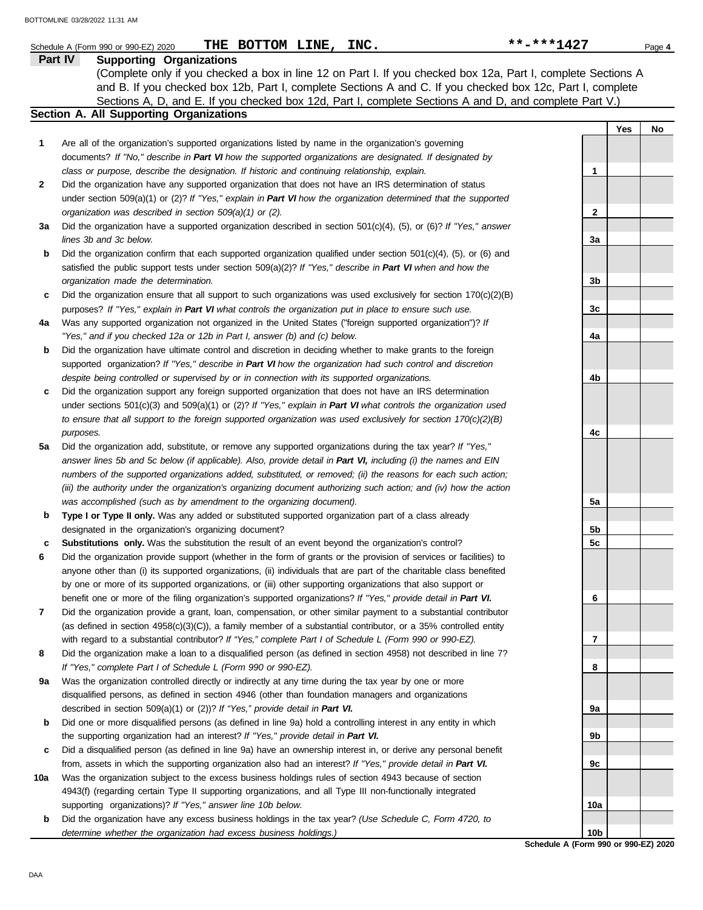Schedule A (Form 990 or 990-EZ) 2020 **THE BOTTOM LINE, INC.** **-***1427

## Part IV Supporting Organizations

(Complete only if you checked a box in line 12 on Part I. If you checked box 12a, Part I, complete Sections A and B. If you checked box 12b, Part I, complete Sections A and C. If you checked box 12c, Part I, complete Sections A, D, and E. If you checked box 12d, Part I, complete Sections A and D, and complete Part V.)

### Section A. All Supporting Organizations

| | | | Yes | No |
|---|---|---|---|---|
| **1** | Are all of the organization's supported organizations listed by name in the organization's governing documents? *If "No," describe in **Part VI** how the supported organizations are designated. If designated by class or purpose, describe the designation. If historic and continuing relationship, explain.* | 1 | | |
| **2** | Did the organization have any supported organization that does not have an IRS determination of status under section 509(a)(1) or (2)? *If "Yes," explain in **Part VI** how the organization determined that the supported organization was described in section 509(a)(1) or (2).* | 2 | | |
| **3a** | Did the organization have a supported organization described in section 501(c)(4), (5), or (6)? *If "Yes," answer lines 3b and 3c below.* | 3a | | |
| **b** | Did the organization confirm that each supported organization qualified under section 501(c)(4), (5), or (6) and satisfied the public support tests under section 509(a)(2)? *If "Yes," describe in **Part VI** when and how the organization made the determination.* | 3b | | |
| **c** | Did the organization ensure that all support to such organizations was used exclusively for section 170(c)(2)(B) purposes? *If "Yes," explain in **Part VI** what controls the organization put in place to ensure such use.* | 3c | | |
| **4a** | Was any supported organization not organized in the United States ("foreign supported organization")? *If "Yes," and if you checked 12a or 12b in Part I, answer (b) and (c) below.* | 4a | | |
| **b** | Did the organization have ultimate control and discretion in deciding whether to make grants to the foreign supported organization? *If "Yes," describe in **Part VI** how the organization had such control and discretion despite being controlled or supervised by or in connection with its supported organizations.* | 4b | | |
| **c** | Did the organization support any foreign supported organization that does not have an IRS determination under sections 501(c)(3) and 509(a)(1) or (2)? *If "Yes," explain in **Part VI** what controls the organization used to ensure that all support to the foreign supported organization was used exclusively for section 170(c)(2)(B) purposes.* | 4c | | |
| **5a** | Did the organization add, substitute, or remove any supported organizations during the tax year? *If "Yes," answer lines 5b and 5c below (if applicable). Also, provide detail in **Part VI,** including (i) the names and EIN numbers of the supported organizations added, substituted, or removed; (ii) the reasons for each such action; (iii) the authority under the organization's organizing document authorizing such action; and (iv) how the action was accomplished (such as by amendment to the organizing document).* | 5a | | |
| **b** | **Type I or Type II only.** Was any added or substituted supported organization part of a class already designated in the organization's organizing document? | 5b | | |
| **c** | **Substitutions only.** Was the substitution the result of an event beyond the organization's control? | 5c | | |
| **6** | Did the organization provide support (whether in the form of grants or the provision of services or facilities) to anyone other than (i) its supported organizations, (ii) individuals that are part of the charitable class benefited by one or more of its supported organizations, or (iii) other supporting organizations that also support or benefit one or more of the filing organization's supported organizations? *If "Yes," provide detail in **Part VI.*** | 6 | | |
| **7** | Did the organization provide a grant, loan, compensation, or other similar payment to a substantial contributor (as defined in section 4958(c)(3)(C)), a family member of a substantial contributor, or a 35% controlled entity with regard to a substantial contributor? *If "Yes," complete Part I of Schedule L (Form 990 or 990-EZ).* | 7 | | |
| **8** | Did the organization make a loan to a disqualified person (as defined in section 4958) not described in line 7? *If "Yes," complete Part I of Schedule L (Form 990 or 990-EZ).* | 8 | | |
| **9a** | Was the organization controlled directly or indirectly at any time during the tax year by one or more disqualified persons, as defined in section 4946 (other than foundation managers and organizations described in section 509(a)(1) or (2))? *If "Yes," provide detail in **Part VI.*** | 9a | | |
| **b** | Did one or more disqualified persons (as defined in line 9a) hold a controlling interest in any entity in which the supporting organization had an interest? *If "Yes," provide detail in **Part VI.*** | 9b | | |
| **c** | Did a disqualified person (as defined in line 9a) have an ownership interest in, or derive any personal benefit from, assets in which the supporting organization also had an interest? *If "Yes," provide detail in **Part VI.*** | 9c | | |
| **10a** | Was the organization subject to the excess business holdings rules of section 4943 because of section 4943(f) (regarding certain Type II supporting organizations, and all Type III non-functionally integrated supporting organizations)? *If "Yes," answer line 10b below.* | 10a | | |
| **b** | Did the organization have any excess business holdings in the tax year? *(Use Schedule C, Form 4720, to determine whether the organization had excess business holdings.)* | 10b | | |

**Schedule A (Form 990 or 990-EZ) 2020**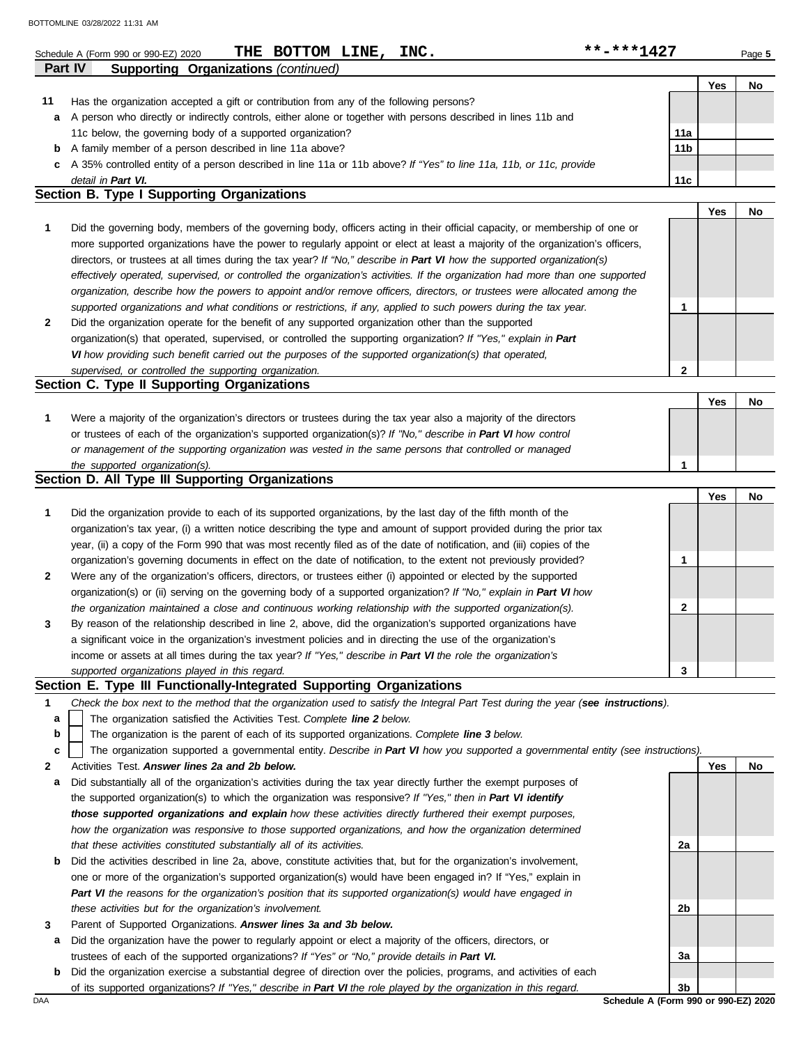Schedule A (Form 990 or 990-EZ) 2020 **THE BOTTOM LINE, INC.** **-***1427

**Part IV Supporting Organizations** *(continued)*

| | | | Yes | No |
|---|---|---|---|---|
| **11** | Has the organization accepted a gift or contribution from any of the following persons? | | | |
| **a** | A person who directly or indirectly controls, either alone or together with persons described in lines 11b and 11c below, the governing body of a supported organization? | **11a** | | |
| **b** | A family member of a person described in line 11a above? | **11b** | | |
| **c** | A 35% controlled entity of a person described in line 11a or 11b above? *If "Yes" to line 11a, 11b, or 11c, provide detail in **Part VI.*** | **11c** | | |

**Section B. Type I Supporting Organizations**

| | | | Yes | No |
|---|---|---|---|---|
| **1** | Did the governing body, members of the governing body, officers acting in their official capacity, or membership of one or more supported organizations have the power to regularly appoint or elect at least a majority of the organization's officers, directors, or trustees at all times during the tax year? *If "No," describe in **Part VI** how the supported organization(s) effectively operated, supervised, or controlled the organization's activities. If the organization had more than one supported organization, describe how the powers to appoint and/or remove officers, directors, or trustees were allocated among the supported organizations and what conditions or restrictions, if any, applied to such powers during the tax year.* | **1** | | |
| **2** | Did the organization operate for the benefit of any supported organization other than the supported organization(s) that operated, supervised, or controlled the supporting organization? *If "Yes," explain in **Part VI** how providing such benefit carried out the purposes of the supported organization(s) that operated, supervised, or controlled the supporting organization.* | **2** | | |

**Section C. Type II Supporting Organizations**

| | | | Yes | No |
|---|---|---|---|---|
| **1** | Were a majority of the organization's directors or trustees during the tax year also a majority of the directors or trustees of each of the organization's supported organization(s)? *If "No," describe in **Part VI** how control or management of the supporting organization was vested in the same persons that controlled or managed the supported organization(s).* | **1** | | |

**Section D. All Type III Supporting Organizations**

| | | | Yes | No |
|---|---|---|---|---|
| **1** | Did the organization provide to each of its supported organizations, by the last day of the fifth month of the organization's tax year, (i) a written notice describing the type and amount of support provided during the prior tax year, (ii) a copy of the Form 990 that was most recently filed as of the date of notification, and (iii) copies of the organization's governing documents in effect on the date of notification, to the extent not previously provided? | **1** | | |
| **2** | Were any of the organization's officers, directors, or trustees either (i) appointed or elected by the supported organization(s) or (ii) serving on the governing body of a supported organization? *If "No," explain in **Part VI** how the organization maintained a close and continuous working relationship with the supported organization(s).* | **2** | | |
| **3** | By reason of the relationship described in line 2, above, did the organization's supported organizations have a significant voice in the organization's investment policies and in directing the use of the organization's income or assets at all times during the tax year? *If "Yes," describe in **Part VI** the role the organization's supported organizations played in this regard.* | **3** | | |

**Section E. Type III Functionally-Integrated Supporting Organizations**

**1** *Check the box next to the method that the organization used to satisfy the Integral Part Test during the year (**see instructions**).*

- **a** ☐ The organization satisfied the Activities Test. *Complete **line 2** below.*
- **b** ☐ The organization is the parent of each of its supported organizations. *Complete **line 3** below.*
- **c** ☐ The organization supported a governmental entity. *Describe in **Part VI** how you supported a governmental entity (see instructions).*

| | | | Yes | No |
|---|---|---|---|---|
| **2** | Activities Test. ***Answer lines 2a and 2b below.*** | | | |
| **a** | Did substantially all of the organization's activities during the tax year directly further the exempt purposes of the supported organization(s) to which the organization was responsive? *If "Yes," then in **Part VI identify those supported organizations and explain** how these activities directly furthered their exempt purposes, how the organization was responsive to those supported organizations, and how the organization determined that these activities constituted substantially all of its activities.* | **2a** | | |
| **b** | Did the activities described in line 2a, above, constitute activities that, but for the organization's involvement, one or more of the organization's supported organization(s) would have been engaged in? If "Yes," explain in ***Part VI*** *the reasons for the organization's position that its supported organization(s) would have engaged in these activities but for the organization's involvement.* | **2b** | | |
| **3** | Parent of Supported Organizations. ***Answer lines 3a and 3b below.*** | | | |
| **a** | Did the organization have the power to regularly appoint or elect a majority of the officers, directors, or trustees of each of the supported organizations? *If "Yes" or "No," provide details in **Part VI.*** | **3a** | | |
| **b** | Did the organization exercise a substantial degree of direction over the policies, programs, and activities of each of its supported organizations? *If "Yes," describe in **Part VI** the role played by the organization in this regard.* | **3b** | | |

**Schedule A (Form 990 or 990-EZ) 2020**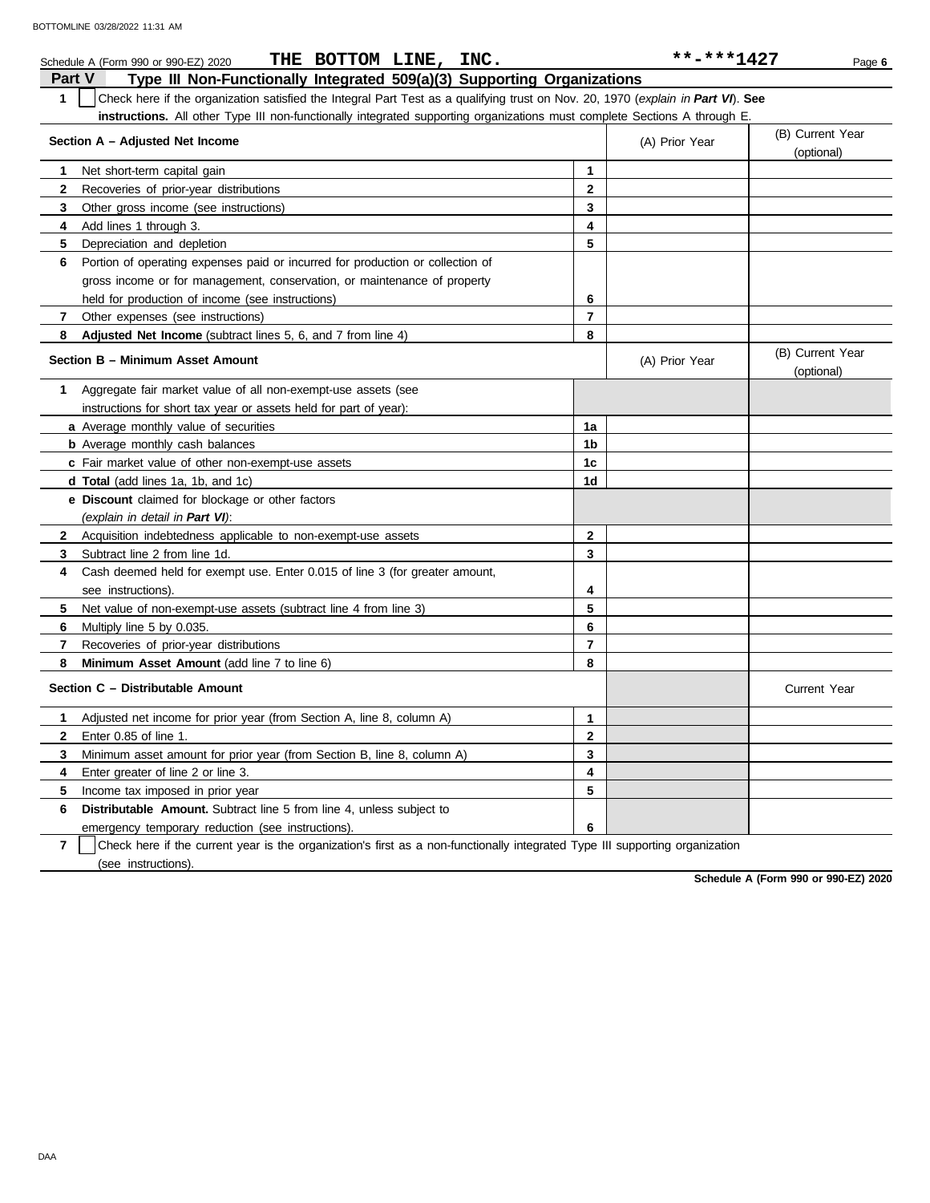Schedule A (Form 990 or 990-EZ) 2020 **THE BOTTOM LINE, INC.** **-***1427

## Part V Type III Non-Functionally Integrated 509(a)(3) Supporting Organizations

**1** ☐ Check here if the organization satisfied the Integral Part Test as a qualifying trust on Nov. 20, 1970 (*explain in **Part VI***). **See instructions.** All other Type III non-functionally integrated supporting organizations must complete Sections A through E.

| **Section A – Adjusted Net Income** | | (A) Prior Year | (B) Current Year (optional) |
|---|---|---|---|
| **1** Net short-term capital gain | 1 | | |
| **2** Recoveries of prior-year distributions | 2 | | |
| **3** Other gross income (see instructions) | 3 | | |
| **4** Add lines 1 through 3. | 4 | | |
| **5** Depreciation and depletion | 5 | | |
| **6** Portion of operating expenses paid or incurred for production or collection of gross income or for management, conservation, or maintenance of property held for production of income (see instructions) | 6 | | |
| **7** Other expenses (see instructions) | 7 | | |
| **8** **Adjusted Net Income** (subtract lines 5, 6, and 7 from line 4) | 8 | | |

| **Section B – Minimum Asset Amount** | | (A) Prior Year | (B) Current Year (optional) |
|---|---|---|---|
| **1** Aggregate fair market value of all non-exempt-use assets (see instructions for short tax year or assets held for part of year): | | | |
| **a** Average monthly value of securities | 1a | | |
| **b** Average monthly cash balances | 1b | | |
| **c** Fair market value of other non-exempt-use assets | 1c | | |
| **d** **Total** (add lines 1a, 1b, and 1c) | 1d | | |
| **e** **Discount** claimed for blockage or other factors (*explain in detail in **Part VI***): | | | |
| **2** Acquisition indebtedness applicable to non-exempt-use assets | 2 | | |
| **3** Subtract line 2 from line 1d. | 3 | | |
| **4** Cash deemed held for exempt use. Enter 0.015 of line 3 (for greater amount, see instructions). | 4 | | |
| **5** Net value of non-exempt-use assets (subtract line 4 from line 3) | 5 | | |
| **6** Multiply line 5 by 0.035. | 6 | | |
| **7** Recoveries of prior-year distributions | 7 | | |
| **8** **Minimum Asset Amount** (add line 7 to line 6) | 8 | | |

| **Section C – Distributable Amount** | | | Current Year |
|---|---|---|---|
| **1** Adjusted net income for prior year (from Section A, line 8, column A) | 1 | | |
| **2** Enter 0.85 of line 1. | 2 | | |
| **3** Minimum asset amount for prior year (from Section B, line 8, column A) | 3 | | |
| **4** Enter greater of line 2 or line 3. | 4 | | |
| **5** Income tax imposed in prior year | 5 | | |
| **6** **Distributable Amount.** Subtract line 5 from line 4, unless subject to emergency temporary reduction (see instructions). | 6 | | |

**7** ☐ Check here if the current year is the organization's first as a non-functionally integrated Type III supporting organization (see instructions).

**Schedule A (Form 990 or 990-EZ) 2020**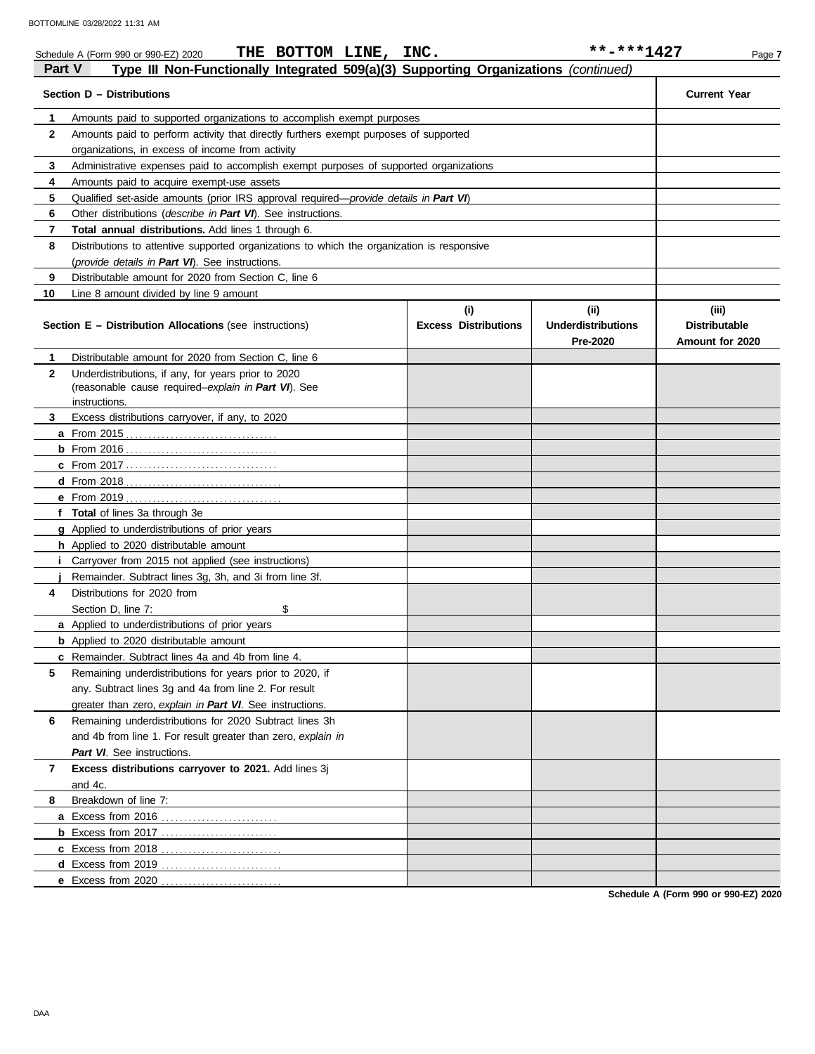Schedule A (Form 990 or 990-EZ) 2020 **THE BOTTOM LINE, INC.** **-***1427

## Part V Type III Non-Functionally Integrated 509(a)(3) Supporting Organizations *(continued)*

| | **Section D – Distributions** | **Current Year** |
|---|---|---|
| **1** | Amounts paid to supported organizations to accomplish exempt purposes | |
| **2** | Amounts paid to perform activity that directly furthers exempt purposes of supported organizations, in excess of income from activity | |
| **3** | Administrative expenses paid to accomplish exempt purposes of supported organizations | |
| **4** | Amounts paid to acquire exempt-use assets | |
| **5** | Qualified set-aside amounts (prior IRS approval required—*provide details in **Part VI***) | |
| **6** | Other distributions (*describe in **Part VI***). See instructions. | |
| **7** | **Total annual distributions.** Add lines 1 through 6. | |
| **8** | Distributions to attentive supported organizations to which the organization is responsive (*provide details in **Part VI***). See instructions. | |
| **9** | Distributable amount for 2020 from Section C, line 6 | |
| **10** | Line 8 amount divided by line 9 amount | |

| | **Section E – Distribution Allocations** (see instructions) | **(i) Excess Distributions** | **(ii) Underdistributions Pre-2020** | **(iii) Distributable Amount for 2020** |
|---|---|---|---|---|
| **1** | Distributable amount for 2020 from Section C, line 6 | | | |
| **2** | Underdistributions, if any, for years prior to 2020 (reasonable cause required–*explain in **Part VI***). See instructions. | | | |
| **3** | Excess distributions carryover, if any, to 2020 | | | |
| **a** | From 2015 | | | |
| **b** | From 2016 | | | |
| **c** | From 2017 | | | |
| **d** | From 2018 | | | |
| **e** | From 2019 | | | |
| **f** | **Total** of lines 3a through 3e | | | |
| **g** | Applied to underdistributions of prior years | | | |
| **h** | Applied to 2020 distributable amount | | | |
| **i** | Carryover from 2015 not applied (see instructions) | | | |
| **j** | Remainder. Subtract lines 3g, 3h, and 3i from line 3f. | | | |
| **4** | Distributions for 2020 from Section D, line 7: $ | | | |
| **a** | Applied to underdistributions of prior years | | | |
| **b** | Applied to 2020 distributable amount | | | |
| **c** | Remainder. Subtract lines 4a and 4b from line 4. | | | |
| **5** | Remaining underdistributions for years prior to 2020, if any. Subtract lines 3g and 4a from line 2. For result greater than zero, *explain in **Part VI***. See instructions. | | | |
| **6** | Remaining underdistributions for 2020 Subtract lines 3h and 4b from line 1. For result greater than zero, *explain in **Part VI***. See instructions. | | | |
| **7** | **Excess distributions carryover to 2021.** Add lines 3j and 4c. | | | |
| **8** | Breakdown of line 7: | | | |
| **a** | Excess from 2016 | | | |
| **b** | Excess from 2017 | | | |
| **c** | Excess from 2018 | | | |
| **d** | Excess from 2019 | | | |
| **e** | Excess from 2020 | | | |

**Schedule A (Form 990 or 990-EZ) 2020**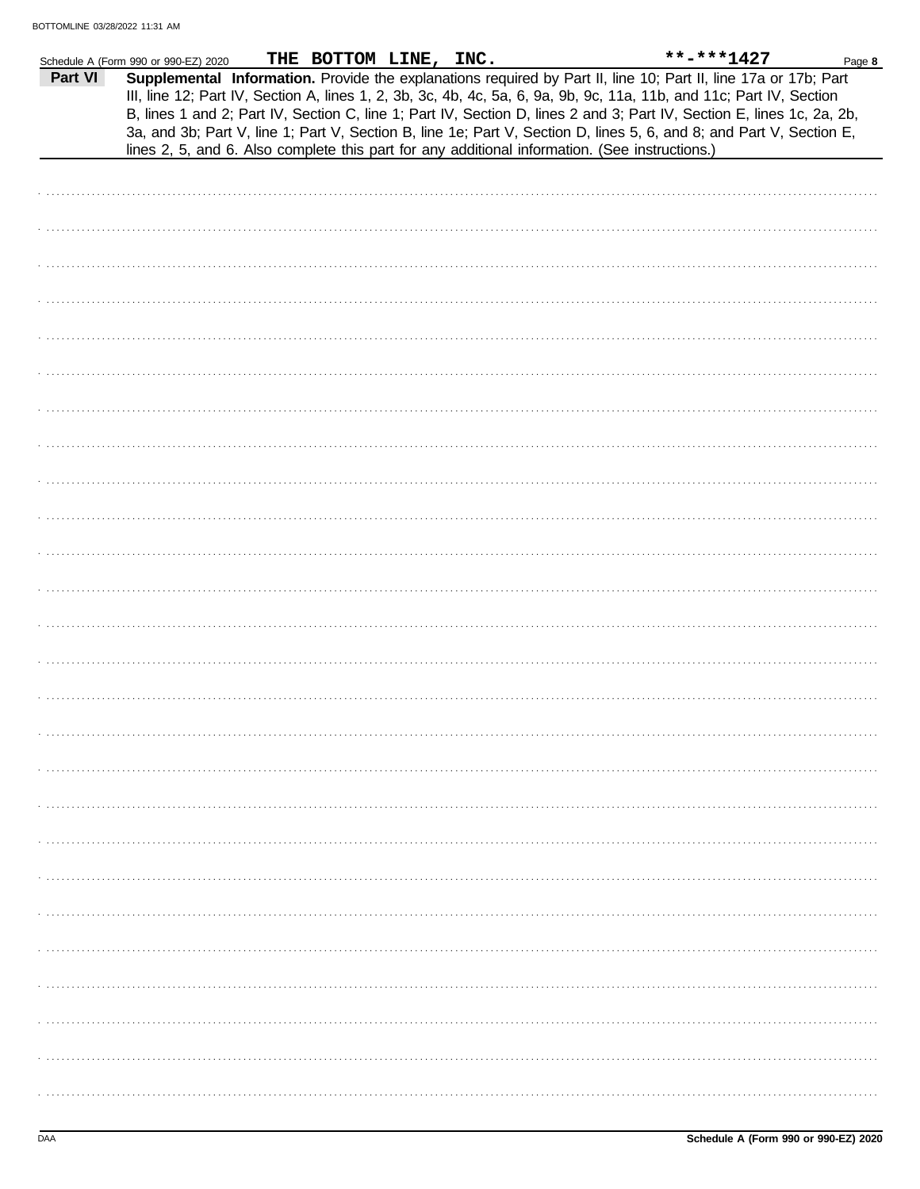Schedule A (Form 990 or 990-EZ) 2020 THE BOTTOM LINE, INC. **-***1427 Page **8**

**Part VI** **Supplemental Information.** Provide the explanations required by Part II, line 10; Part II, line 17a or 17b; Part III, line 12; Part IV, Section A, lines 1, 2, 3b, 3c, 4b, 4c, 5a, 6, 9a, 9b, 9c, 11a, 11b, and 11c; Part IV, Section B, lines 1 and 2; Part IV, Section C, line 1; Part IV, Section D, lines 2 and 3; Part IV, Section E, lines 1c, 2a, 2b, 3a, and 3b; Part V, line 1; Part V, Section B, line 1e; Part V, Section D, lines 5, 6, and 8; and Part V, Section E, lines 2, 5, and 6. Also complete this part for any additional information. (See instructions.)

DAA **Schedule A (Form 990 or 990-EZ) 2020**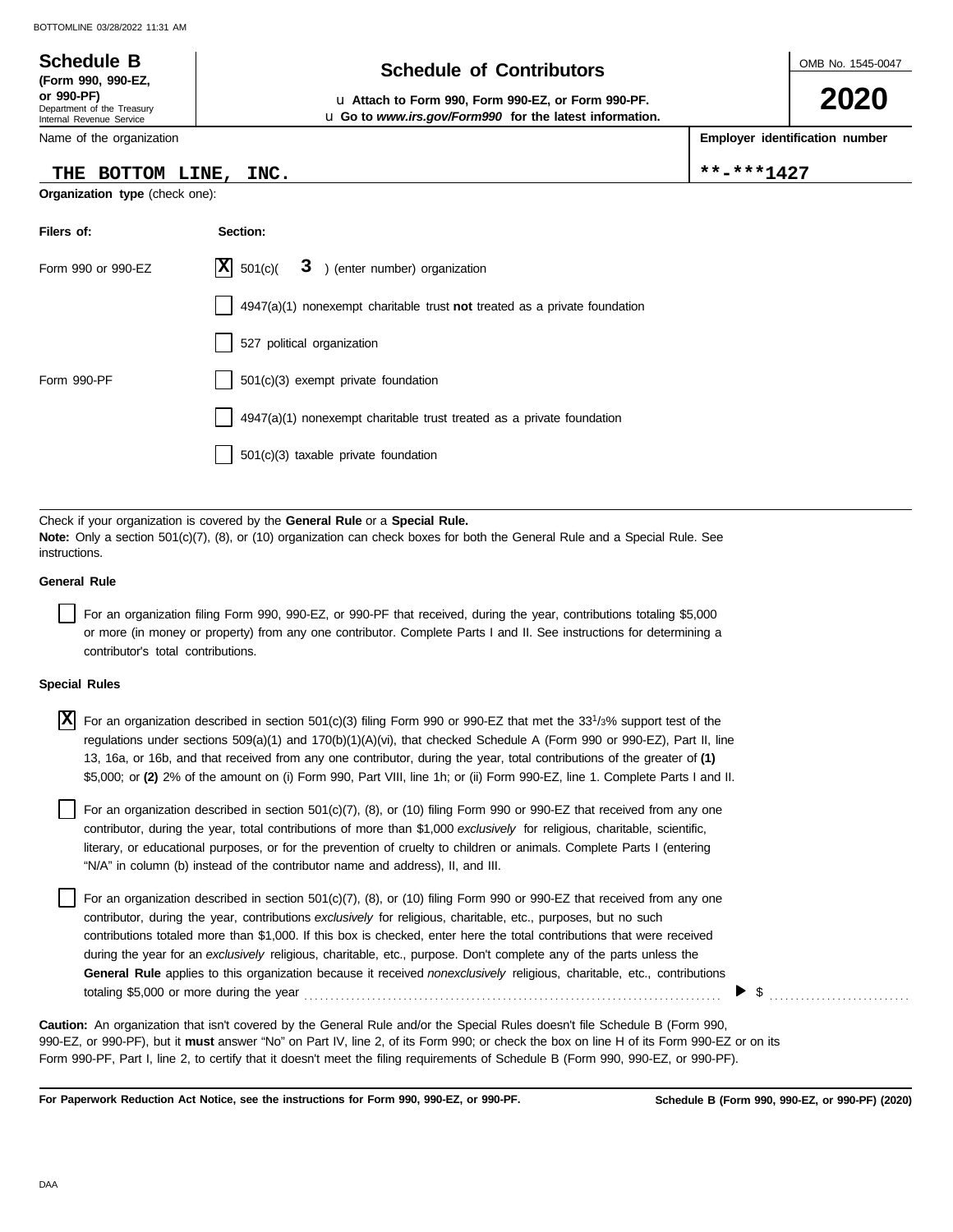**Schedule B**
**(Form 990, 990-EZ, or 990-PF)**
Department of the Treasury
Internal Revenue Service

# Schedule of Contributors

u **Attach to Form 990, Form 990-EZ, or Form 990-PF.**
u **Go to *www.irs.gov/Form990* for the latest information.**

OMB No. 1545-0047

**2020**

| Name of the organization | Employer identification number |
|---|---|
| THE BOTTOM LINE, INC. | **-***1427 |

**Organization type** (check one):

| Filers of: | Section: |
|---|---|
| Form 990 or 990-EZ | [X] 501(c)( 3 ) (enter number) organization |
| | [ ] 4947(a)(1) nonexempt charitable trust **not** treated as a private foundation |
| | [ ] 527 political organization |
| Form 990-PF | [ ] 501(c)(3) exempt private foundation |
| | [ ] 4947(a)(1) nonexempt charitable trust treated as a private foundation |
| | [ ] 501(c)(3) taxable private foundation |

Check if your organization is covered by the **General Rule** or a **Special Rule.**
**Note:** Only a section 501(c)(7), (8), or (10) organization can check boxes for both the General Rule and a Special Rule. See instructions.

**General Rule**

[ ] For an organization filing Form 990, 990-EZ, or 990-PF that received, during the year, contributions totaling $5,000 or more (in money or property) from any one contributor. Complete Parts I and II. See instructions for determining a contributor's total contributions.

**Special Rules**

[X] For an organization described in section 501(c)(3) filing Form 990 or 990-EZ that met the 33 1/3% support test of the regulations under sections 509(a)(1) and 170(b)(1)(A)(vi), that checked Schedule A (Form 990 or 990-EZ), Part II, line 13, 16a, or 16b, and that received from any one contributor, during the year, total contributions of the greater of **(1)** $5,000; or **(2)** 2% of the amount on (i) Form 990, Part VIII, line 1h; or (ii) Form 990-EZ, line 1. Complete Parts I and II.

[ ] For an organization described in section 501(c)(7), (8), or (10) filing Form 990 or 990-EZ that received from any one contributor, during the year, total contributions of more than $1,000 *exclusively* for religious, charitable, scientific, literary, or educational purposes, or for the prevention of cruelty to children or animals. Complete Parts I (entering "N/A" in column (b) instead of the contributor name and address), II, and III.

[ ] For an organization described in section 501(c)(7), (8), or (10) filing Form 990 or 990-EZ that received from any one contributor, during the year, contributions *exclusively* for religious, charitable, etc., purposes, but no such contributions totaled more than $1,000. If this box is checked, enter here the total contributions that were received during the year for an *exclusively* religious, charitable, etc., purpose. Don't complete any of the parts unless the **General Rule** applies to this organization because it received *nonexclusively* religious, charitable, etc., contributions totaling $5,000 or more during the year ........ ▶ $ ..........

**Caution:** An organization that isn't covered by the General Rule and/or the Special Rules doesn't file Schedule B (Form 990, 990-EZ, or 990-PF), but it **must** answer "No" on Part IV, line 2, of its Form 990; or check the box on line H of its Form 990-EZ or on its Form 990-PF, Part I, line 2, to certify that it doesn't meet the filing requirements of Schedule B (Form 990, 990-EZ, or 990-PF).

**For Paperwork Reduction Act Notice, see the instructions for Form 990, 990-EZ, or 990-PF.** **Schedule B (Form 990, 990-EZ, or 990-PF) (2020)**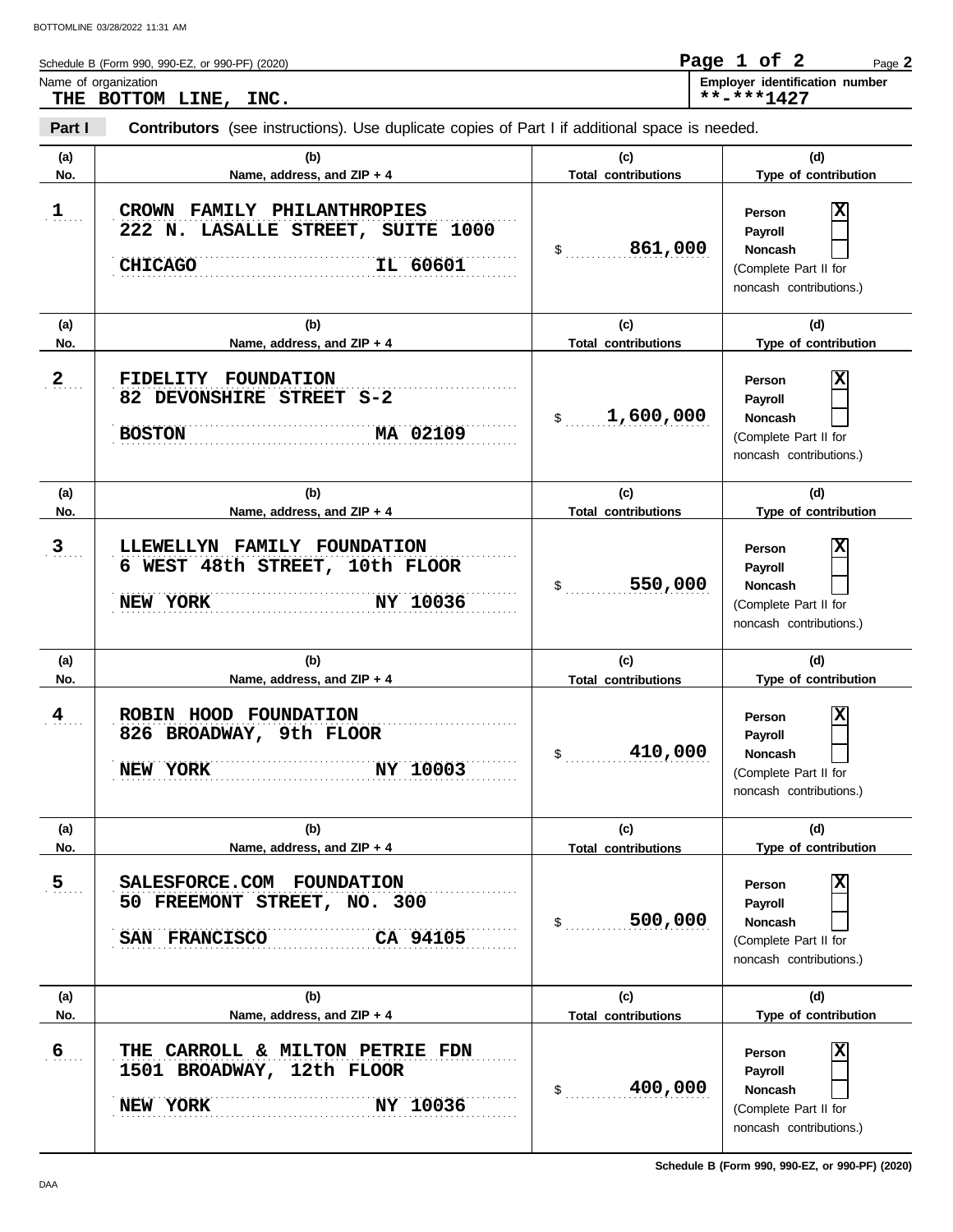Schedule B (Form 990, 990-EZ, or 990-PF) (2020)

Name of organization: **THE BOTTOM LINE, INC.**

Employer identification number: **\*\*-\*\*\*1427**

**Part I** **Contributors** (see instructions). Use duplicate copies of Part I if additional space is needed.

| (a) No. | (b) Name, address, and ZIP + 4 | (c) Total contributions | (d) Type of contribution |
|---|---|---|---|
| 1 | CROWN FAMILY PHILANTHROPIES<br>222 N. LASALLE STREET, SUITE 1000<br>CHICAGO IL 60601 | $ 861,000 | Person [X]<br>Payroll [ ]<br>Noncash [ ]<br>(Complete Part II for noncash contributions.) |
| 2 | FIDELITY FOUNDATION<br>82 DEVONSHIRE STREET S-2<br>BOSTON MA 02109 | $ 1,600,000 | Person [X]<br>Payroll [ ]<br>Noncash [ ]<br>(Complete Part II for noncash contributions.) |
| 3 | LLEWELLYN FAMILY FOUNDATION<br>6 WEST 48th STREET, 10th FLOOR<br>NEW YORK NY 10036 | $ 550,000 | Person [X]<br>Payroll [ ]<br>Noncash [ ]<br>(Complete Part II for noncash contributions.) |
| 4 | ROBIN HOOD FOUNDATION<br>826 BROADWAY, 9th FLOOR<br>NEW YORK NY 10003 | $ 410,000 | Person [X]<br>Payroll [ ]<br>Noncash [ ]<br>(Complete Part II for noncash contributions.) |
| 5 | SALESFORCE.COM FOUNDATION<br>50 FREEMONT STREET, NO. 300<br>SAN FRANCISCO CA 94105 | $ 500,000 | Person [X]<br>Payroll [ ]<br>Noncash [ ]<br>(Complete Part II for noncash contributions.) |
| 6 | THE CARROLL & MILTON PETRIE FDN<br>1501 BROADWAY, 12th FLOOR<br>NEW YORK NY 10036 | $ 400,000 | Person [X]<br>Payroll [ ]<br>Noncash [ ]<br>(Complete Part II for noncash contributions.) |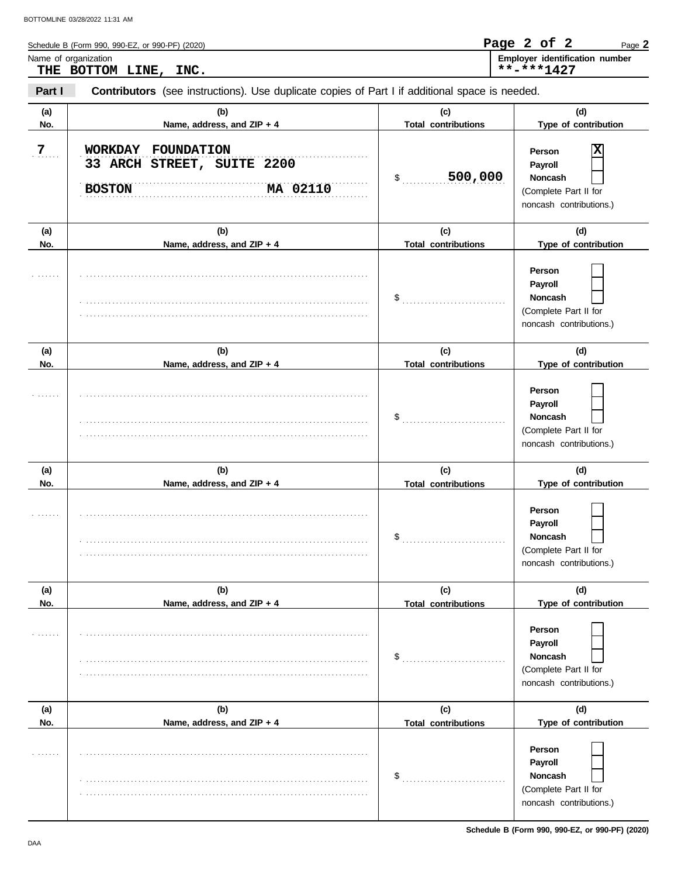Schedule B (Form 990, 990-EZ, or 990-PF) (2020)

Name of organization: **THE BOTTOM LINE, INC.**

Employer identification number: **\*\*-\*\*\*1427**

**Part I** **Contributors** (see instructions). Use duplicate copies of Part I if additional space is needed.

| (a) No. | (b) Name, address, and ZIP + 4 | (c) Total contributions | (d) Type of contribution |
|---|---|---|---|
| 7 | WORKDAY FOUNDATION<br>33 ARCH STREET, SUITE 2200<br>BOSTON MA 02110 | $ 500,000 | Person [X]<br>Payroll [ ]<br>Noncash [ ]<br>(Complete Part II for noncash contributions.) |
| | | $ | Person [ ]<br>Payroll [ ]<br>Noncash [ ]<br>(Complete Part II for noncash contributions.) |
| | | $ | Person [ ]<br>Payroll [ ]<br>Noncash [ ]<br>(Complete Part II for noncash contributions.) |
| | | $ | Person [ ]<br>Payroll [ ]<br>Noncash [ ]<br>(Complete Part II for noncash contributions.) |
| | | $ | Person [ ]<br>Payroll [ ]<br>Noncash [ ]<br>(Complete Part II for noncash contributions.) |
| | | $ | Person [ ]<br>Payroll [ ]<br>Noncash [ ]<br>(Complete Part II for noncash contributions.) |

Schedule B (Form 990, 990-EZ, or 990-PF) (2020)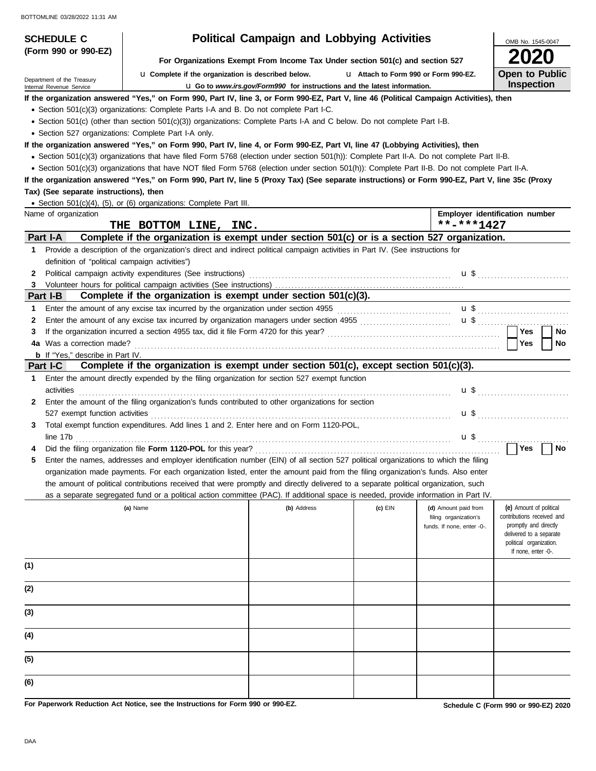# SCHEDULE C (Form 990 or 990-EZ)

Department of the Treasury
Internal Revenue Service

## Political Campaign and Lobbying Activities

**For Organizations Exempt From Income Tax Under section 501(c) and section 527**

u Complete if the organization is described below. u Attach to Form 990 or Form 990-EZ.

u Go to *www.irs.gov/Form990* for instructions and the latest information.

OMB No. 1545-0047

**2020**

**Open to Public Inspection**

**If the organization answered "Yes," on Form 990, Part IV, line 3, or Form 990-EZ, Part V, line 46 (Political Campaign Activities), then**

- Section 501(c)(3) organizations: Complete Parts I-A and B. Do not complete Part I-C.
- Section 501(c) (other than section 501(c)(3)) organizations: Complete Parts I-A and C below. Do not complete Part I-B.
- Section 527 organizations: Complete Part I-A only.

**If the organization answered "Yes," on Form 990, Part IV, line 4, or Form 990-EZ, Part VI, line 47 (Lobbying Activities), then**

- Section 501(c)(3) organizations that have filed Form 5768 (election under section 501(h)): Complete Part II-A. Do not complete Part II-B.
- Section 501(c)(3) organizations that have NOT filed Form 5768 (election under section 501(h)): Complete Part II-B. Do not complete Part II-A.

**If the organization answered "Yes," on Form 990, Part IV, line 5 (Proxy Tax) (See separate instructions) or Form 990-EZ, Part V, line 35c (Proxy Tax) (See separate instructions), then**

- Section 501(c)(4), (5), or (6) organizations: Complete Part III.

| Name of organization | Employer identification number |
|---|---|
| THE BOTTOM LINE, INC. | **-***1427 |

### Part I-A — Complete if the organization is exempt under section 501(c) or is a section 527 organization.

1. Provide a description of the organization's direct and indirect political campaign activities in Part IV. (See instructions for definition of "political campaign activities")
2. Political campaign activity expenditures (See instructions) u $
3. Volunteer hours for political campaign activities (See instructions)

### Part I-B — Complete if the organization is exempt under section 501(c)(3).

1. Enter the amount of any excise tax incurred by the organization under section 4955 u $
2. Enter the amount of any excise tax incurred by organization managers under section 4955 u $
3. If the organization incurred a section 4955 tax, did it file Form 4720 for this year? Yes No

4a. Was a correction made? Yes No

b. If "Yes," describe in Part IV.

### Part I-C — Complete if the organization is exempt under section 501(c), except section 501(c)(3).

1. Enter the amount directly expended by the filing organization for section 527 exempt function activities u $
2. Enter the amount of the filing organization's funds contributed to other organizations for section 527 exempt function activities u $
3. Total exempt function expenditures. Add lines 1 and 2. Enter here and on Form 1120-POL, line 17b u $
4. Did the filing organization file **Form 1120-POL** for this year? Yes No
5. Enter the names, addresses and employer identification number (EIN) of all section 527 political organizations to which the filing organization made payments. For each organization listed, enter the amount paid from the filing organization's funds. Also enter the amount of political contributions received that were promptly and directly delivered to a separate political organization, such as a separate segregated fund or a political action committee (PAC). If additional space is needed, provide information in Part IV.

| | (a) Name | (b) Address | (c) EIN | (d) Amount paid from filing organization's funds. If none, enter -0-. | (e) Amount of political contributions received and promptly and directly delivered to a separate political organization. If none, enter -0-. |
|---|---|---|---|---|---|
| (1) | | | | | |
| (2) | | | | | |
| (3) | | | | | |
| (4) | | | | | |
| (5) | | | | | |
| (6) | | | | | |

**For Paperwork Reduction Act Notice, see the Instructions for Form 990 or 990-EZ.**

**Schedule C (Form 990 or 990-EZ) 2020**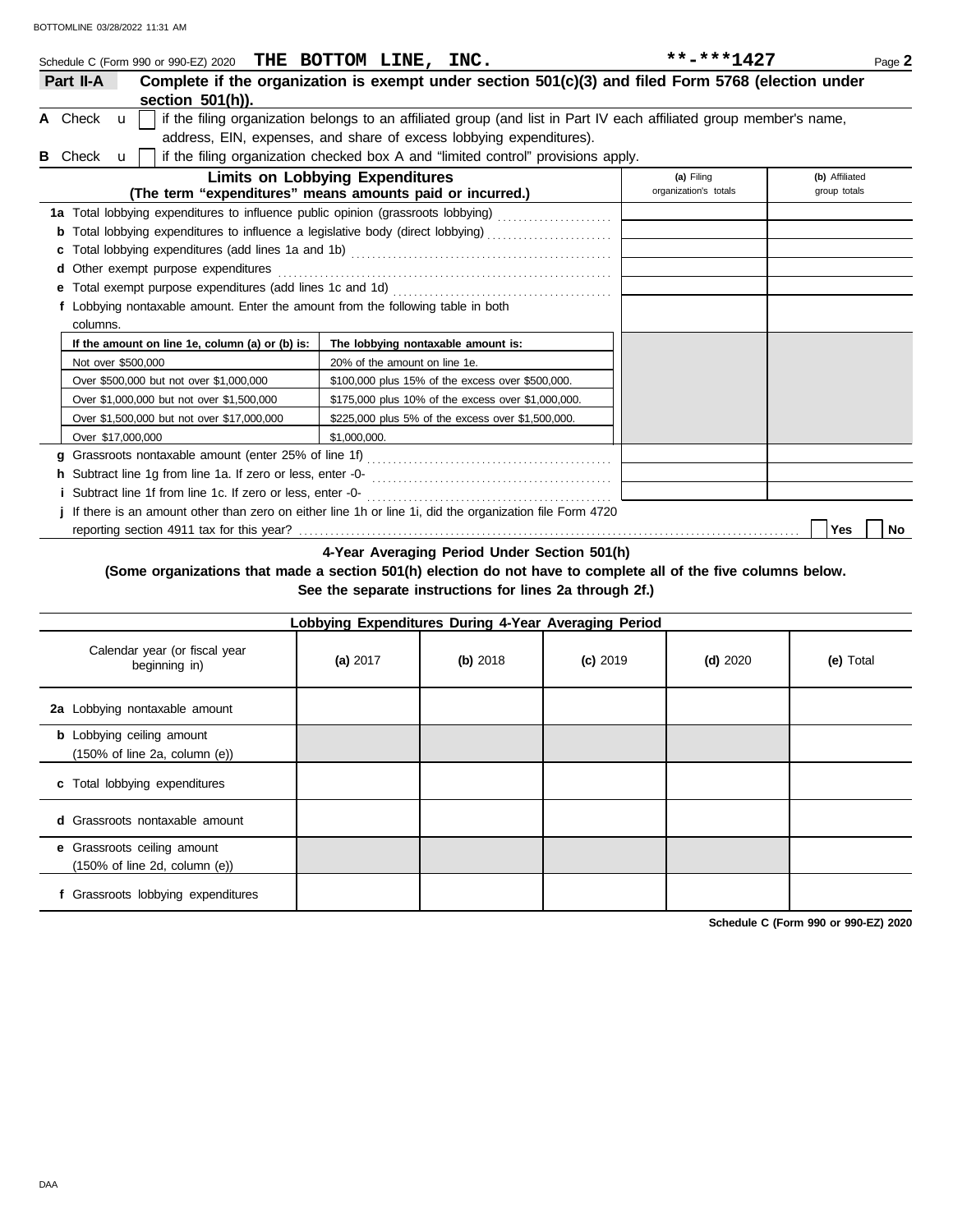Schedule C (Form 990 or 990-EZ) 2020 **THE BOTTOM LINE, INC.** **-***1427 Page **2**

## Part II-A Complete if the organization is exempt under section 501(c)(3) and filed Form 5768 (election under section 501(h)).

**A** Check u [ ] if the filing organization belongs to an affiliated group (and list in Part IV each affiliated group member's name, address, EIN, expenses, and share of excess lobbying expenditures).

**B** Check u [ ] if the filing organization checked box A and "limited control" provisions apply.

| **Limits on Lobbying Expenditures** (The term "expenditures" means amounts paid or incurred.) | **(a)** Filing organization's totals | **(b)** Affiliated group totals |
|---|---|---|
| **1a** Total lobbying expenditures to influence public opinion (grassroots lobbying) | | |
| **b** Total lobbying expenditures to influence a legislative body (direct lobbying) | | |
| **c** Total lobbying expenditures (add lines 1a and 1b) | | |
| **d** Other exempt purpose expenditures | | |
| **e** Total exempt purpose expenditures (add lines 1c and 1d) | | |
| **f** Lobbying nontaxable amount. Enter the amount from the following table in both columns. | | |

| If the amount on line 1e, column (a) or (b) is: | The lobbying nontaxable amount is: |
|---|---|
| Not over $500,000 | 20% of the amount on line 1e. |
| Over $500,000 but not over $1,000,000 | $100,000 plus 15% of the excess over $500,000. |
| Over $1,000,000 but not over $1,500,000 | $175,000 plus 10% of the excess over $1,000,000. |
| Over $1,500,000 but not over $17,000,000 | $225,000 plus 5% of the excess over $1,500,000. |
| Over $17,000,000 | $1,000,000. |

| | (a) | (b) |
|---|---|---|
| **g** Grassroots nontaxable amount (enter 25% of line 1f) | | |
| **h** Subtract line 1g from line 1a. If zero or less, enter -0- | | |
| **i** Subtract line 1f from line 1c. If zero or less, enter -0- | | |

**j** If there is an amount other than zero on either line 1h or line 1i, did the organization file Form 4720 reporting section 4911 tax for this year? [ ] Yes [ ] No

### 4-Year Averaging Period Under Section 501(h)

**(Some organizations that made a section 501(h) election do not have to complete all of the five columns below. See the separate instructions for lines 2a through 2f.)**

| **Lobbying Expenditures During 4-Year Averaging Period** | | | | | |
|---|---|---|---|---|---|
| Calendar year (or fiscal year beginning in) | **(a)** 2017 | **(b)** 2018 | **(c)** 2019 | **(d)** 2020 | **(e)** Total |
| **2a** Lobbying nontaxable amount | | | | | |
| **b** Lobbying ceiling amount (150% of line 2a, column (e)) | | | | | |
| **c** Total lobbying expenditures | | | | | |
| **d** Grassroots nontaxable amount | | | | | |
| **e** Grassroots ceiling amount (150% of line 2d, column (e)) | | | | | |
| **f** Grassroots lobbying expenditures | | | | | |

**Schedule C (Form 990 or 990-EZ) 2020**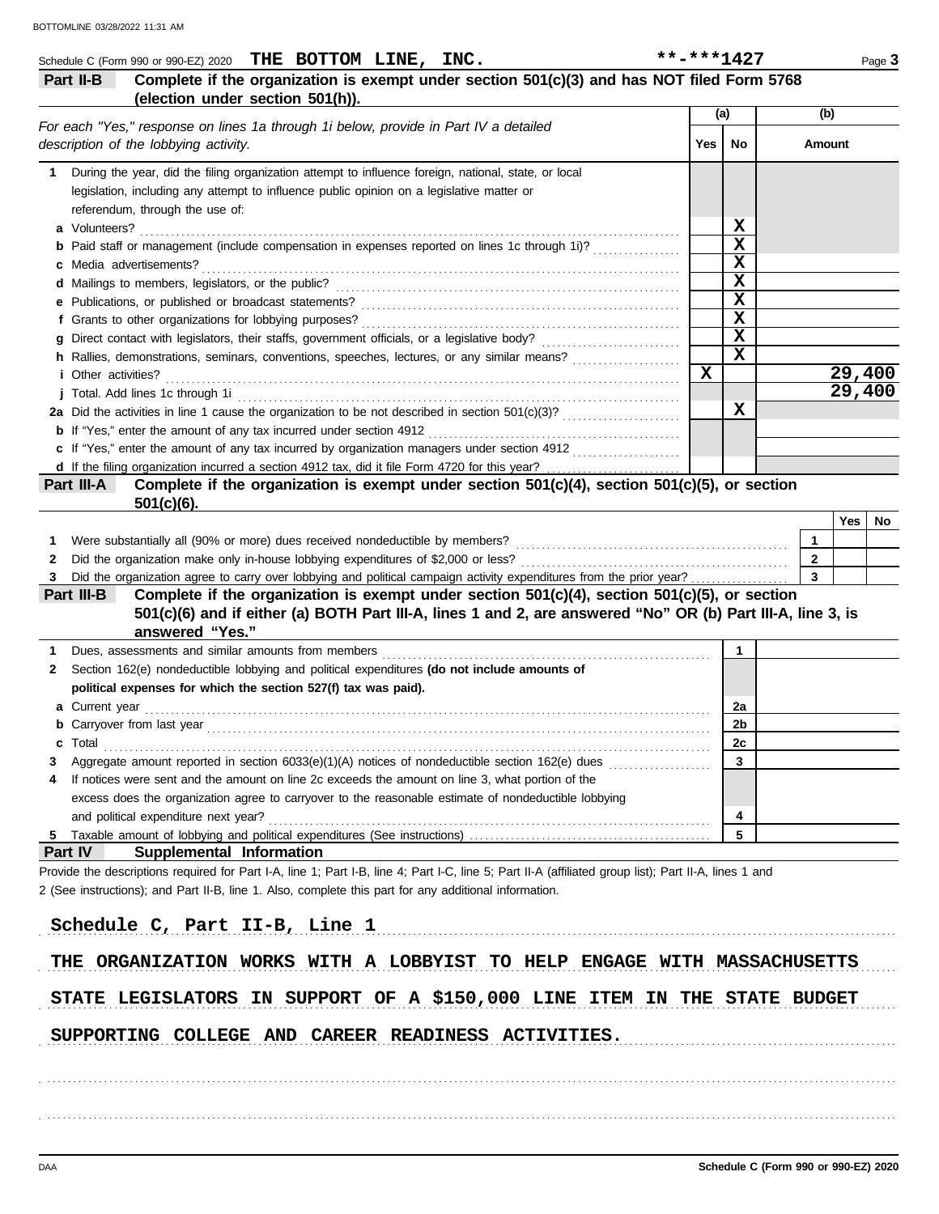Schedule C (Form 990 or 990-EZ) 2020 **THE BOTTOM LINE, INC.** **-***1427

## Part II-B Complete if the organization is exempt under section 501(c)(3) and has NOT filed Form 5768 (election under section 501(h)).

| For each "Yes," response on lines 1a through 1i below, provide in Part IV a detailed description of the lobbying activity. | (a) Yes | (a) No | (b) Amount |
|---|---|---|---|
| **1** During the year, did the filing organization attempt to influence foreign, national, state, or local legislation, including any attempt to influence public opinion on a legislative matter or referendum, through the use of: | | | |
| **a** Volunteers? | | X | |
| **b** Paid staff or management (include compensation in expenses reported on lines 1c through 1i)? | | X | |
| **c** Media advertisements? | | X | |
| **d** Mailings to members, legislators, or the public? | | X | |
| **e** Publications, or published or broadcast statements? | | X | |
| **f** Grants to other organizations for lobbying purposes? | | X | |
| **g** Direct contact with legislators, their staffs, government officials, or a legislative body? | | X | |
| **h** Rallies, demonstrations, seminars, conventions, speeches, lectures, or any similar means? | | X | |
| **i** Other activities? | X | | 29,400 |
| **j** Total. Add lines 1c through 1i | | | 29,400 |
| **2a** Did the activities in line 1 cause the organization to be not described in section 501(c)(3)? | | X | |
| **b** If "Yes," enter the amount of any tax incurred under section 4912 | | | |
| **c** If "Yes," enter the amount of any tax incurred by organization managers under section 4912 | | | |
| **d** If the filing organization incurred a section 4912 tax, did it file Form 4720 for this year? | | | |

## Part III-A Complete if the organization is exempt under section 501(c)(4), section 501(c)(5), or section 501(c)(6).

| | | Yes | No |
|---|---|---|---|
| **1** Were substantially all (90% or more) dues received nondeductible by members? | 1 | | |
| **2** Did the organization make only in-house lobbying expenditures of $2,000 or less? | 2 | | |
| **3** Did the organization agree to carry over lobbying and political campaign activity expenditures from the prior year? | 3 | | |

## Part III-B Complete if the organization is exempt under section 501(c)(4), section 501(c)(5), or section 501(c)(6) and if either (a) BOTH Part III-A, lines 1 and 2, are answered "No" OR (b) Part III-A, line 3, is answered "Yes."

| | | |
|---|---|---|
| **1** Dues, assessments and similar amounts from members | 1 | |
| **2** Section 162(e) nondeductible lobbying and political expenditures **(do not include amounts of political expenses for which the section 527(f) tax was paid).** | | |
| **a** Current year | 2a | |
| **b** Carryover from last year | 2b | |
| **c** Total | 2c | |
| **3** Aggregate amount reported in section 6033(e)(1)(A) notices of nondeductible section 162(e) dues | 3 | |
| **4** If notices were sent and the amount on line 2c exceeds the amount on line 3, what portion of the excess does the organization agree to carryover to the reasonable estimate of nondeductible lobbying and political expenditure next year? | 4 | |
| **5** Taxable amount of lobbying and political expenditures (See instructions) | 5 | |

## Part IV Supplemental Information

Provide the descriptions required for Part I-A, line 1; Part I-B, line 4; Part I-C, line 5; Part II-A (affiliated group list); Part II-A, lines 1 and 2 (See instructions); and Part II-B, line 1. Also, complete this part for any additional information.

**Schedule C, Part II-B, Line 1**

THE ORGANIZATION WORKS WITH A LOBBYIST TO HELP ENGAGE WITH MASSACHUSETTS STATE LEGISLATORS IN SUPPORT OF A $150,000 LINE ITEM IN THE STATE BUDGET SUPPORTING COLLEGE AND CAREER READINESS ACTIVITIES.

Schedule C (Form 990 or 990-EZ) 2020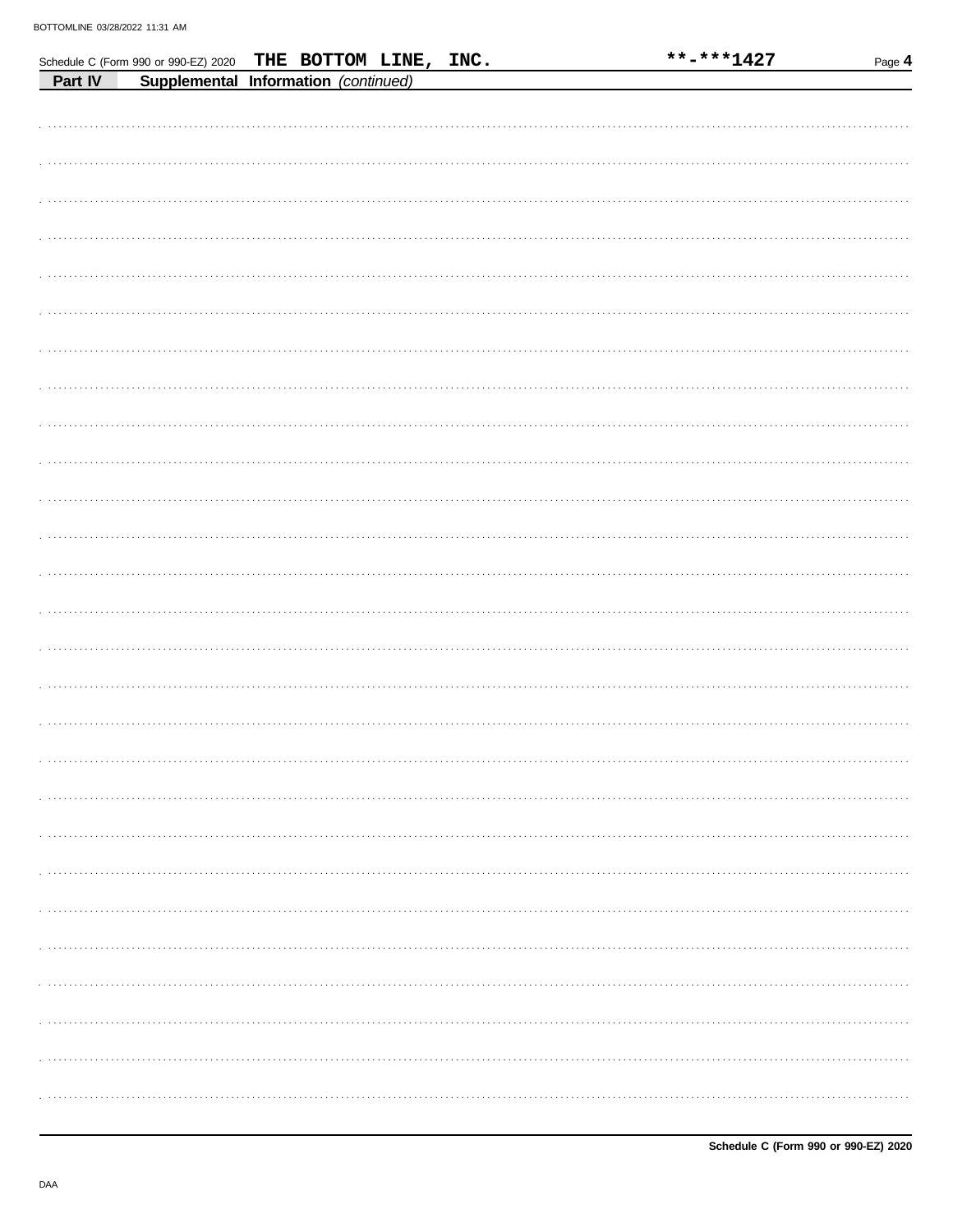Schedule C (Form 990 or 990-EZ) 2020 **THE BOTTOM LINE, INC.** **\*\*-\*\*\*1427**

**Part IV** **Supplemental Information** *(continued)*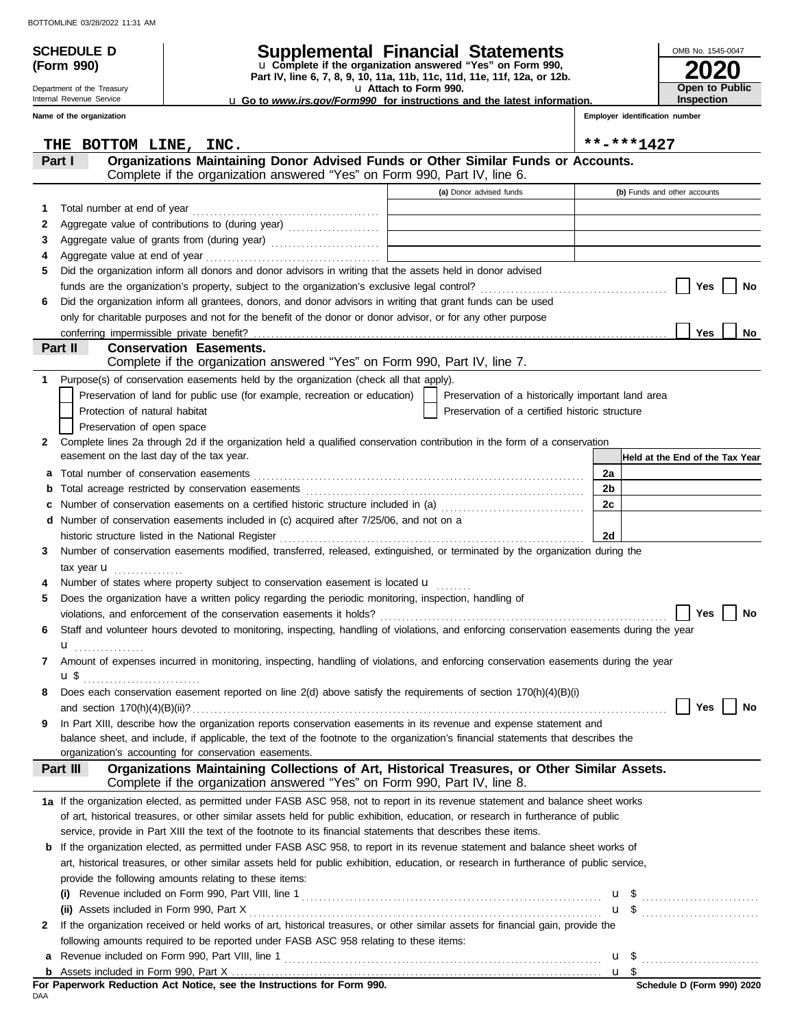**SCHEDULE D (Form 990)**

Department of the Treasury
Internal Revenue Service

# Supplemental Financial Statements

u Complete if the organization answered "Yes" on Form 990, Part IV, line 6, 7, 8, 9, 10, 11a, 11b, 11c, 11d, 11e, 11f, 12a, or 12b.
u Attach to Form 990.
u Go to *www.irs.gov/Form990* for instructions and the latest information.

OMB No. 1545-0047
**2020**
**Open to Public Inspection**

Name of the organization: THE BOTTOM LINE, INC.

Employer identification number: **-***1427

## Part I Organizations Maintaining Donor Advised Funds or Other Similar Funds or Accounts.
Complete if the organization answered "Yes" on Form 990, Part IV, line 6.

| | | (a) Donor advised funds | (b) Funds and other accounts |
|---|---|---|---|
| 1 | Total number at end of year | | |
| 2 | Aggregate value of contributions to (during year) | | |
| 3 | Aggregate value of grants from (during year) | | |
| 4 | Aggregate value at end of year | | |

5 Did the organization inform all donors and donor advisors in writing that the assets held in donor advised funds are the organization's property, subject to the organization's exclusive legal control? Yes No

6 Did the organization inform all grantees, donors, and donor advisors in writing that grant funds can be used only for charitable purposes and not for the benefit of the donor or donor advisor, or for any other purpose conferring impermissible private benefit? Yes No

## Part II Conservation Easements.
Complete if the organization answered "Yes" on Form 990, Part IV, line 7.

1 Purpose(s) of conservation easements held by the organization (check all that apply).
- Preservation of land for public use (for example, recreation or education)
- Protection of natural habitat
- Preservation of open space
- Preservation of a historically important land area
- Preservation of a certified historic structure

2 Complete lines 2a through 2d if the organization held a qualified conservation contribution in the form of a conservation easement on the last day of the tax year.

| | | | Held at the End of the Tax Year |
|---|---|---|---|
| a | Total number of conservation easements | 2a | |
| b | Total acreage restricted by conservation easements | 2b | |
| c | Number of conservation easements on a certified historic structure included in (a) | 2c | |
| d | Number of conservation easements included in (c) acquired after 7/25/06, and not on a historic structure listed in the National Register | 2d | |

3 Number of conservation easements modified, transferred, released, extinguished, or terminated by the organization during the tax year u

4 Number of states where property subject to conservation easement is located u

5 Does the organization have a written policy regarding the periodic monitoring, inspection, handling of violations, and enforcement of the conservation easements it holds? Yes No

6 Staff and volunteer hours devoted to monitoring, inspecting, handling of violations, and enforcing conservation easements during the year u

7 Amount of expenses incurred in monitoring, inspecting, handling of violations, and enforcing conservation easements during the year u $

8 Does each conservation easement reported on line 2(d) above satisfy the requirements of section 170(h)(4)(B)(i) and section 170(h)(4)(B)(ii)? Yes No

9 In Part XIII, describe how the organization reports conservation easements in its revenue and expense statement and balance sheet, and include, if applicable, the text of the footnote to the organization's financial statements that describes the organization's accounting for conservation easements.

## Part III Organizations Maintaining Collections of Art, Historical Treasures, or Other Similar Assets.
Complete if the organization answered "Yes" on Form 990, Part IV, line 8.

1a If the organization elected, as permitted under FASB ASC 958, not to report in its revenue statement and balance sheet works of art, historical treasures, or other similar assets held for public exhibition, education, or research in furtherance of public service, provide in Part XIII the text of the footnote to its financial statements that describes these items.

b If the organization elected, as permitted under FASB ASC 958, to report in its revenue statement and balance sheet works of art, historical treasures, or other similar assets held for public exhibition, education, or research in furtherance of public service, provide the following amounts relating to these items:

(i) Revenue included on Form 990, Part VIII, line 1 u $

(ii) Assets included in Form 990, Part X u $

2 If the organization received or held works of art, historical treasures, or other similar assets for financial gain, provide the following amounts required to be reported under FASB ASC 958 relating to these items:

a Revenue included on Form 990, Part VIII, line 1 u $

b Assets included in Form 990, Part X u $

**For Paperwork Reduction Act Notice, see the Instructions for Form 990.**

Schedule D (Form 990) 2020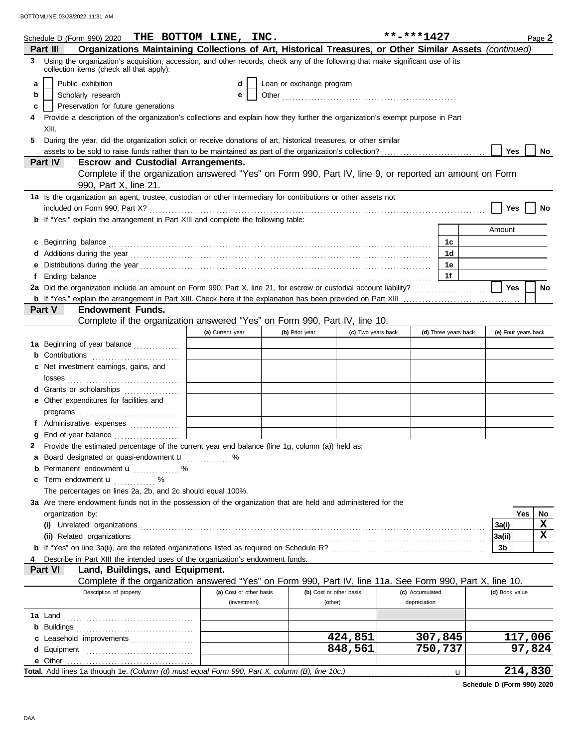Schedule D (Form 990) 2020 **THE BOTTOM LINE, INC.** **-***1427 Page **2**

## Part III Organizations Maintaining Collections of Art, Historical Treasures, or Other Similar Assets *(continued)*

**3** Using the organization's acquisition, accession, and other records, check any of the following that make significant use of its collection items (check all that apply):

- **a** ☐ Public exhibition
- **b** ☐ Scholarly research
- **c** ☐ Preservation for future generations
- **d** ☐ Loan or exchange program
- **e** ☐ Other ..........

**4** Provide a description of the organization's collections and explain how they further the organization's exempt purpose in Part XIII.

**5** During the year, did the organization solicit or receive donations of art, historical treasures, or other similar assets to be sold to raise funds rather than to be maintained as part of the organization's collection? ☐ Yes ☐ No

## Part IV Escrow and Custodial Arrangements.

Complete if the organization answered "Yes" on Form 990, Part IV, line 9, or reported an amount on Form 990, Part X, line 21.

**1a** Is the organization an agent, trustee, custodian or other intermediary for contributions or other assets not included on Form 990, Part X? ☐ Yes ☐ No

**b** If "Yes," explain the arrangement in Part XIII and complete the following table:

| | | Amount |
|---|---|---|
| **c** Beginning balance | 1c | |
| **d** Additions during the year | 1d | |
| **e** Distributions during the year | 1e | |
| **f** Ending balance | 1f | |

**2a** Did the organization include an amount on Form 990, Part X, line 21, for escrow or custodial account liability? ☐ Yes ☐ No

**b** If "Yes," explain the arrangement in Part XIII. Check here if the explanation has been provided on Part XIII ☐

## Part V Endowment Funds.

Complete if the organization answered "Yes" on Form 990, Part IV, line 10.

| | (a) Current year | (b) Prior year | (c) Two years back | (d) Three years back | (e) Four years back |
|---|---|---|---|---|---|
| **1a** Beginning of year balance | | | | | |
| **b** Contributions | | | | | |
| **c** Net investment earnings, gains, and losses | | | | | |
| **d** Grants or scholarships | | | | | |
| **e** Other expenditures for facilities and programs | | | | | |
| **f** Administrative expenses | | | | | |
| **g** End of year balance | | | | | |

**2** Provide the estimated percentage of the current year end balance (line 1g, column (a)) held as:

- **a** Board designated or quasi-endowment u ..........%
- **b** Permanent endowment u ..........%
- **c** Term endowment u ..........%

The percentages on lines 2a, 2b, and 2c should equal 100%.

**3a** Are there endowment funds not in the possession of the organization that are held and administered for the organization by:

| | | Yes | No |
|---|---|---|---|
| **(i)** Unrelated organizations | 3a(i) | | X |
| **(ii)** Related organizations | 3a(ii) | | X |
| **b** If "Yes" on line 3a(ii), are the related organizations listed as required on Schedule R? | 3b | | |

**4** Describe in Part XIII the intended uses of the organization's endowment funds.

## Part VI Land, Buildings, and Equipment.

Complete if the organization answered "Yes" on Form 990, Part IV, line 11a. See Form 990, Part X, line 10.

| Description of property | (a) Cost or other basis (investment) | (b) Cost or other basis (other) | (c) Accumulated depreciation | (d) Book value |
|---|---|---|---|---|
| **1a** Land | | | | |
| **b** Buildings | | | | |
| **c** Leasehold improvements | | 424,851 | 307,845 | 117,006 |
| **d** Equipment | | 848,561 | 750,737 | 97,824 |
| **e** Other | | | | |
| **Total.** Add lines 1a through 1e. *(Column (d) must equal Form 990, Part X, column (B), line 10c.)* u | | | | 214,830 |

**Schedule D (Form 990) 2020**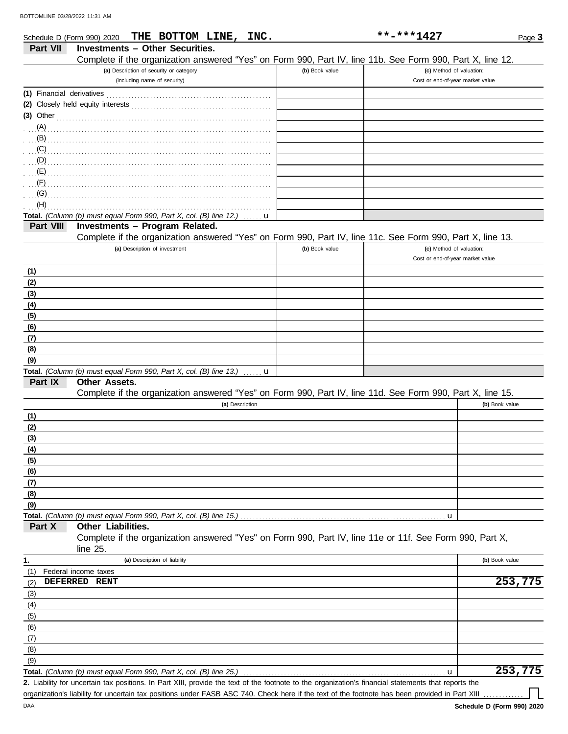Schedule D (Form 990) 2020 **THE BOTTOM LINE, INC.** **-***1427 Page **3**

## Part VII Investments – Other Securities.

Complete if the organization answered "Yes" on Form 990, Part IV, line 11b. See Form 990, Part X, line 12.

| (a) Description of security or category (including name of security) | (b) Book value | (c) Method of valuation: Cost or end-of-year market value |
|---|---|---|
| (1) Financial derivatives | | |
| (2) Closely held equity interests | | |
| (3) Other | | |
| (A) | | |
| (B) | | |
| (C) | | |
| (D) | | |
| (E) | | |
| (F) | | |
| (G) | | |
| (H) | | |
| **Total.** *(Column (b) must equal Form 990, Part X, col. (B) line 12.)* u | | |

## Part VIII Investments – Program Related.

Complete if the organization answered "Yes" on Form 990, Part IV, line 11c. See Form 990, Part X, line 13.

| (a) Description of investment | (b) Book value | (c) Method of valuation: Cost or end-of-year market value |
|---|---|---|
| (1) | | |
| (2) | | |
| (3) | | |
| (4) | | |
| (5) | | |
| (6) | | |
| (7) | | |
| (8) | | |
| (9) | | |
| **Total.** *(Column (b) must equal Form 990, Part X, col. (B) line 13.)* u | | |

## Part IX Other Assets.

Complete if the organization answered "Yes" on Form 990, Part IV, line 11d. See Form 990, Part X, line 15.

| (a) Description | (b) Book value |
|---|---|
| (1) | |
| (2) | |
| (3) | |
| (4) | |
| (5) | |
| (6) | |
| (7) | |
| (8) | |
| (9) | |
| **Total.** *(Column (b) must equal Form 990, Part X, col. (B) line 15.)* u | |

## Part X Other Liabilities.

Complete if the organization answered "Yes" on Form 990, Part IV, line 11e or 11f. See Form 990, Part X, line 25.

| 1. (a) Description of liability | (b) Book value |
|---|---|
| (1) Federal income taxes | |
| (2) DEFERRED RENT | 253,775 |
| (3) | |
| (4) | |
| (5) | |
| (6) | |
| (7) | |
| (8) | |
| (9) | |
| **Total.** *(Column (b) must equal Form 990, Part X, col. (B) line 25.)* u | 253,775 |

**2.** Liability for uncertain tax positions. In Part XIII, provide the text of the footnote to the organization's financial statements that reports the organization's liability for uncertain tax positions under FASB ASC 740. Check here if the text of the footnote has been provided in Part XIII ☐

DAA **Schedule D (Form 990) 2020**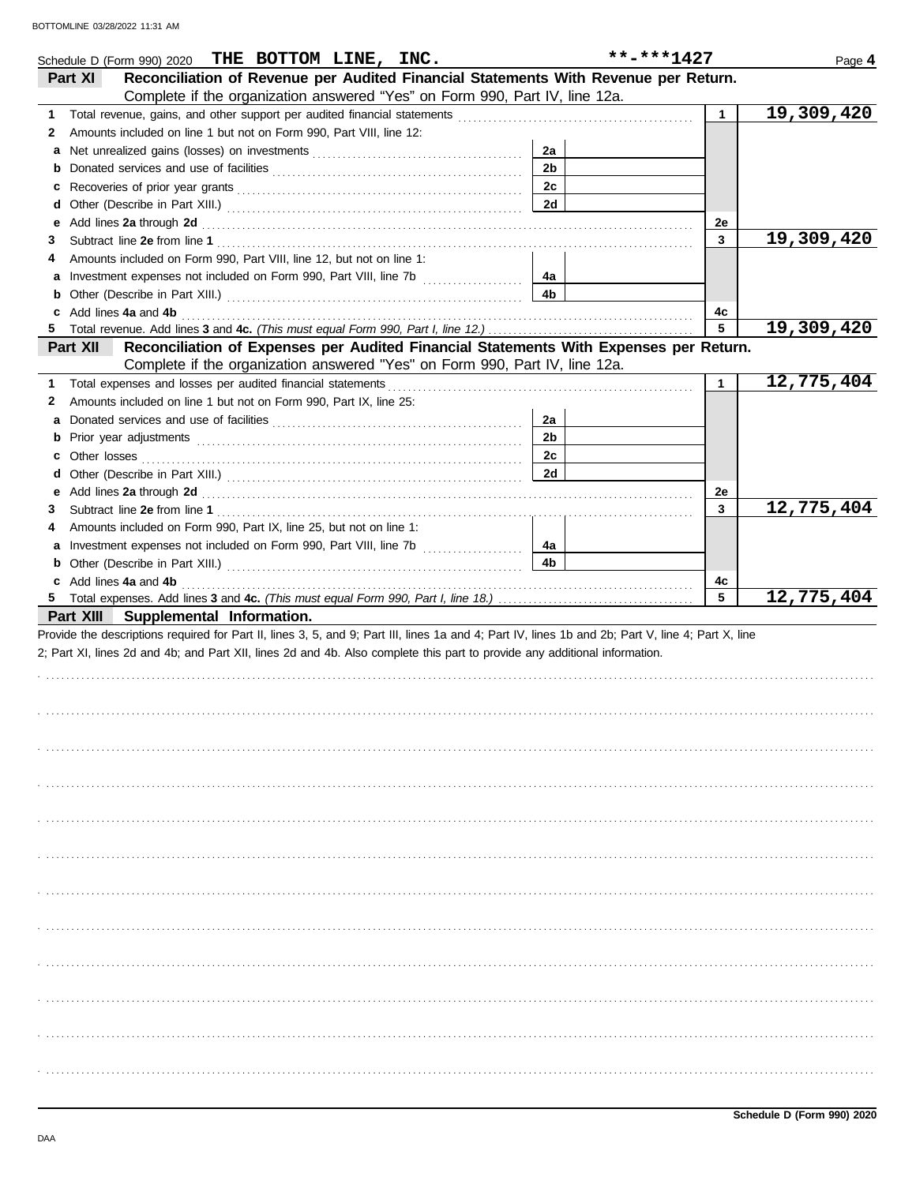Schedule D (Form 990) 2020 **THE BOTTOM LINE, INC.** **-***1427 Page **4**

## Part XI Reconciliation of Revenue per Audited Financial Statements With Revenue per Return.

Complete if the organization answered "Yes" on Form 990, Part IV, line 12a.

| | | | | | |
|---|---|---|---|---|---|
| **1** | Total revenue, gains, and other support per audited financial statements | | | 1 | 19,309,420 |
| **2** | Amounts included on line 1 but not on Form 990, Part VIII, line 12: | | | | |
| **a** | Net unrealized gains (losses) on investments | 2a | | | |
| **b** | Donated services and use of facilities | 2b | | | |
| **c** | Recoveries of prior year grants | 2c | | | |
| **d** | Other (Describe in Part XIII.) | 2d | | | |
| **e** | Add lines **2a** through **2d** | | | 2e | |
| **3** | Subtract line **2e** from line **1** | | | 3 | 19,309,420 |
| **4** | Amounts included on Form 990, Part VIII, line 12, but not on line 1: | | | | |
| **a** | Investment expenses not included on Form 990, Part VIII, line 7b | 4a | | | |
| **b** | Other (Describe in Part XIII.) | 4b | | | |
| **c** | Add lines **4a** and **4b** | | | 4c | |
| **5** | Total revenue. Add lines **3** and **4c.** *(This must equal Form 990, Part I, line 12.)* | | | 5 | 19,309,420 |

## Part XII Reconciliation of Expenses per Audited Financial Statements With Expenses per Return.

Complete if the organization answered "Yes" on Form 990, Part IV, line 12a.

| | | | | | |
|---|---|---|---|---|---|
| **1** | Total expenses and losses per audited financial statements | | | 1 | 12,775,404 |
| **2** | Amounts included on line 1 but not on Form 990, Part IX, line 25: | | | | |
| **a** | Donated services and use of facilities | 2a | | | |
| **b** | Prior year adjustments | 2b | | | |
| **c** | Other losses | 2c | | | |
| **d** | Other (Describe in Part XIII.) | 2d | | | |
| **e** | Add lines **2a** through **2d** | | | 2e | |
| **3** | Subtract line **2e** from line **1** | | | 3 | 12,775,404 |
| **4** | Amounts included on Form 990, Part IX, line 25, but not on line 1: | | | | |
| **a** | Investment expenses not included on Form 990, Part VIII, line 7b | 4a | | | |
| **b** | Other (Describe in Part XIII.) | 4b | | | |
| **c** | Add lines **4a** and **4b** | | | 4c | |
| **5** | Total expenses. Add lines **3** and **4c.** *(This must equal Form 990, Part I, line 18.)* | | | 5 | 12,775,404 |

## Part XIII Supplemental Information.

Provide the descriptions required for Part II, lines 3, 5, and 9; Part III, lines 1a and 4; Part IV, lines 1b and 2b; Part V, line 4; Part X, line 2; Part XI, lines 2d and 4b; and Part XII, lines 2d and 4b. Also complete this part to provide any additional information.

Schedule D (Form 990) 2020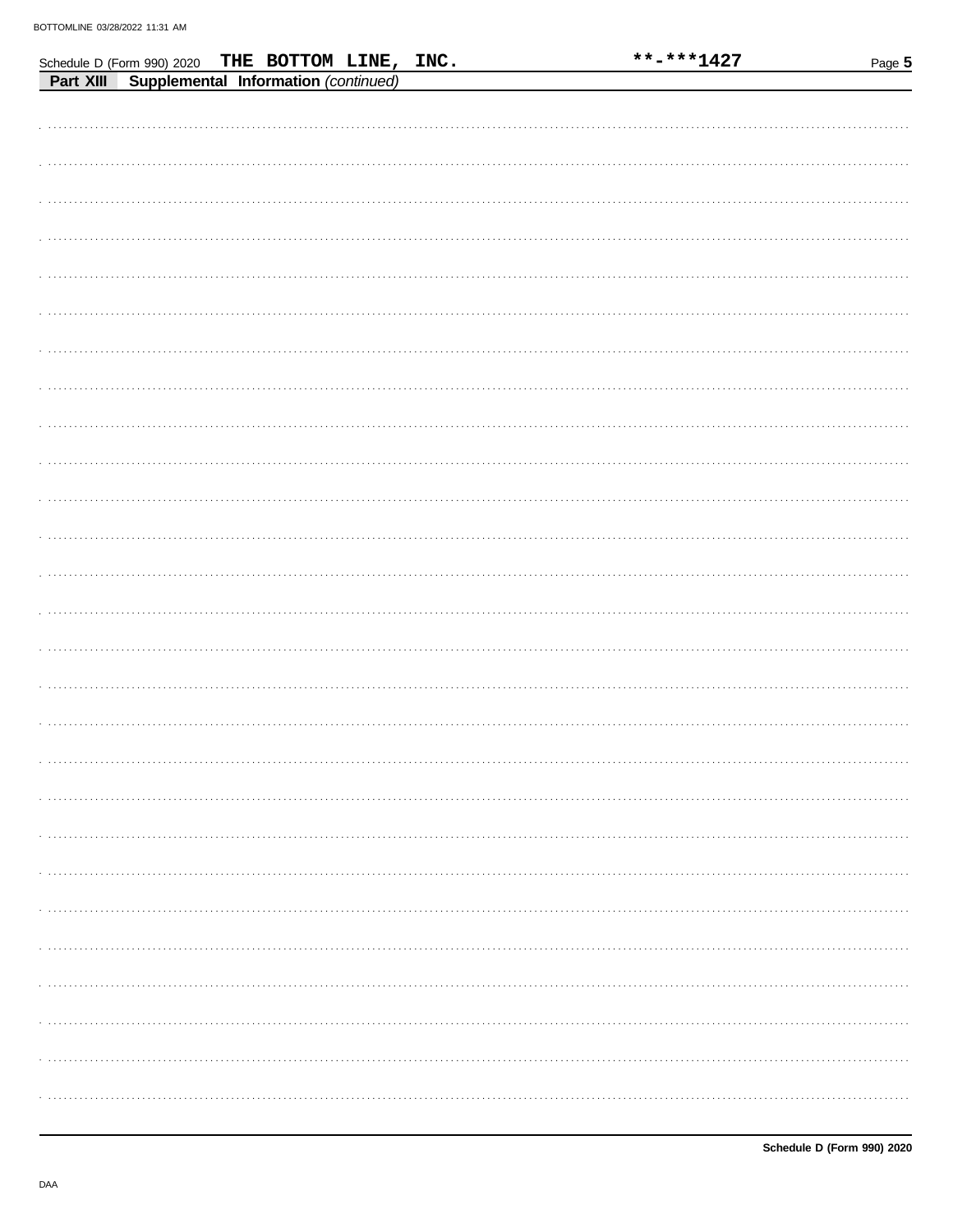Schedule D (Form 990) 2020 **THE BOTTOM LINE, INC.** **-***1427

**Part XIII** **Supplemental Information** *(continued)*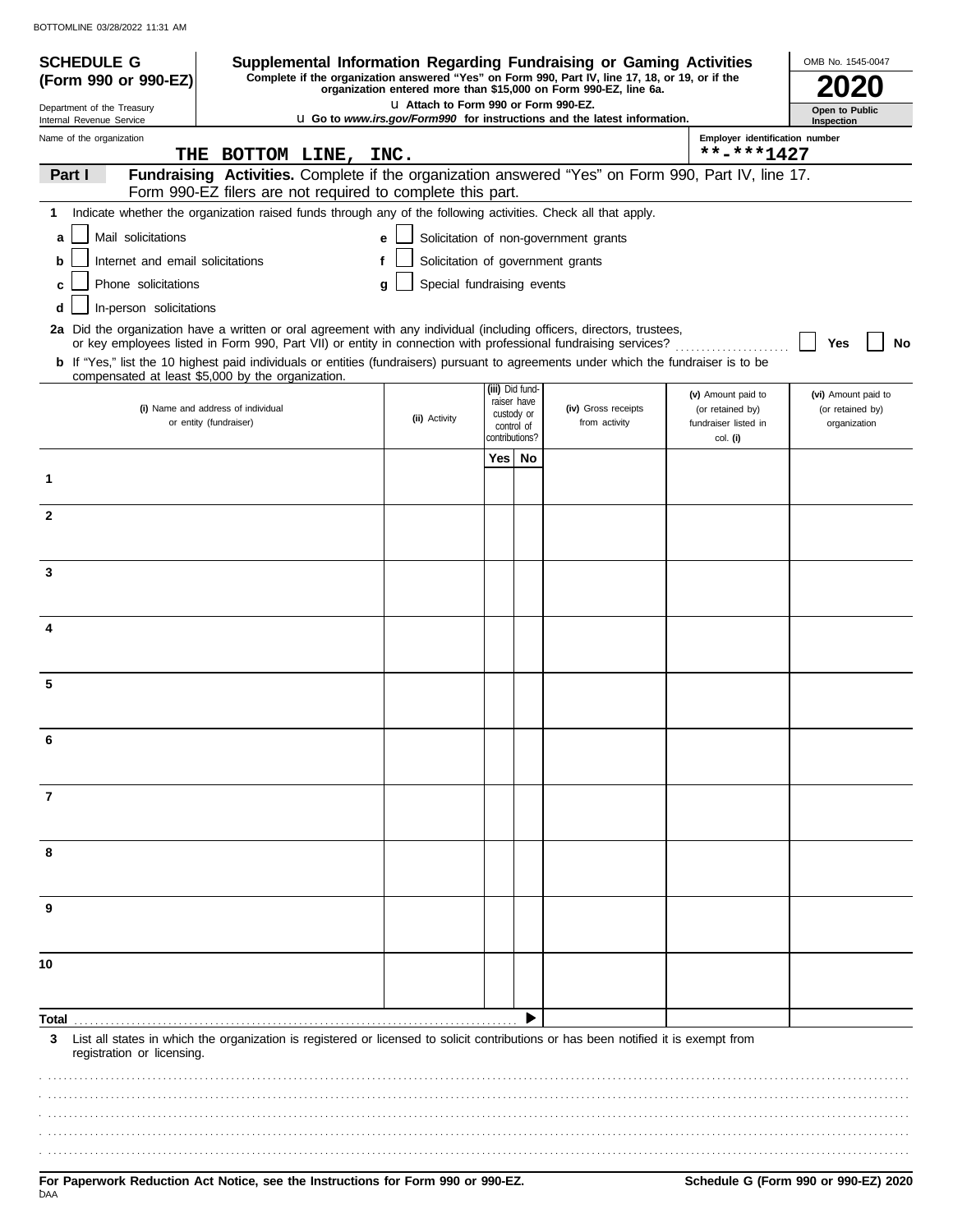BOTTOMLINE 03/28/2022 11:31 AM

**SCHEDULE G (Form 990 or 990-EZ)**

Department of the Treasury
Internal Revenue Service

# Supplemental Information Regarding Fundraising or Gaming Activities

**Complete if the organization answered "Yes" on Form 990, Part IV, line 17, 18, or 19, or if the organization entered more than $15,000 on Form 990-EZ, line 6a.**

u **Attach to Form 990 or Form 990-EZ.**

u **Go to *www.irs.gov/Form990* for instructions and the latest information.**

OMB No. 1545-0047

**2020**

**Open to Public Inspection**

Name of the organization: THE BOTTOM LINE, INC.

Employer identification number: **-***1427

**Part I** **Fundraising Activities.** Complete if the organization answered "Yes" on Form 990, Part IV, line 17. Form 990-EZ filers are not required to complete this part.

**1** Indicate whether the organization raised funds through any of the following activities. Check all that apply.

- **a** ☐ Mail solicitations
- **b** ☐ Internet and email solicitations
- **c** ☐ Phone solicitations
- **d** ☐ In-person solicitations
- **e** ☐ Solicitation of non-government grants
- **f** ☐ Solicitation of government grants
- **g** ☐ Special fundraising events

**2a** Did the organization have a written or oral agreement with any individual (including officers, directors, trustees, or key employees listed in Form 990, Part VII) or entity in connection with professional fundraising services? ☐ **Yes** ☐ **No**

**b** If "Yes," list the 10 highest paid individuals or entities (fundraisers) pursuant to agreements under which the fundraiser is to be compensated at least $5,000 by the organization.

| | (i) Name and address of individual or entity (fundraiser) | (ii) Activity | (iii) Did fund-raiser have custody or control of contributions? Yes | No | (iv) Gross receipts from activity | (v) Amount paid to (or retained by) fundraiser listed in col. (i) | (vi) Amount paid to (or retained by) organization |
|---|---|---|---|---|---|---|---|
| 1 | | | | | | | |
| 2 | | | | | | | |
| 3 | | | | | | | |
| 4 | | | | | | | |
| 5 | | | | | | | |
| 6 | | | | | | | |
| 7 | | | | | | | |
| 8 | | | | | | | |
| 9 | | | | | | | |
| 10 | | | | | | | |
| **Total** | | | | ▶ | | | |

**3** List all states in which the organization is registered or licensed to solicit contributions or has been notified it is exempt from registration or licensing.

**For Paperwork Reduction Act Notice, see the Instructions for Form 990 or 990-EZ.**

**Schedule G (Form 990 or 990-EZ) 2020**

DAA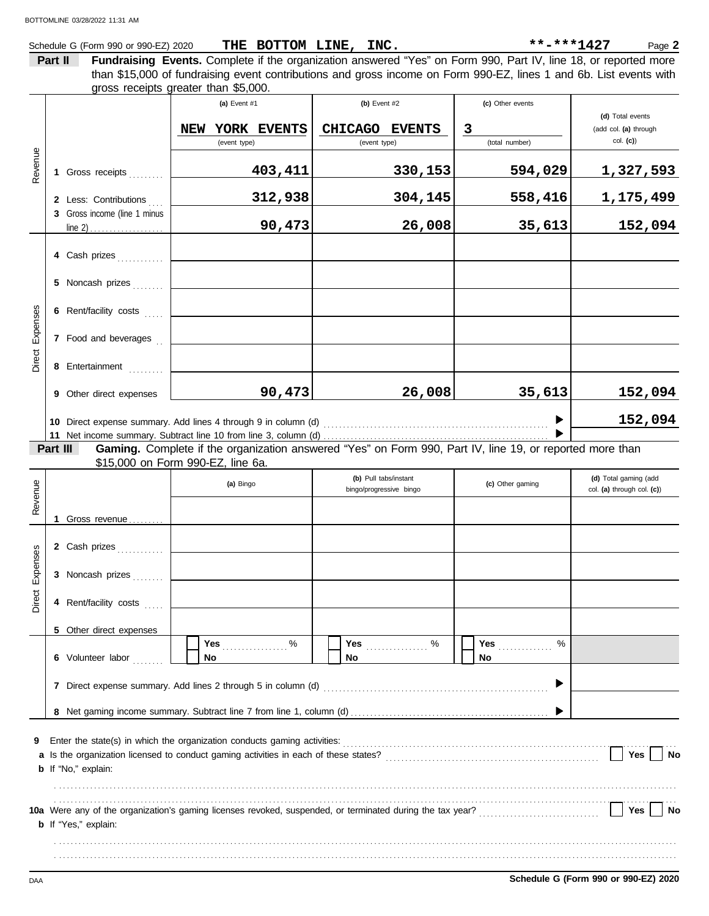Schedule G (Form 990 or 990-EZ) 2020 **THE BOTTOM LINE, INC.** **-***1427 Page **2**

**Part II** **Fundraising Events.** Complete if the organization answered "Yes" on Form 990, Part IV, line 18, or reported more than $15,000 of fundraising event contributions and gross income on Form 990-EZ, lines 1 and 6b. List events with gross receipts greater than $5,000.

| | | (a) Event #1 | (b) Event #2 | (c) Other events | (d) Total events (add col. (a) through col. (c)) |
|---|---|---|---|---|---|
| | | NEW YORK EVENTS (event type) | CHICAGO EVENTS (event type) | 3 (total number) | |
| Revenue | 1 Gross receipts | 403,411 | 330,153 | 594,029 | 1,327,593 |
| | 2 Less: Contributions | 312,938 | 304,145 | 558,416 | 1,175,499 |
| | 3 Gross income (line 1 minus line 2) | 90,473 | 26,008 | 35,613 | 152,094 |
| Direct Expenses | 4 Cash prizes | | | | |
| | 5 Noncash prizes | | | | |
| | 6 Rent/facility costs | | | | |
| | 7 Food and beverages | | | | |
| | 8 Entertainment | | | | |
| | 9 Other direct expenses | 90,473 | 26,008 | 35,613 | 152,094 |
| | 10 Direct expense summary. Add lines 4 through 9 in column (d) | | | | 152,094 |
| | 11 Net income summary. Subtract line 10 from line 3, column (d) | | | | |

**Part III** **Gaming.** Complete if the organization answered "Yes" on Form 990, Part IV, line 19, or reported more than $15,000 on Form 990-EZ, line 6a.

| | | (a) Bingo | (b) Pull tabs/instant bingo/progressive bingo | (c) Other gaming | (d) Total gaming (add col. (a) through col. (c)) |
|---|---|---|---|---|---|
| Revenue | 1 Gross revenue | | | | |
| Direct Expenses | 2 Cash prizes | | | | |
| | 3 Noncash prizes | | | | |
| | 4 Rent/facility costs | | | | |
| | 5 Other direct expenses | | | | |
| | 6 Volunteer labor | Yes ___ % No | Yes ___ % No | Yes ___ % No | |
| | 7 Direct expense summary. Add lines 2 through 5 in column (d) | | | | |
| | 8 Net gaming income summary. Subtract line 7 from line 1, column (d) | | | | |

**9** Enter the state(s) in which the organization conducts gaming activities:

**a** Is the organization licensed to conduct gaming activities in each of these states? Yes No

**b** If "No," explain:

**10a** Were any of the organization's gaming licenses revoked, suspended, or terminated during the tax year? Yes No

**b** If "Yes," explain:

**Schedule G (Form 990 or 990-EZ) 2020**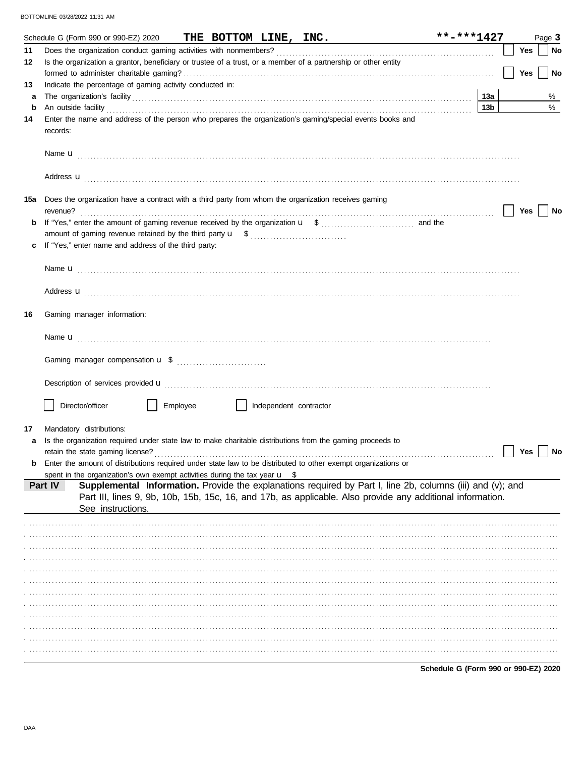Schedule G (Form 990 or 990-EZ) 2020 **THE BOTTOM LINE, INC.** **-***1427 Page **3**

**11** Does the organization conduct gaming activities with nonmembers? Yes No

**12** Is the organization a grantor, beneficiary or trustee of a trust, or a member of a partnership or other entity formed to administer charitable gaming? Yes No

**13** Indicate the percentage of gaming activity conducted in:

**a** The organization's facility **13a** %

**b** An outside facility **13b** %

**14** Enter the name and address of the person who prepares the organization's gaming/special events books and records:

Name u

Address u

**15a** Does the organization have a contract with a third party from whom the organization receives gaming revenue? Yes No

**b** If "Yes," enter the amount of gaming revenue received by the organization u $ and the amount of gaming revenue retained by the third party u $

**c** If "Yes," enter name and address of the third party:

Name u

Address u

**16** Gaming manager information:

Name u

Gaming manager compensation u $

Description of services provided u

Director/officer Employee Independent contractor

**17** Mandatory distributions:

**a** Is the organization required under state law to make charitable distributions from the gaming proceeds to retain the state gaming license? Yes No

**b** Enter the amount of distributions required under state law to be distributed to other exempt organizations or spent in the organization's own exempt activities during the tax year u $

**Part IV** **Supplemental Information.** Provide the explanations required by Part I, line 2b, columns (iii) and (v); and Part III, lines 9, 9b, 10b, 15b, 15c, 16, and 17b, as applicable. Also provide any additional information. See instructions.

**Schedule G (Form 990 or 990-EZ) 2020**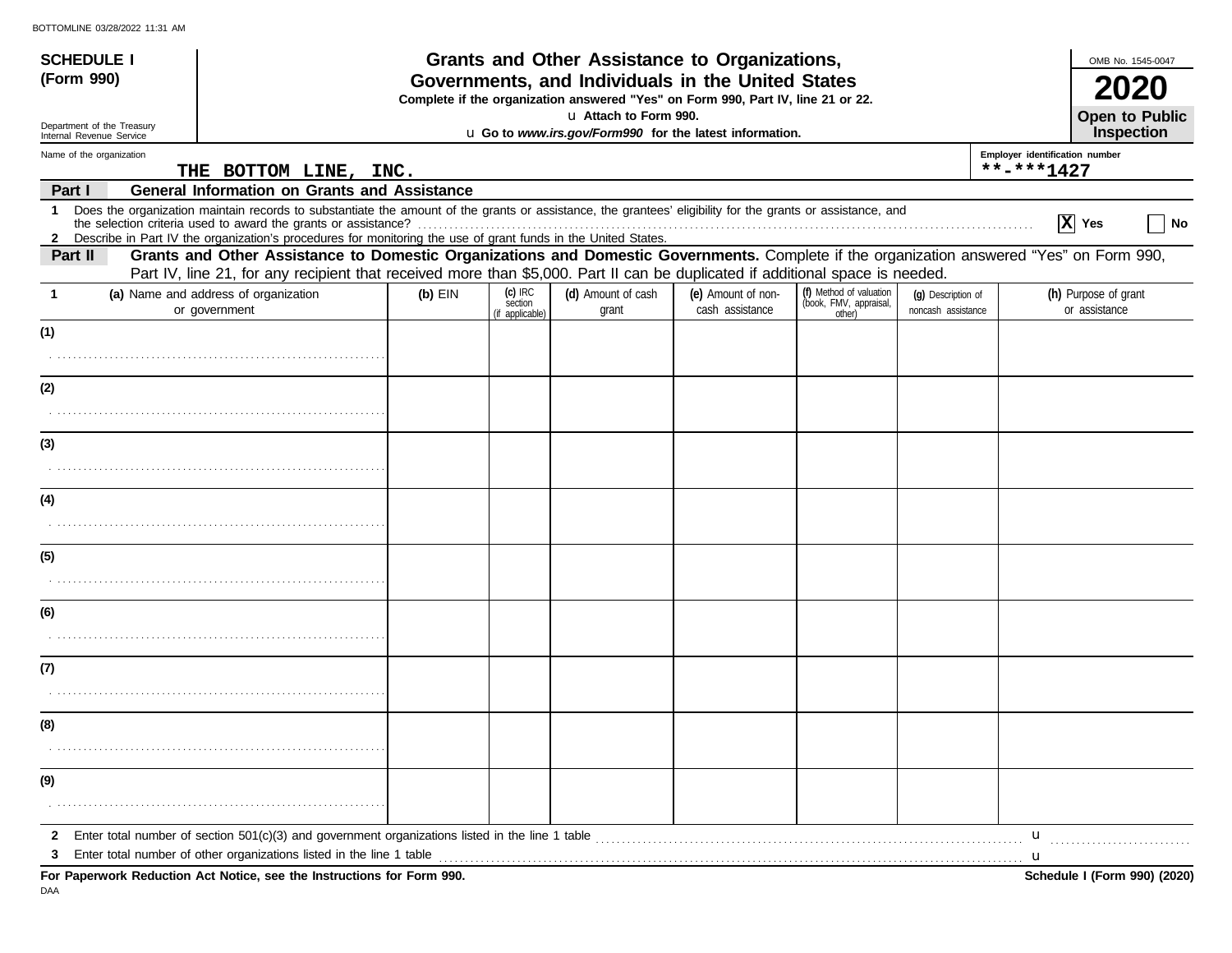**SCHEDULE I**
**(Form 990)**

Department of the Treasury
Internal Revenue Service

# Grants and Other Assistance to Organizations, Governments, and Individuals in the United States

**Complete if the organization answered "Yes" on Form 990, Part IV, line 21 or 22.**

u **Attach to Form 990.**

u **Go to *www.irs.gov/Form990* for the latest information.**

OMB No. 1545-0047

**2020**

**Open to Public Inspection**

Name of the organization: THE BOTTOM LINE, INC.

Employer identification number: **-***1427

## Part I General Information on Grants and Assistance

1 Does the organization maintain records to substantiate the amount of the grants or assistance, the grantees' eligibility for the grants or assistance, and the selection criteria used to award the grants or assistance? ☒ Yes ☐ No

2 Describe in Part IV the organization's procedures for monitoring the use of grant funds in the United States.

## Part II Grants and Other Assistance to Domestic Organizations and Domestic Governments.

Complete if the organization answered "Yes" on Form 990, Part IV, line 21, for any recipient that received more than $5,000. Part II can be duplicated if additional space is needed.

| 1 | (a) Name and address of organization or government | (b) EIN | (c) IRC section (if applicable) | (d) Amount of cash grant | (e) Amount of non-cash assistance | (f) Method of valuation (book, FMV, appraisal, other) | (g) Description of noncash assistance | (h) Purpose of grant or assistance |
|---|---|---|---|---|---|---|---|---|
| (1) | | | | | | | | |
| (2) | | | | | | | | |
| (3) | | | | | | | | |
| (4) | | | | | | | | |
| (5) | | | | | | | | |
| (6) | | | | | | | | |
| (7) | | | | | | | | |
| (8) | | | | | | | | |
| (9) | | | | | | | | |

2 Enter total number of section 501(c)(3) and government organizations listed in the line 1 table u

3 Enter total number of other organizations listed in the line 1 table u

**For Paperwork Reduction Act Notice, see the Instructions for Form 990.**

DAA

**Schedule I (Form 990) (2020)**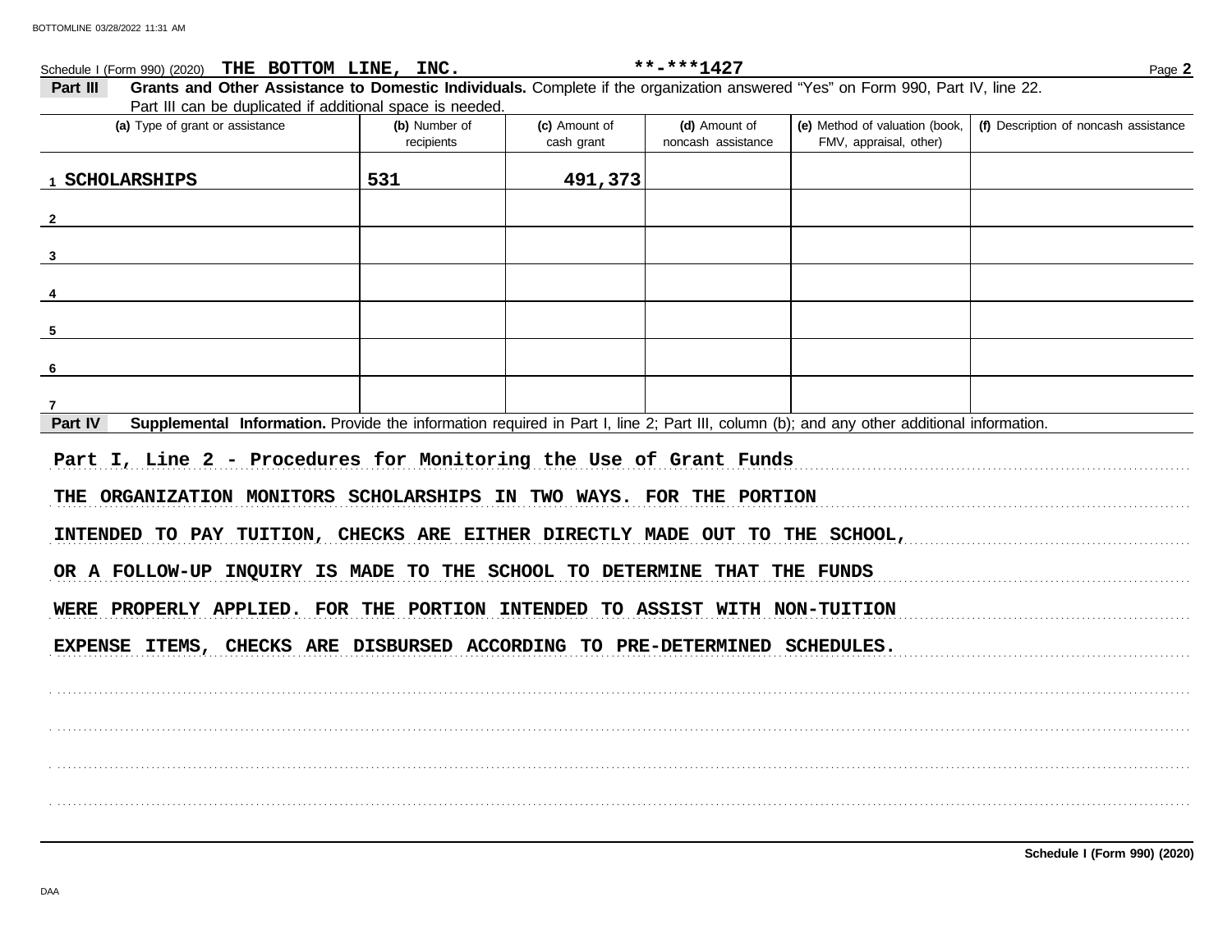Schedule I (Form 990) (2020) **THE BOTTOM LINE, INC.** **-***1427

**Part III** **Grants and Other Assistance to Domestic Individuals.** Complete if the organization answered "Yes" on Form 990, Part IV, line 22.
Part III can be duplicated if additional space is needed.

| (a) Type of grant or assistance | (b) Number of recipients | (c) Amount of cash grant | (d) Amount of noncash assistance | (e) Method of valuation (book, FMV, appraisal, other) | (f) Description of noncash assistance |
|---|---|---|---|---|---|
| 1 SCHOLARSHIPS | 531 | 491,373 | | | |
| 2 | | | | | |
| 3 | | | | | |
| 4 | | | | | |
| 5 | | | | | |
| 6 | | | | | |
| 7 | | | | | |

**Part IV** **Supplemental Information.** Provide the information required in Part I, line 2; Part III, column (b); and any other additional information.

**Part I, Line 2 - Procedures for Monitoring the Use of Grant Funds**

THE ORGANIZATION MONITORS SCHOLARSHIPS IN TWO WAYS. FOR THE PORTION INTENDED TO PAY TUITION, CHECKS ARE EITHER DIRECTLY MADE OUT TO THE SCHOOL, OR A FOLLOW-UP INQUIRY IS MADE TO THE SCHOOL TO DETERMINE THAT THE FUNDS WERE PROPERLY APPLIED. FOR THE PORTION INTENDED TO ASSIST WITH NON-TUITION EXPENSE ITEMS, CHECKS ARE DISBURSED ACCORDING TO PRE-DETERMINED SCHEDULES.

Schedule I (Form 990) (2020)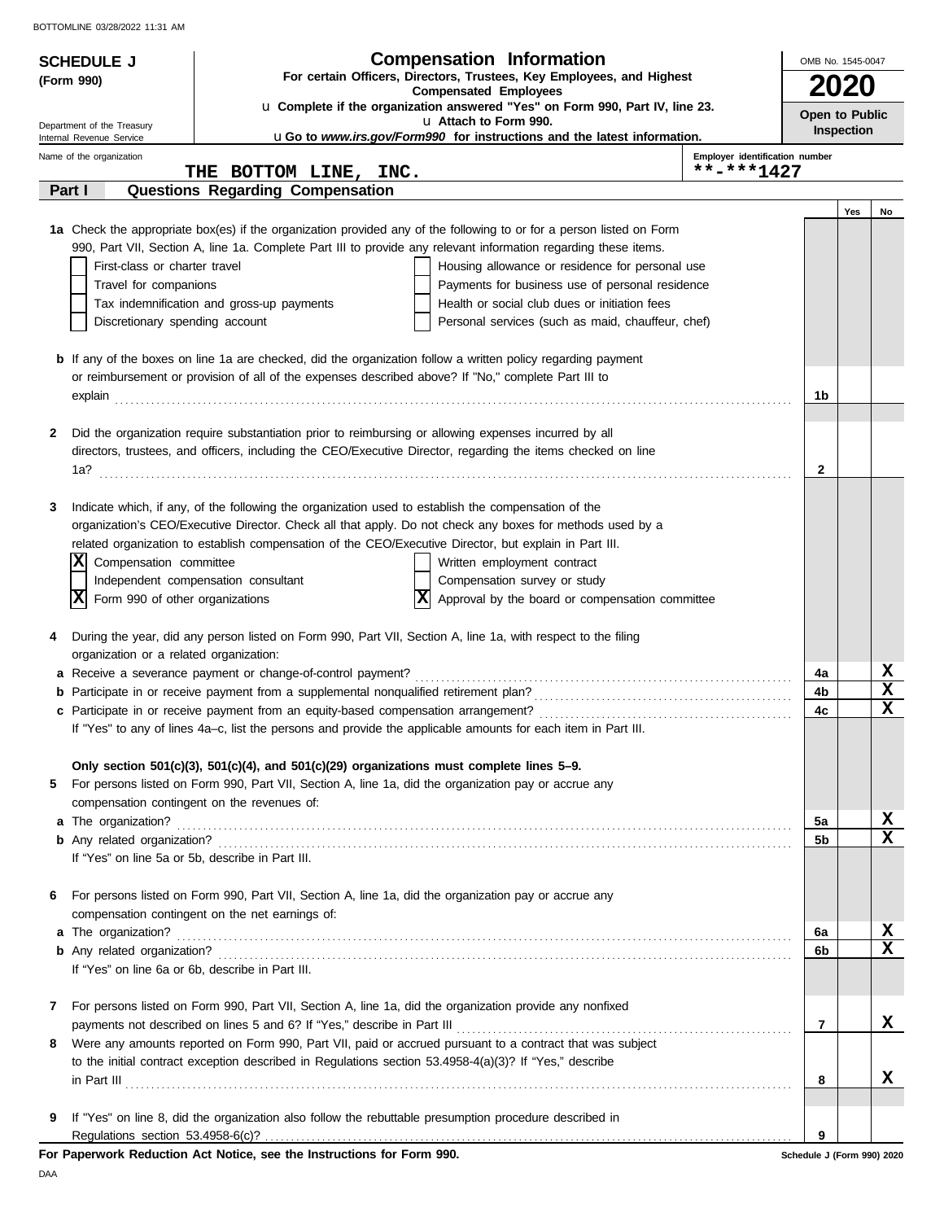# SCHEDULE J (Form 990)

## Compensation Information

**For certain Officers, Directors, Trustees, Key Employees, and Highest Compensated Employees**

u Complete if the organization answered "Yes" on Form 990, Part IV, line 23.
u Attach to Form 990.
u Go to *www.irs.gov/Form990* for instructions and the latest information.

Department of the Treasury
Internal Revenue Service

OMB No. 1545-0047

**2020**

**Open to Public Inspection**

Name of the organization: THE BOTTOM LINE, INC.

Employer identification number: **-***1427

## Part I — Questions Regarding Compensation

| | | Yes | No |
|---|---|---|---|
| **1a** Check the appropriate box(es) if the organization provided any of the following to or for a person listed on Form 990, Part VII, Section A, line 1a. Complete Part III to provide any relevant information regarding these items.<br>☐ First-class or charter travel ☐ Housing allowance or residence for personal use<br>☐ Travel for companions ☐ Payments for business use of personal residence<br>☐ Tax indemnification and gross-up payments ☐ Health or social club dues or initiation fees<br>☐ Discretionary spending account ☐ Personal services (such as maid, chauffeur, chef) | | | |
| **b** If any of the boxes on line 1a are checked, did the organization follow a written policy regarding payment or reimbursement or provision of all of the expenses described above? If "No," complete Part III to explain | 1b | | |
| **2** Did the organization require substantiation prior to reimbursing or allowing expenses incurred by all directors, trustees, and officers, including the CEO/Executive Director, regarding the items checked on line 1a? | 2 | | |
| **3** Indicate which, if any, of the following the organization used to establish the compensation of the organization's CEO/Executive Director. Check all that apply. Do not check any boxes for methods used by a related organization to establish compensation of the CEO/Executive Director, but explain in Part III.<br>☒ Compensation committee ☐ Written employment contract<br>☐ Independent compensation consultant ☐ Compensation survey or study<br>☒ Form 990 of other organizations ☒ Approval by the board or compensation committee | | | |
| **4** During the year, did any person listed on Form 990, Part VII, Section A, line 1a, with respect to the filing organization or a related organization: | | | |
| **a** Receive a severance payment or change-of-control payment? | 4a | | X |
| **b** Participate in or receive payment from a supplemental nonqualified retirement plan? | 4b | | X |
| **c** Participate in or receive payment from an equity-based compensation arrangement? | 4c | | X |
| If "Yes" to any of lines 4a–c, list the persons and provide the applicable amounts for each item in Part III. | | | |
| **Only section 501(c)(3), 501(c)(4), and 501(c)(29) organizations must complete lines 5–9.** | | | |
| **5** For persons listed on Form 990, Part VII, Section A, line 1a, did the organization pay or accrue any compensation contingent on the revenues of: | | | |
| **a** The organization? | 5a | | X |
| **b** Any related organization? | 5b | | X |
| If "Yes" on line 5a or 5b, describe in Part III. | | | |
| **6** For persons listed on Form 990, Part VII, Section A, line 1a, did the organization pay or accrue any compensation contingent on the net earnings of: | | | |
| **a** The organization? | 6a | | X |
| **b** Any related organization? | 6b | | X |
| If "Yes" on line 6a or 6b, describe in Part III. | | | |
| **7** For persons listed on Form 990, Part VII, Section A, line 1a, did the organization provide any nonfixed payments not described on lines 5 and 6? If "Yes," describe in Part III | 7 | | X |
| **8** Were any amounts reported on Form 990, Part VII, paid or accrued pursuant to a contract that was subject to the initial contract exception described in Regulations section 53.4958-4(a)(3)? If "Yes," describe in Part III | 8 | | X |
| **9** If "Yes" on line 8, did the organization also follow the rebuttable presumption procedure described in Regulations section 53.4958-6(c)? | 9 | | |

**For Paperwork Reduction Act Notice, see the Instructions for Form 990.**

Schedule J (Form 990) 2020

DAA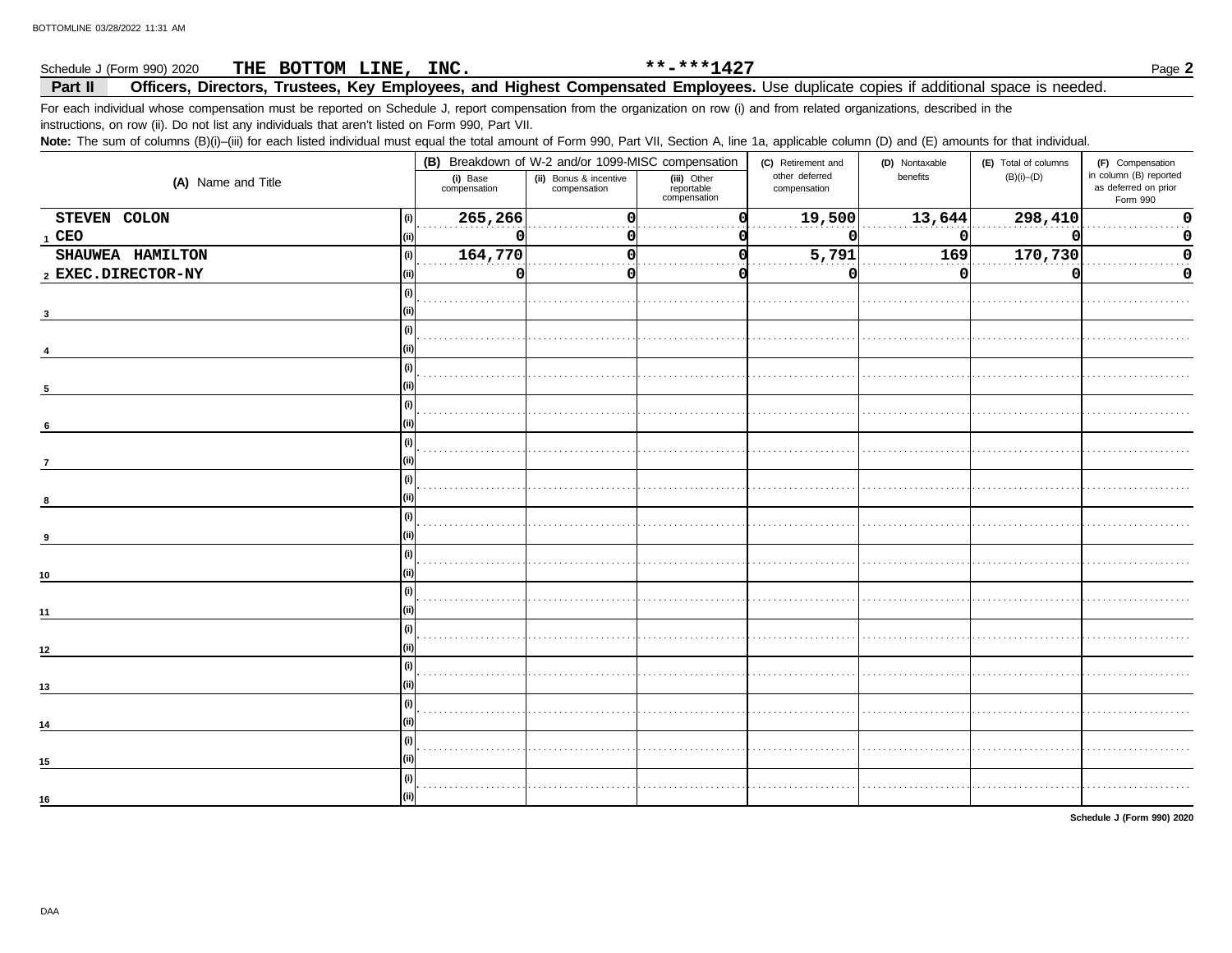Schedule J (Form 990) 2020 **THE BOTTOM LINE, INC.** **-***1427 Page **2**

**Part II** **Officers, Directors, Trustees, Key Employees, and Highest Compensated Employees.** Use duplicate copies if additional space is needed.

For each individual whose compensation must be reported on Schedule J, report compensation from the organization on row (i) and from related organizations, described in the instructions, on row (ii). Do not list any individuals that aren't listed on Form 990, Part VII.

**Note:** The sum of columns (B)(i)–(iii) for each listed individual must equal the total amount of Form 990, Part VII, Section A, line 1a, applicable column (D) and (E) amounts for that individual.

| (A) Name and Title | | (B) Breakdown of W-2 and/or 1099-MISC compensation | | | (C) Retirement and other deferred compensation | (D) Nontaxable benefits | (E) Total of columns (B)(i)–(D) | (F) Compensation in column (B) reported as deferred on prior Form 990 |
|---|---|---|---|---|---|---|---|---|
| | | (i) Base compensation | (ii) Bonus & incentive compensation | (iii) Other reportable compensation | | | | |
| STEVEN COLON | (i) | 265,266 | 0 | 0 | 19,500 | 13,644 | 298,410 | 0 |
| 1 CEO | (ii) | 0 | 0 | 0 | 0 | 0 | 0 | 0 |
| SHAUWEA HAMILTON | (i) | 164,770 | 0 | 0 | 5,791 | 169 | 170,730 | 0 |
| 2 EXEC.DIRECTOR-NY | (ii) | 0 | 0 | 0 | 0 | 0 | 0 | 0 |
| 3 | (i) | | | | | | | |
| | (ii) | | | | | | | |
| 4 | (i) | | | | | | | |
| | (ii) | | | | | | | |
| 5 | (i) | | | | | | | |
| | (ii) | | | | | | | |
| 6 | (i) | | | | | | | |
| | (ii) | | | | | | | |
| 7 | (i) | | | | | | | |
| | (ii) | | | | | | | |
| 8 | (i) | | | | | | | |
| | (ii) | | | | | | | |
| 9 | (i) | | | | | | | |
| | (ii) | | | | | | | |
| 10 | (i) | | | | | | | |
| | (ii) | | | | | | | |
| 11 | (i) | | | | | | | |
| | (ii) | | | | | | | |
| 12 | (i) | | | | | | | |
| | (ii) | | | | | | | |
| 13 | (i) | | | | | | | |
| | (ii) | | | | | | | |
| 14 | (i) | | | | | | | |
| | (ii) | | | | | | | |
| 15 | (i) | | | | | | | |
| | (ii) | | | | | | | |
| 16 | (i) | | | | | | | |
| | (ii) | | | | | | | |

**Schedule J (Form 990) 2020**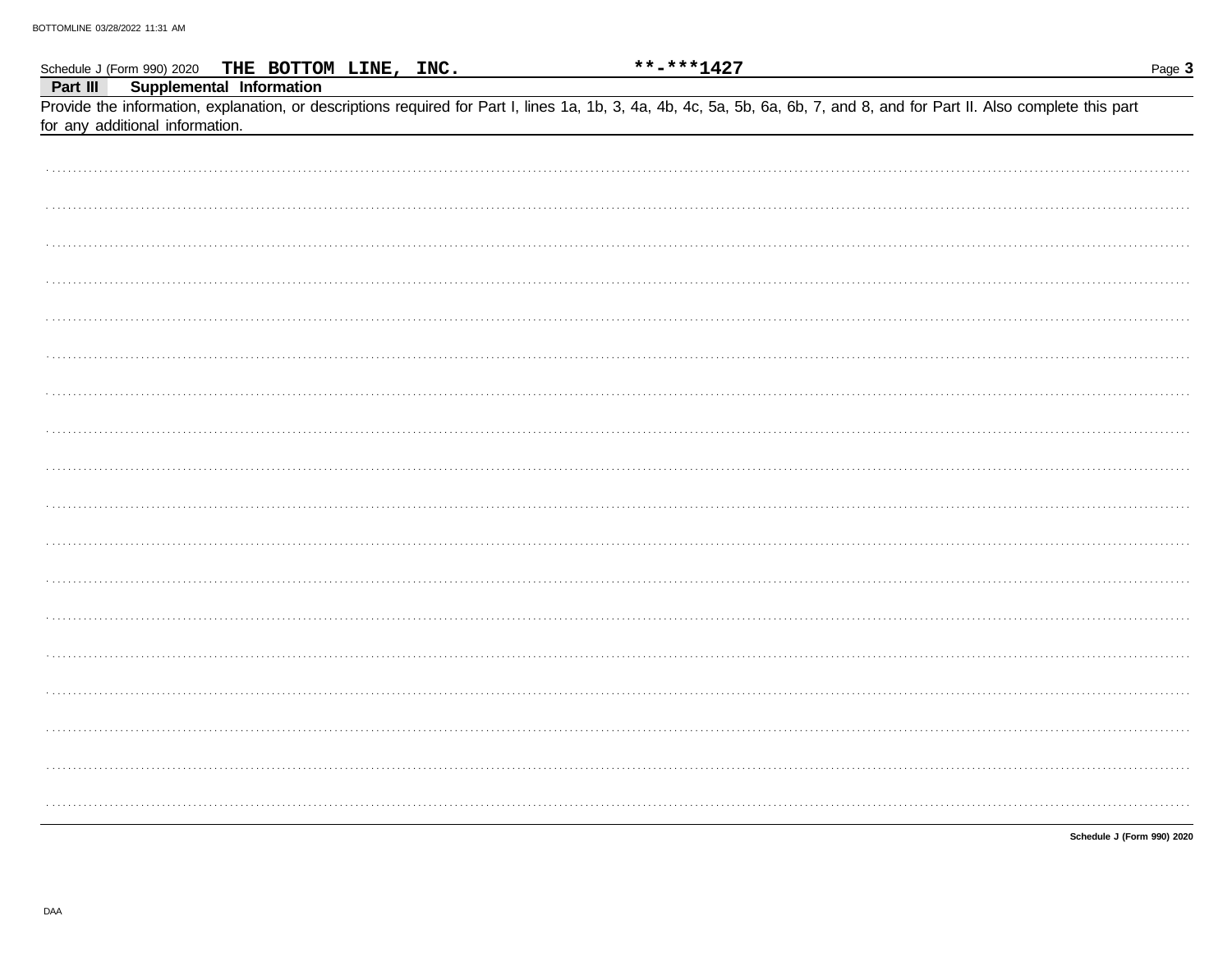Schedule J (Form 990) 2020 **THE BOTTOM LINE, INC.** **-***1427

**Part III** **Supplemental Information**

Provide the information, explanation, or descriptions required for Part I, lines 1a, 1b, 3, 4a, 4b, 4c, 5a, 5b, 6a, 6b, 7, and 8, and for Part II. Also complete this part for any additional information.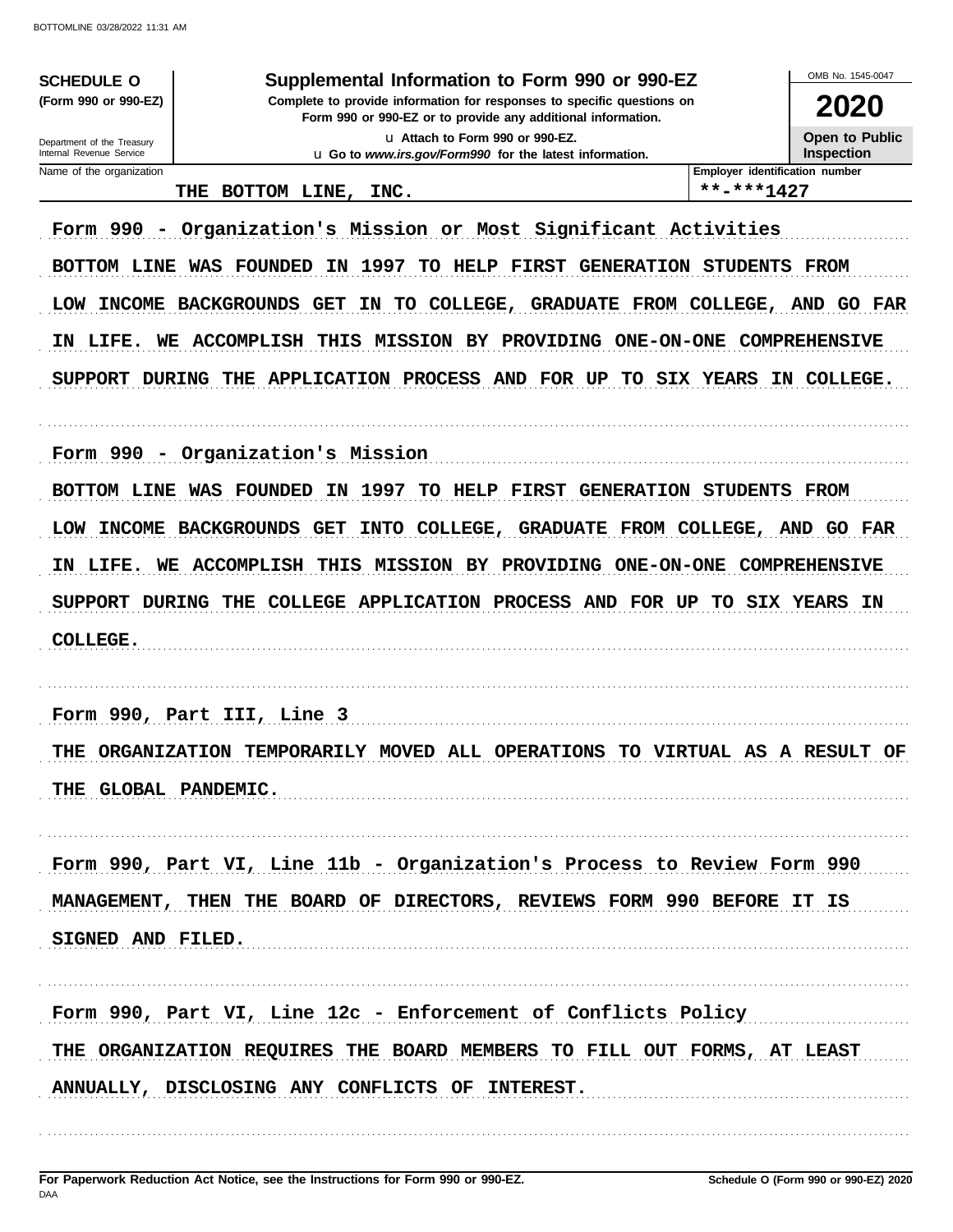**SCHEDULE O**
**(Form 990 or 990-EZ)**

Department of the Treasury
Internal Revenue Service

# Supplemental Information to Form 990 or 990-EZ

**Complete to provide information for responses to specific questions on Form 990 or 990-EZ or to provide any additional information.**

u Attach to Form 990 or 990-EZ.
u Go to *www.irs.gov/Form990* for the latest information.

OMB No. 1545-0047

**2020**

**Open to Public Inspection**

| Name of the organization | Employer identification number |
|---|---|
| THE BOTTOM LINE, INC. | **-***1427 |

Form 990 - Organization's Mission or Most Significant Activities

BOTTOM LINE WAS FOUNDED IN 1997 TO HELP FIRST GENERATION STUDENTS FROM LOW INCOME BACKGROUNDS GET IN TO COLLEGE, GRADUATE FROM COLLEGE, AND GO FAR IN LIFE. WE ACCOMPLISH THIS MISSION BY PROVIDING ONE-ON-ONE COMPREHENSIVE SUPPORT DURING THE APPLICATION PROCESS AND FOR UP TO SIX YEARS IN COLLEGE.

Form 990 - Organization's Mission

BOTTOM LINE WAS FOUNDED IN 1997 TO HELP FIRST GENERATION STUDENTS FROM LOW INCOME BACKGROUNDS GET INTO COLLEGE, GRADUATE FROM COLLEGE, AND GO FAR IN LIFE. WE ACCOMPLISH THIS MISSION BY PROVIDING ONE-ON-ONE COMPREHENSIVE SUPPORT DURING THE COLLEGE APPLICATION PROCESS AND FOR UP TO SIX YEARS IN COLLEGE.

Form 990, Part III, Line 3

THE ORGANIZATION TEMPORARILY MOVED ALL OPERATIONS TO VIRTUAL AS A RESULT OF THE GLOBAL PANDEMIC.

Form 990, Part VI, Line 11b - Organization's Process to Review Form 990

MANAGEMENT, THEN THE BOARD OF DIRECTORS, REVIEWS FORM 990 BEFORE IT IS SIGNED AND FILED.

Form 990, Part VI, Line 12c - Enforcement of Conflicts Policy

THE ORGANIZATION REQUIRES THE BOARD MEMBERS TO FILL OUT FORMS, AT LEAST ANNUALLY, DISCLOSING ANY CONFLICTS OF INTEREST.

**For Paperwork Reduction Act Notice, see the Instructions for Form 990 or 990-EZ.**
DAA

**Schedule O (Form 990 or 990-EZ) 2020**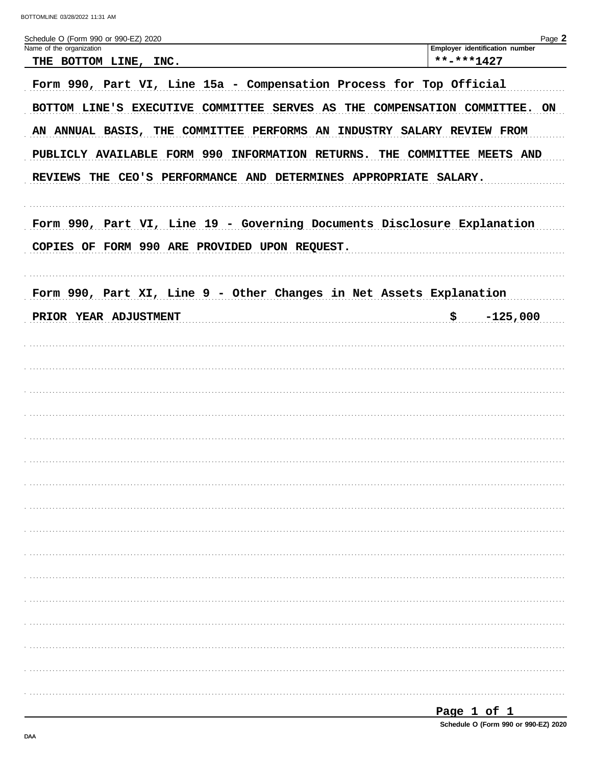Schedule O (Form 990 or 990-EZ) 2020 Page **2**

| Name of the organization | Employer identification number |
|---|---|
| THE BOTTOM LINE, INC. | **-***1427 |

Form 990, Part VI, Line 15a - Compensation Process for Top Official

BOTTOM LINE'S EXECUTIVE COMMITTEE SERVES AS THE COMPENSATION COMMITTEE. ON AN ANNUAL BASIS, THE COMMITTEE PERFORMS AN INDUSTRY SALARY REVIEW FROM PUBLICLY AVAILABLE FORM 990 INFORMATION RETURNS. THE COMMITTEE MEETS AND REVIEWS THE CEO'S PERFORMANCE AND DETERMINES APPROPRIATE SALARY.

Form 990, Part VI, Line 19 - Governing Documents Disclosure Explanation

COPIES OF FORM 990 ARE PROVIDED UPON REQUEST.

Form 990, Part XI, Line 9 - Other Changes in Net Assets Explanation

PRIOR YEAR ADJUSTMENT $ -125,000

Schedule O (Form 990 or 990-EZ) 2020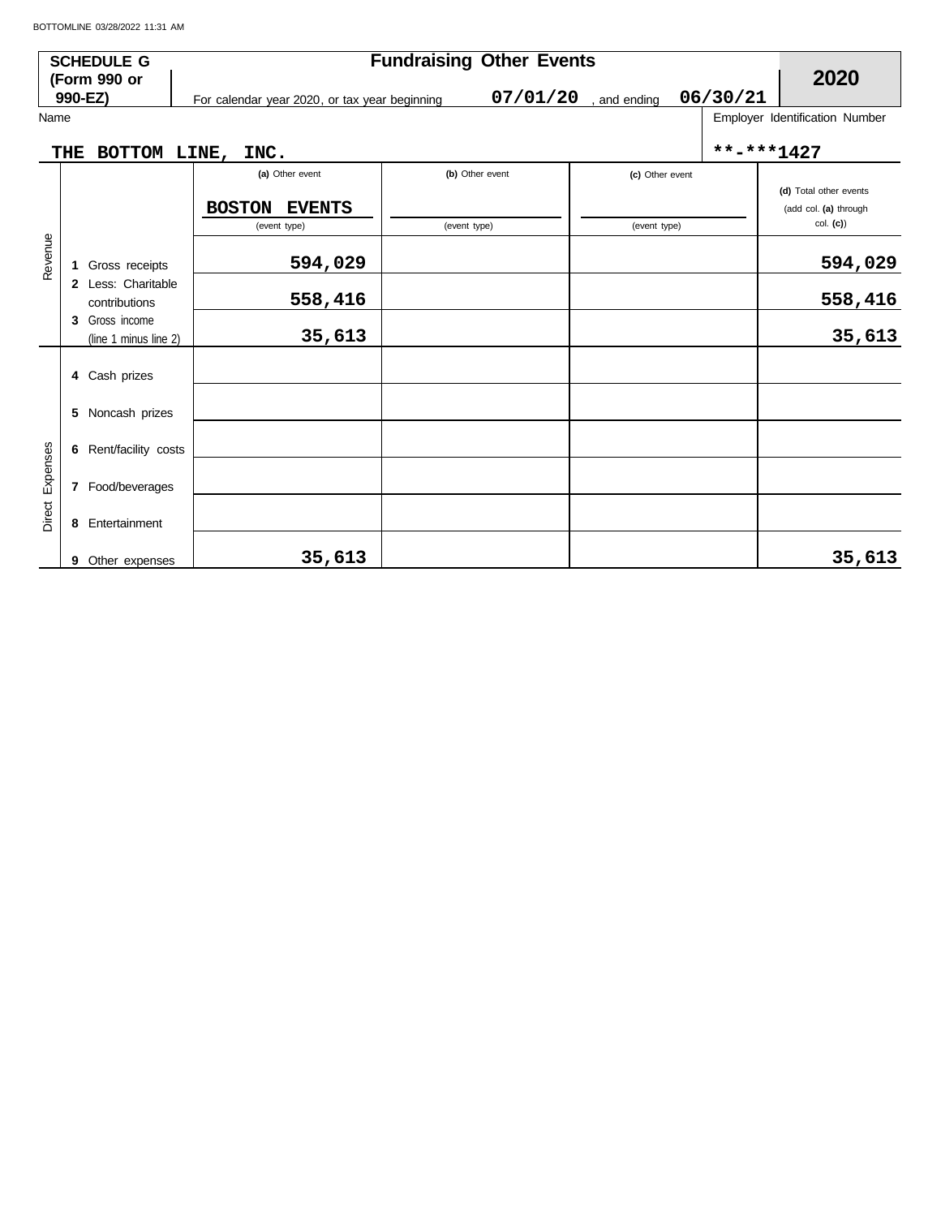**SCHEDULE G (Form 990 or 990-EZ)**

# Fundraising Other Events

**2020**

For calendar year 2020, or tax year beginning **07/01/20** , and ending **06/30/21**

Name: **THE BOTTOM LINE, INC.**

Employer Identification Number: **\*\*-\*\*\*1427**

| | | (a) Other event | (b) Other event | (c) Other event | (d) Total other events (add col. (a) through col. (c)) |
|---|---|---|---|---|---|
| | | BOSTON EVENTS (event type) | (event type) | (event type) | |
| Revenue | 1 Gross receipts | 594,029 | | | 594,029 |
| | 2 Less: Charitable contributions | 558,416 | | | 558,416 |
| | 3 Gross income (line 1 minus line 2) | 35,613 | | | 35,613 |
| Direct Expenses | 4 Cash prizes | | | | |
| | 5 Noncash prizes | | | | |
| | 6 Rent/facility costs | | | | |
| | 7 Food/beverages | | | | |
| | 8 Entertainment | | | | |
| | 9 Other expenses | 35,613 | | | 35,613 |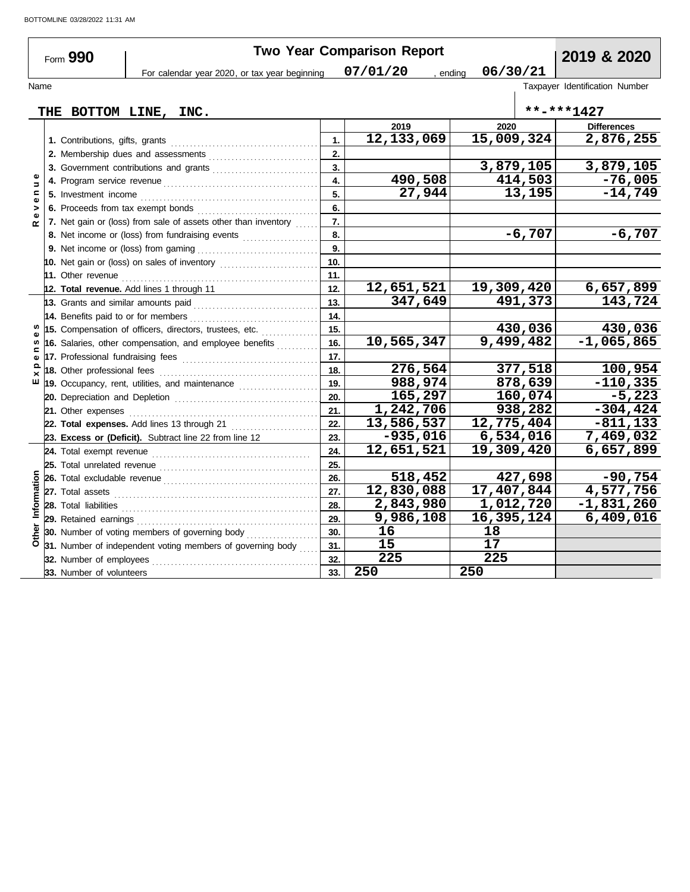Form **990** — **Two Year Comparison Report** — **2019 & 2020**

For calendar year 2020, or tax year beginning 07/01/20 , ending 06/30/21

Name: **THE BOTTOM LINE, INC.**

Taxpayer Identification Number: **-*1427

| Section | Line Item | Line | 2019 | 2020 | Differences |
|---|---|---|---|---|---|
| Revenue | 1. Contributions, gifts, grants | 1. | 12,133,069 | 15,009,324 | 2,876,255 |
| | 2. Membership dues and assessments | 2. | | | |
| | 3. Government contributions and grants | 3. | | 3,879,105 | 3,879,105 |
| | 4. Program service revenue | 4. | 490,508 | 414,503 | -76,005 |
| | 5. Investment income | 5. | 27,944 | 13,195 | -14,749 |
| | 6. Proceeds from tax exempt bonds | 6. | | | |
| | 7. Net gain or (loss) from sale of assets other than inventory | 7. | | | |
| | 8. Net income or (loss) from fundraising events | 8. | | -6,707 | -6,707 |
| | 9. Net income or (loss) from gaming | 9. | | | |
| | 10. Net gain or (loss) on sales of inventory | 10. | | | |
| | 11. Other revenue | 11. | | | |
| | 12. **Total revenue.** Add lines 1 through 11 | 12. | 12,651,521 | 19,309,420 | 6,657,899 |
| Expenses | 13. Grants and similar amounts paid | 13. | 347,649 | 491,373 | 143,724 |
| | 14. Benefits paid to or for members | 14. | | | |
| | 15. Compensation of officers, directors, trustees, etc. | 15. | | 430,036 | 430,036 |
| | 16. Salaries, other compensation, and employee benefits | 16. | 10,565,347 | 9,499,482 | -1,065,865 |
| | 17. Professional fundraising fees | 17. | | | |
| | 18. Other professional fees | 18. | 276,564 | 377,518 | 100,954 |
| | 19. Occupancy, rent, utilities, and maintenance | 19. | 988,974 | 878,639 | -110,335 |
| | 20. Depreciation and Depletion | 20. | 165,297 | 160,074 | -5,223 |
| | 21. Other expenses | 21. | 1,242,706 | 938,282 | -304,424 |
| | 22. **Total expenses.** Add lines 13 through 21 | 22. | 13,586,537 | 12,775,404 | -811,133 |
| | 23. **Excess or (Deficit).** Subtract line 22 from line 12 | 23. | -935,016 | 6,534,016 | 7,469,032 |
| Other Information | 24. Total exempt revenue | 24. | 12,651,521 | 19,309,420 | 6,657,899 |
| | 25. Total unrelated revenue | 25. | | | |
| | 26. Total excludable revenue | 26. | 518,452 | 427,698 | -90,754 |
| | 27. Total assets | 27. | 12,830,088 | 17,407,844 | 4,577,756 |
| | 28. Total liabilities | 28. | 2,843,980 | 1,012,720 | -1,831,260 |
| | 29. Retained earnings | 29. | 9,986,108 | 16,395,124 | 6,409,016 |
| | 30. Number of voting members of governing body | 30. | 16 | 18 | |
| | 31. Number of independent voting members of governing body | 31. | 15 | 17 | |
| | 32. Number of employees | 32. | 225 | 225 | |
| | 33. Number of volunteers | 33. | 250 | 250 | |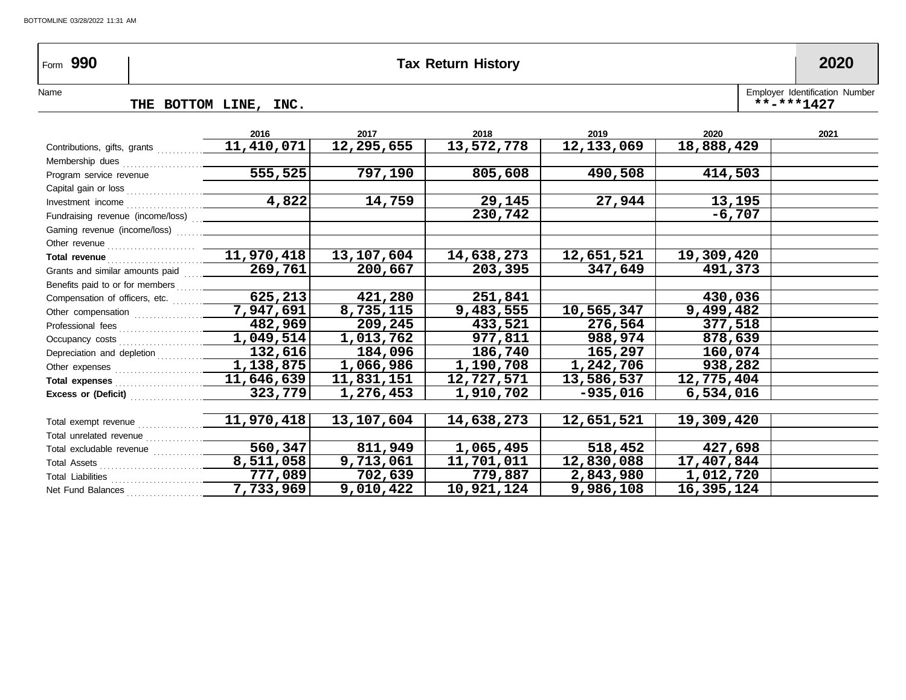Form **990** | **Tax Return History** | **2020**

Name: THE BOTTOM LINE, INC.

Employer Identification Number: **-***1427

| | 2016 | 2017 | 2018 | 2019 | 2020 | 2021 |
|---|---|---|---|---|---|---|
| Contributions, gifts, grants | 11,410,071 | 12,295,655 | 13,572,778 | 12,133,069 | 18,888,429 | |
| Membership dues | | | | | | |
| Program service revenue | 555,525 | 797,190 | 805,608 | 490,508 | 414,503 | |
| Capital gain or loss | | | | | | |
| Investment income | 4,822 | 14,759 | 29,145 | 27,944 | 13,195 | |
| Fundraising revenue (income/loss) | | | 230,742 | | -6,707 | |
| Gaming revenue (income/loss) | | | | | | |
| Other revenue | | | | | | |
| **Total revenue** | 11,970,418 | 13,107,604 | 14,638,273 | 12,651,521 | 19,309,420 | |
| Grants and similar amounts paid | 269,761 | 200,667 | 203,395 | 347,649 | 491,373 | |
| Benefits paid to or for members | | | | | | |
| Compensation of officers, etc. | 625,213 | 421,280 | 251,841 | | 430,036 | |
| Other compensation | 7,947,691 | 8,735,115 | 9,483,555 | 10,565,347 | 9,499,482 | |
| Professional fees | 482,969 | 209,245 | 433,521 | 276,564 | 377,518 | |
| Occupancy costs | 1,049,514 | 1,013,762 | 977,811 | 988,974 | 878,639 | |
| Depreciation and depletion | 132,616 | 184,096 | 186,740 | 165,297 | 160,074 | |
| Other expenses | 1,138,875 | 1,066,986 | 1,190,708 | 1,242,706 | 938,282 | |
| **Total expenses** | 11,646,639 | 11,831,151 | 12,727,571 | 13,586,537 | 12,775,404 | |
| **Excess or (Deficit)** | 323,779 | 1,276,453 | 1,910,702 | -935,016 | 6,534,016 | |
| | | | | | | |
| Total exempt revenue | 11,970,418 | 13,107,604 | 14,638,273 | 12,651,521 | 19,309,420 | |
| Total unrelated revenue | | | | | | |
| Total excludable revenue | 560,347 | 811,949 | 1,065,495 | 518,452 | 427,698 | |
| Total Assets | 8,511,058 | 9,713,061 | 11,701,011 | 12,830,088 | 17,407,844 | |
| Total Liabilities | 777,089 | 702,639 | 779,887 | 2,843,980 | 1,012,720 | |
| Net Fund Balances | 7,733,969 | 9,010,422 | 10,921,124 | 9,986,108 | 16,395,124 | |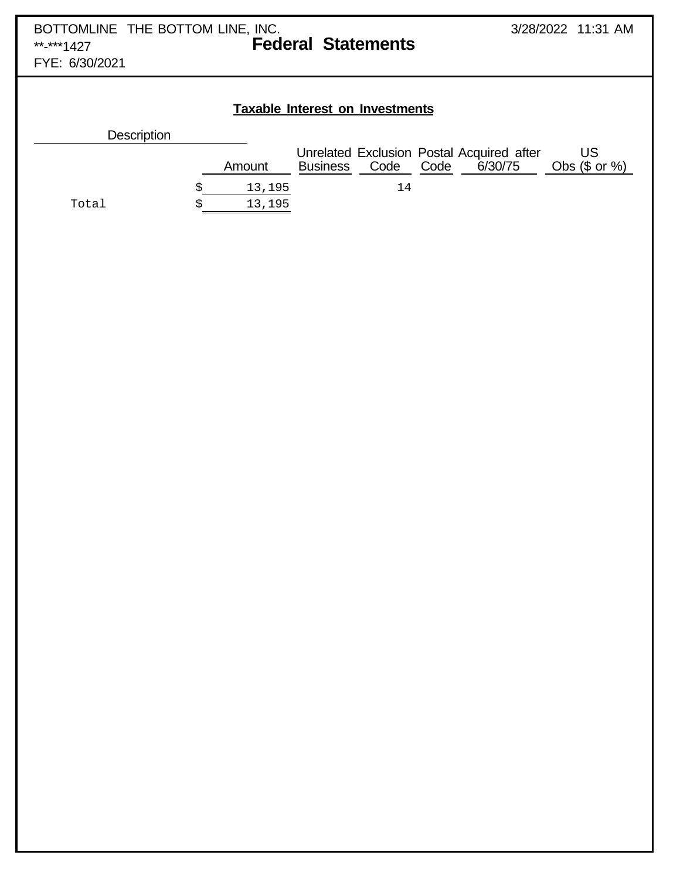BOTTOMLINE THE BOTTOM LINE, INC.
**-***1427
FYE: 6/30/2021

3/28/2022 11:31 AM

# Federal Statements

## Taxable Interest on Investments

| Description | Amount | Unrelated Business | Exclusion Code | Postal Code | Acquired after 6/30/75 | US Obs ($ or %) |
|---|---|---|---|---|---|---|
| | $ 13,195 | | 14 | | | |
| Total | $ 13,195 | | | | | |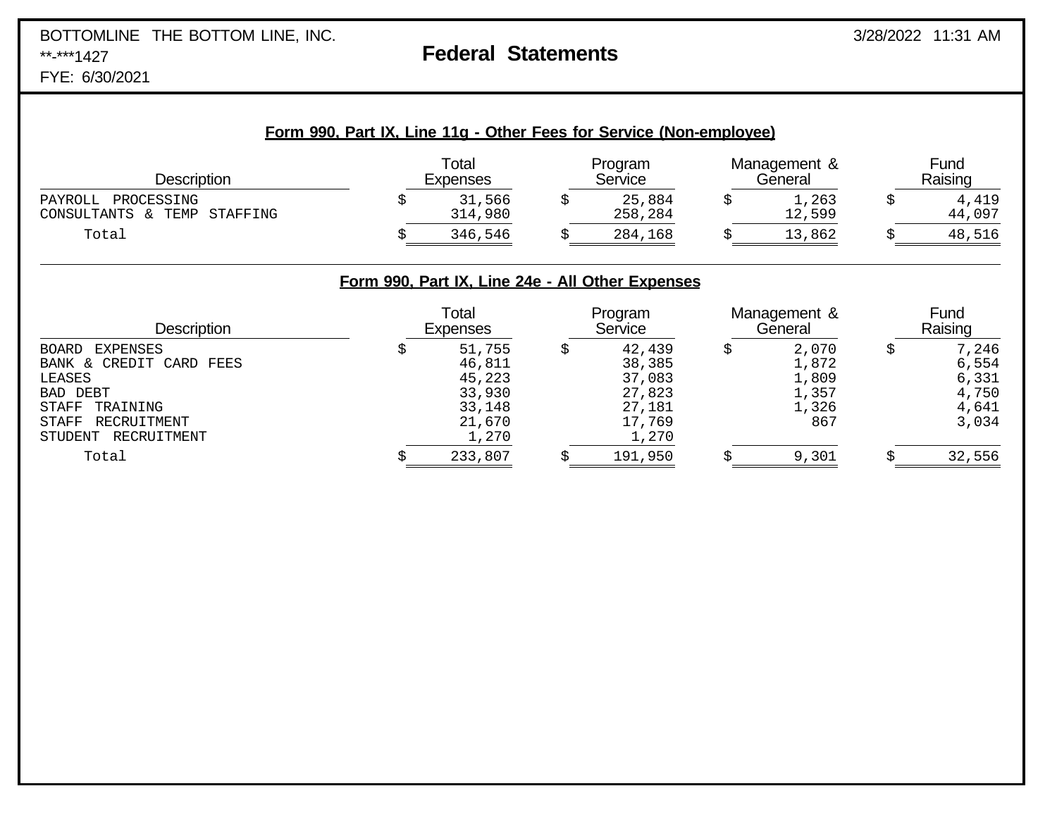BOTTOMLINE THE BOTTOM LINE, INC.
**-***1427
FYE: 6/30/2021

3/28/2022 11:31 AM

# Federal Statements

## Form 990, Part IX, Line 11g - Other Fees for Service (Non-employee)

| Description | Total Expenses | Program Service | Management & General | Fund Raising |
|---|---|---|---|---|
| PAYROLL PROCESSING | $ 31,566 | $ 25,884 | $ 1,263 | $ 4,419 |
| CONSULTANTS & TEMP STAFFING | 314,980 | 258,284 | 12,599 | 44,097 |
| Total | $ 346,546 | $ 284,168 | $ 13,862 | $ 48,516 |

## Form 990, Part IX, Line 24e - All Other Expenses

| Description | Total Expenses | Program Service | Management & General | Fund Raising |
|---|---|---|---|---|
| BOARD EXPENSES | $ 51,755 | $ 42,439 | $ 2,070 | $ 7,246 |
| BANK & CREDIT CARD FEES | 46,811 | 38,385 | 1,872 | 6,554 |
| LEASES | 45,223 | 37,083 | 1,809 | 6,331 |
| BAD DEBT | 33,930 | 27,823 | 1,357 | 4,750 |
| STAFF TRAINING | 33,148 | 27,181 | 1,326 | 4,641 |
| STAFF RECRUITMENT | 21,670 | 17,769 | 867 | 3,034 |
| STUDENT RECRUITMENT | 1,270 | 1,270 | | |
| Total | $ 233,807 | $ 191,950 | $ 9,301 | $ 32,556 |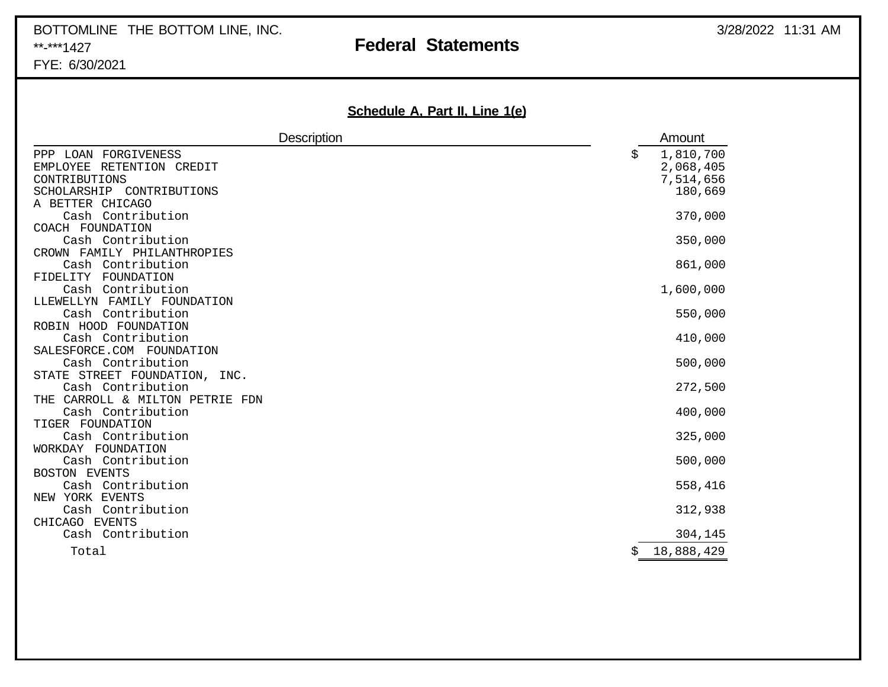BOTTOMLINE THE BOTTOM LINE, INC.
**-***1427
FYE: 6/30/2021

# Federal Statements

3/28/2022 11:31 AM

## Schedule A, Part II, Line 1(e)

| Description | Amount |
|---|---|
| PPP LOAN FORGIVENESS | $ 1,810,700 |
| EMPLOYEE RETENTION CREDIT | 2,068,405 |
| CONTRIBUTIONS | 7,514,656 |
| SCHOLARSHIP CONTRIBUTIONS | 180,669 |
| A BETTER CHICAGO | |
| Cash Contribution | 370,000 |
| COACH FOUNDATION | |
| Cash Contribution | 350,000 |
| CROWN FAMILY PHILANTHROPIES | |
| Cash Contribution | 861,000 |
| FIDELITY FOUNDATION | |
| Cash Contribution | 1,600,000 |
| LLEWELLYN FAMILY FOUNDATION | |
| Cash Contribution | 550,000 |
| ROBIN HOOD FOUNDATION | |
| Cash Contribution | 410,000 |
| SALESFORCE.COM FOUNDATION | |
| Cash Contribution | 500,000 |
| STATE STREET FOUNDATION, INC. | |
| Cash Contribution | 272,500 |
| THE CARROLL & MILTON PETRIE FDN | |
| Cash Contribution | 400,000 |
| TIGER FOUNDATION | |
| Cash Contribution | 325,000 |
| WORKDAY FOUNDATION | |
| Cash Contribution | 500,000 |
| BOSTON EVENTS | |
| Cash Contribution | 558,416 |
| NEW YORK EVENTS | |
| Cash Contribution | 312,938 |
| CHICAGO EVENTS | |
| Cash Contribution | 304,145 |
| Total | $ 18,888,429 |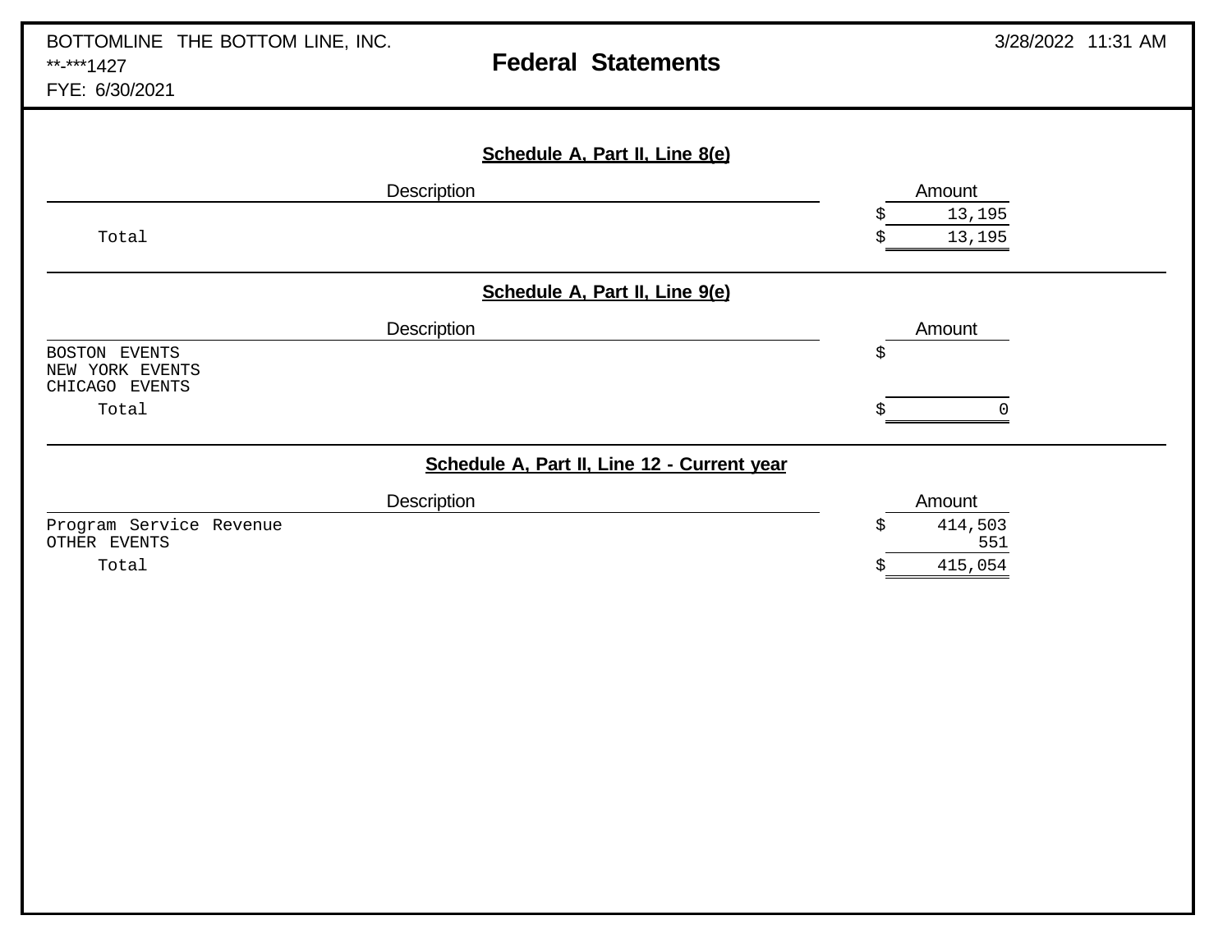BOTTOMLINE THE BOTTOM LINE, INC.
**-***1427
FYE: 6/30/2021

# Federal Statements

3/28/2022 11:31 AM

## Schedule A, Part II, Line 8(e)

| Description | Amount |
|---|---|
| | $ 13,195 |
| Total | $ 13,195 |

## Schedule A, Part II, Line 9(e)

| Description | Amount |
|---|---|
| BOSTON EVENTS | $ |
| NEW YORK EVENTS | |
| CHICAGO EVENTS | |
| Total | $ 0 |

## Schedule A, Part II, Line 12 - Current year

| Description | Amount |
|---|---|
| Program Service Revenue | $ 414,503 |
| OTHER EVENTS | 551 |
| Total | $ 415,054 |